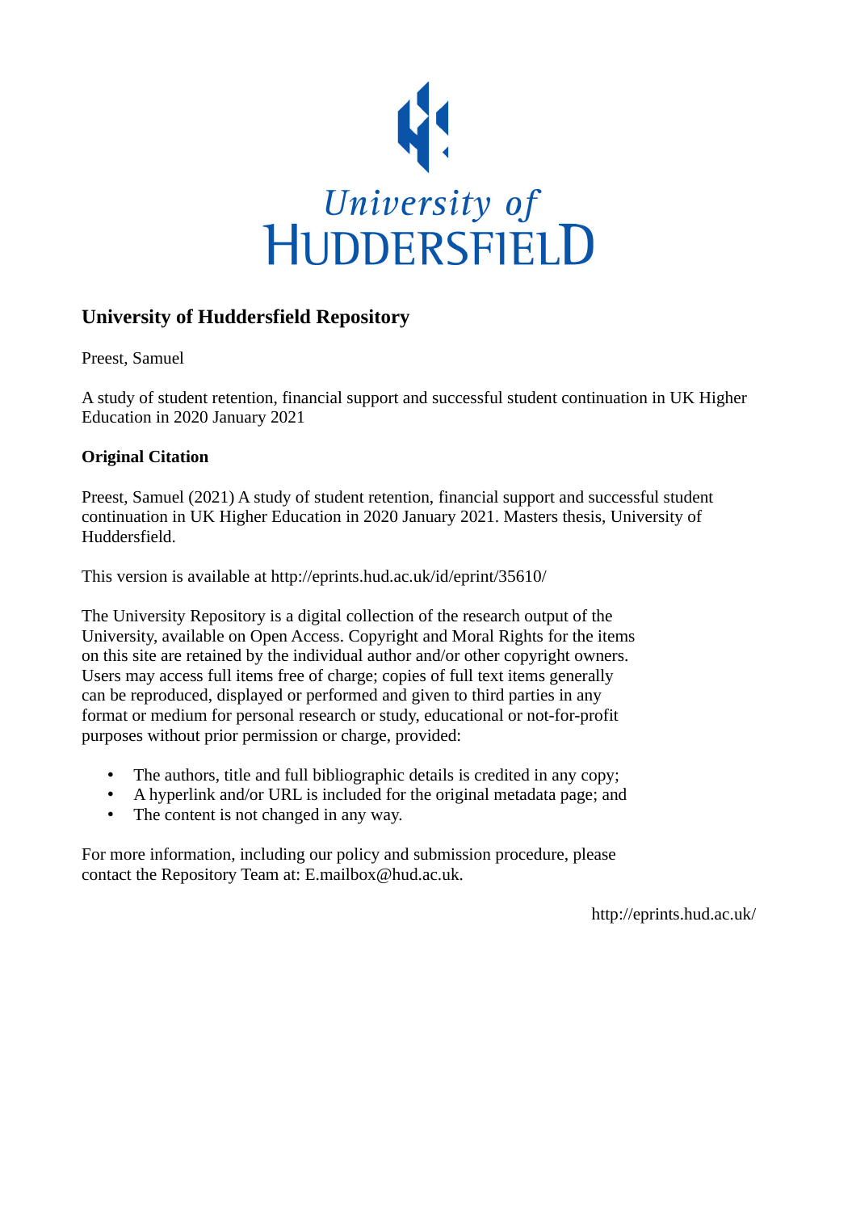University of
HUDDERSFIELD

## University of Huddersfield Repository

Preest, Samuel

A study of student retention, financial support and successful student continuation in UK Higher Education in 2020 January 2021

### Original Citation

Preest, Samuel (2021) A study of student retention, financial support and successful student continuation in UK Higher Education in 2020 January 2021. Masters thesis, University of Huddersfield.

This version is available at http://eprints.hud.ac.uk/id/eprint/35610/

The University Repository is a digital collection of the research output of the University, available on Open Access. Copyright and Moral Rights for the items on this site are retained by the individual author and/or other copyright owners. Users may access full items free of charge; copies of full text items generally can be reproduced, displayed or performed and given to third parties in any format or medium for personal research or study, educational or not-for-profit purposes without prior permission or charge, provided:

- The authors, title and full bibliographic details is credited in any copy;
- A hyperlink and/or URL is included for the original metadata page; and
- The content is not changed in any way.

For more information, including our policy and submission procedure, please contact the Repository Team at: E.mailbox@hud.ac.uk.

http://eprints.hud.ac.uk/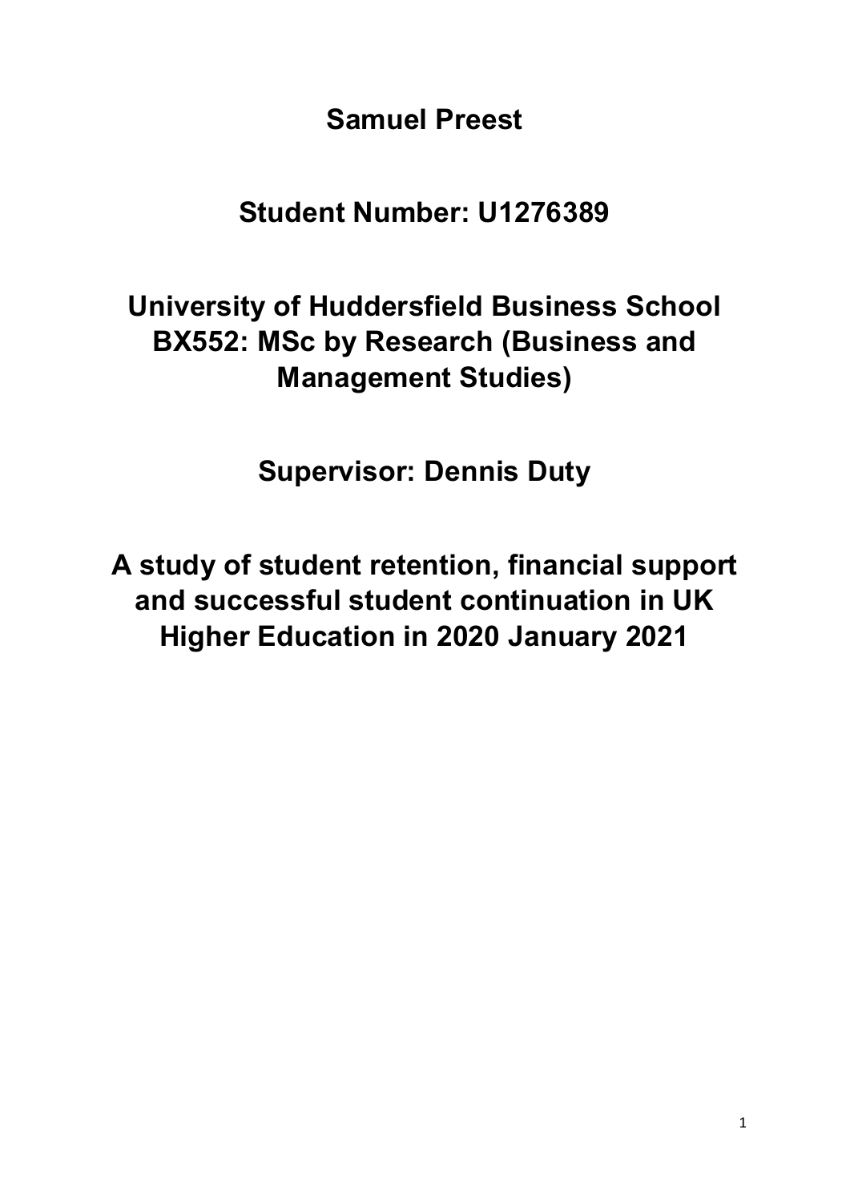**Samuel Preest**

**Student Number: U1276389**

**University of Huddersfield Business School**
**BX552: MSc by Research (Business and Management Studies)**

**Supervisor: Dennis Duty**

# A study of student retention, financial support and successful student continuation in UK Higher Education in 2020 January 2021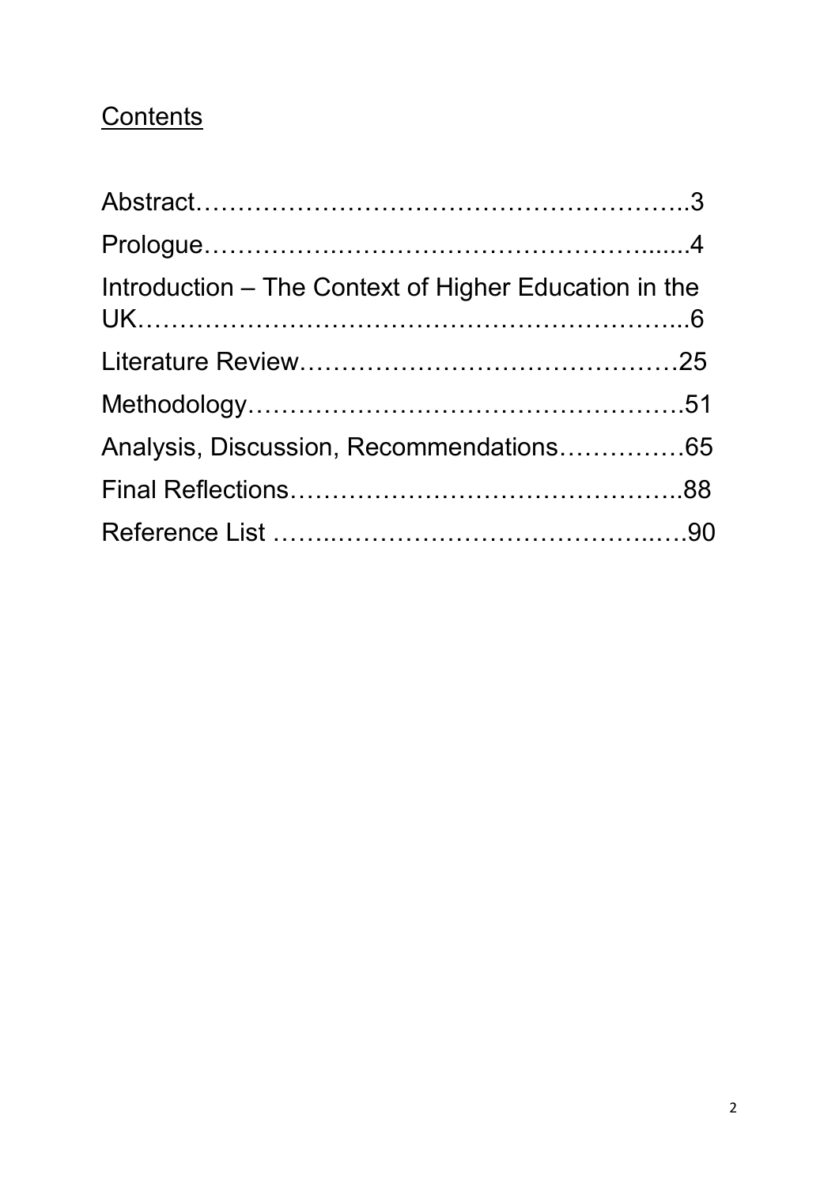## Contents

Abstract……………………………………………………..3

Prologue………………………………………………......4

Introduction – The Context of Higher Education in the UK…………………………………………………………...6

Literature Review………………………………………25

Methodology…………………………………………….51

Analysis, Discussion, Recommendations……………65

Final Reflections………………………………………..88

Reference List ……..…………………………………..….90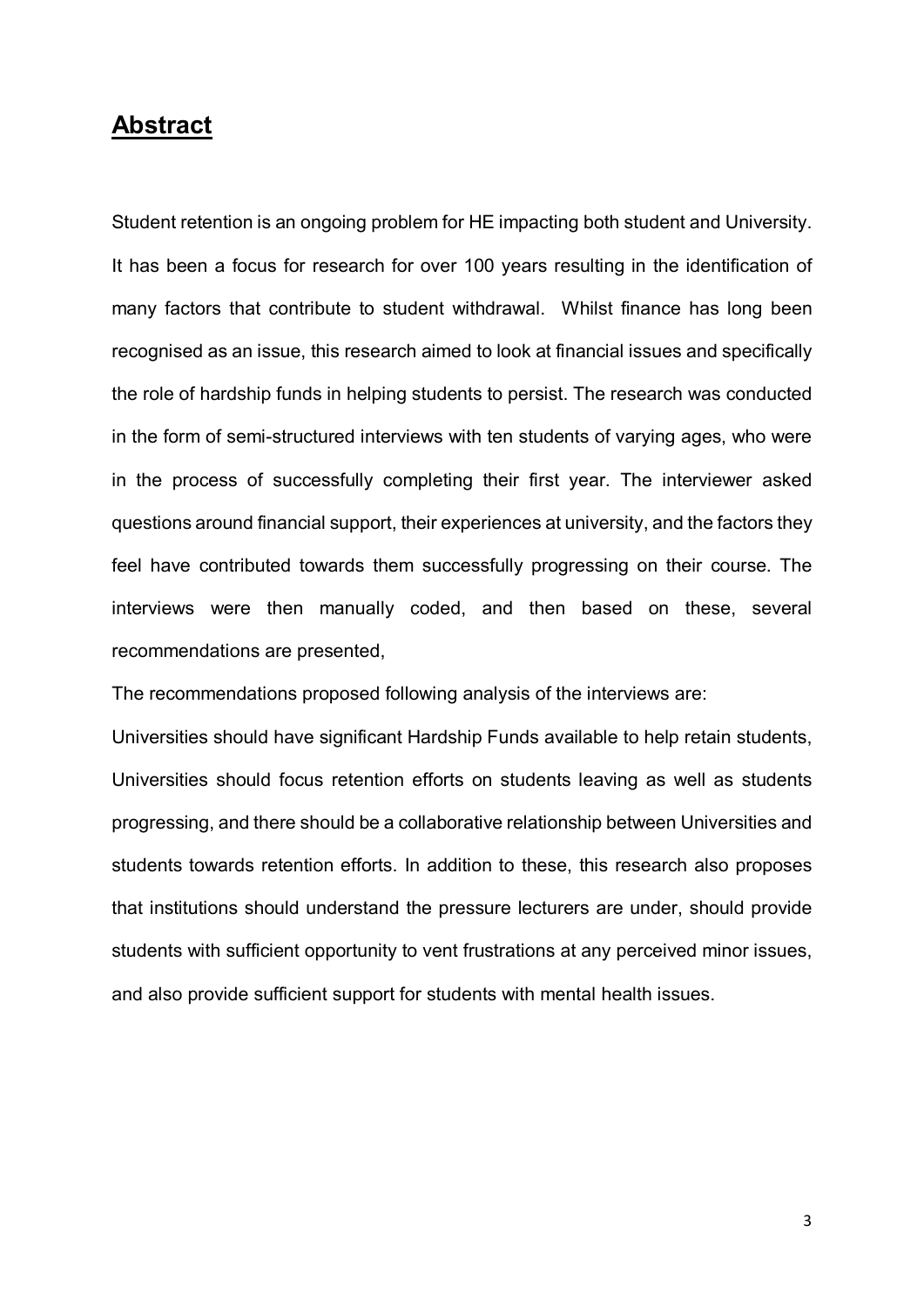## **Abstract**

Student retention is an ongoing problem for HE impacting both student and University. It has been a focus for research for over 100 years resulting in the identification of many factors that contribute to student withdrawal. Whilst finance has long been recognised as an issue, this research aimed to look at financial issues and specifically the role of hardship funds in helping students to persist. The research was conducted in the form of semi-structured interviews with ten students of varying ages, who were in the process of successfully completing their first year. The interviewer asked questions around financial support, their experiences at university, and the factors they feel have contributed towards them successfully progressing on their course. The interviews were then manually coded, and then based on these, several recommendations are presented,

The recommendations proposed following analysis of the interviews are:

Universities should have significant Hardship Funds available to help retain students, Universities should focus retention efforts on students leaving as well as students progressing, and there should be a collaborative relationship between Universities and students towards retention efforts. In addition to these, this research also proposes that institutions should understand the pressure lecturers are under, should provide students with sufficient opportunity to vent frustrations at any perceived minor issues, and also provide sufficient support for students with mental health issues.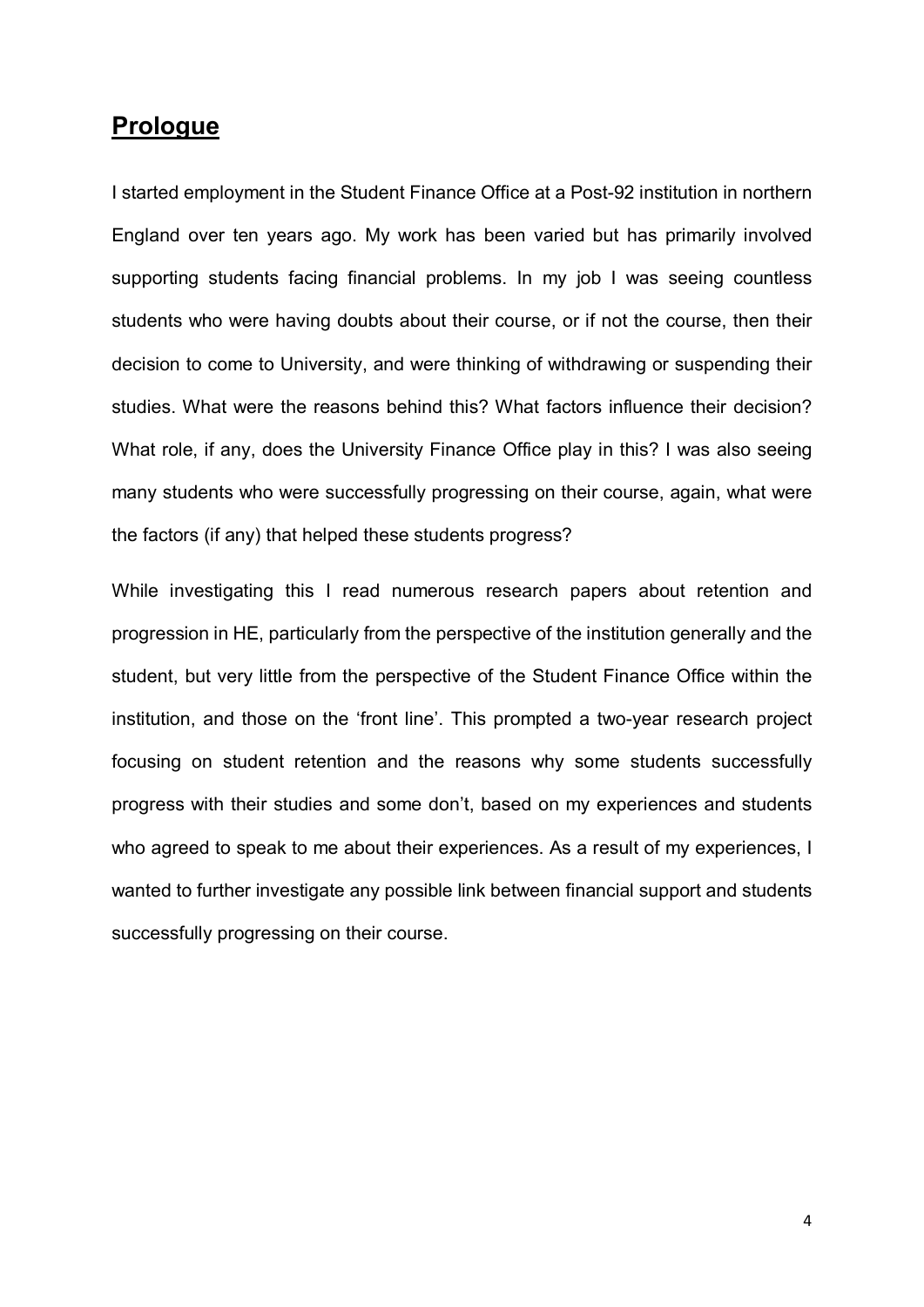## Prologue

I started employment in the Student Finance Office at a Post-92 institution in northern England over ten years ago. My work has been varied but has primarily involved supporting students facing financial problems. In my job I was seeing countless students who were having doubts about their course, or if not the course, then their decision to come to University, and were thinking of withdrawing or suspending their studies. What were the reasons behind this? What factors influence their decision? What role, if any, does the University Finance Office play in this? I was also seeing many students who were successfully progressing on their course, again, what were the factors (if any) that helped these students progress?

While investigating this I read numerous research papers about retention and progression in HE, particularly from the perspective of the institution generally and the student, but very little from the perspective of the Student Finance Office within the institution, and those on the 'front line'. This prompted a two-year research project focusing on student retention and the reasons why some students successfully progress with their studies and some don't, based on my experiences and students who agreed to speak to me about their experiences. As a result of my experiences, I wanted to further investigate any possible link between financial support and students successfully progressing on their course.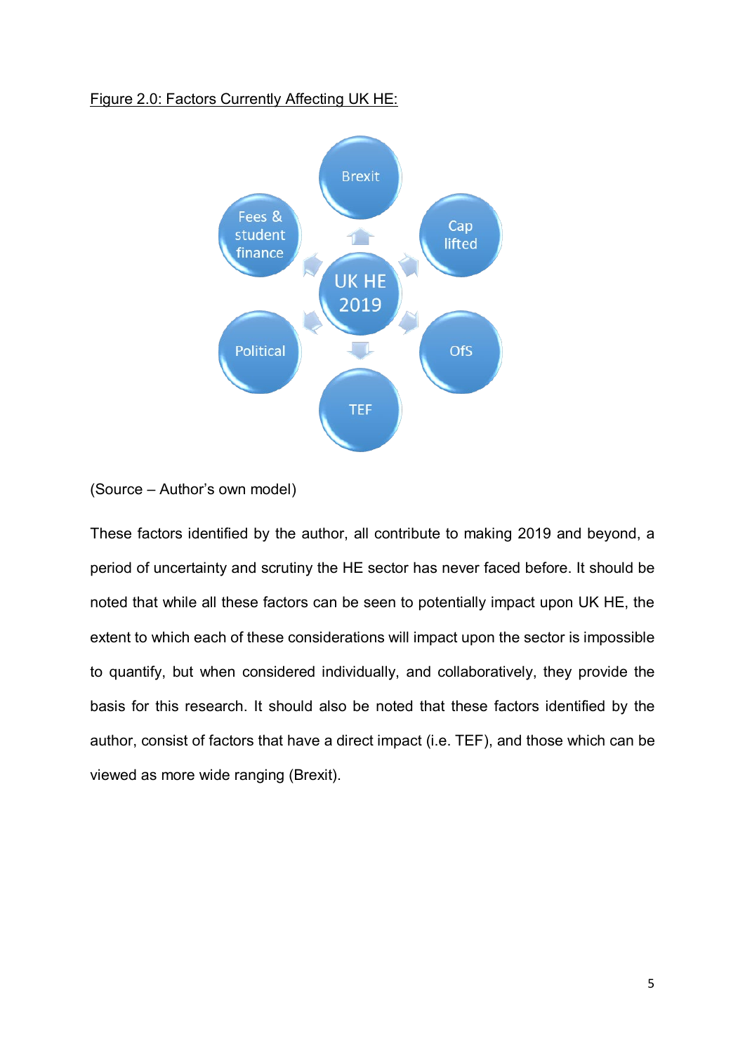Figure 2.0: Factors Currently Affecting UK HE:

UK HE 2019

- Brexit
- Cap lifted
- OfS
- TEF
- Political
- Fees & student finance

(Source – Author's own model)

These factors identified by the author, all contribute to making 2019 and beyond, a period of uncertainty and scrutiny the HE sector has never faced before. It should be noted that while all these factors can be seen to potentially impact upon UK HE, the extent to which each of these considerations will impact upon the sector is impossible to quantify, but when considered individually, and collaboratively, they provide the basis for this research. It should also be noted that these factors identified by the author, consist of factors that have a direct impact (i.e. TEF), and those which can be viewed as more wide ranging (Brexit).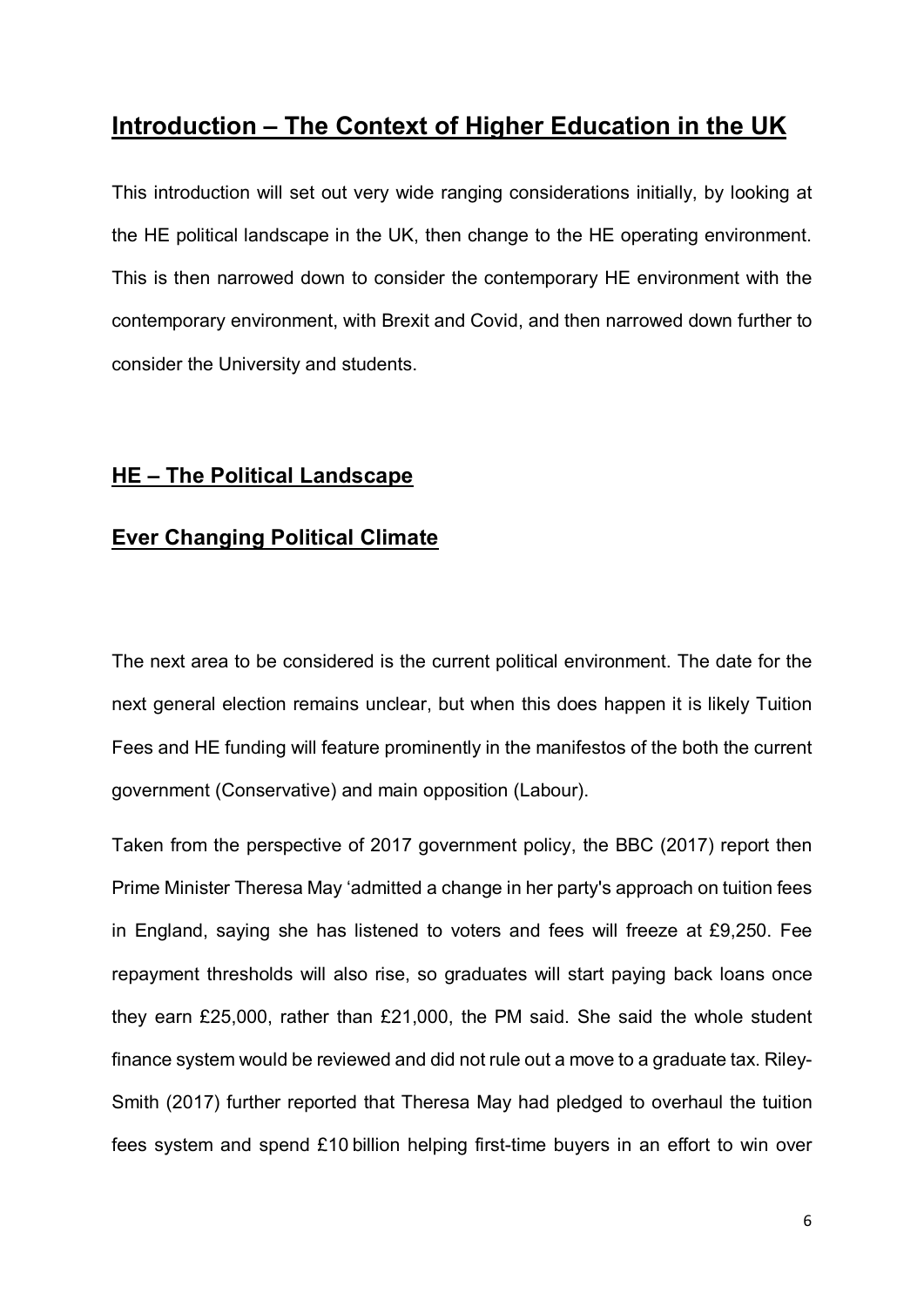# Introduction – The Context of Higher Education in the UK

This introduction will set out very wide ranging considerations initially, by looking at the HE political landscape in the UK, then change to the HE operating environment. This is then narrowed down to consider the contemporary HE environment with the contemporary environment, with Brexit and Covid, and then narrowed down further to consider the University and students.

## HE – The Political Landscape

## Ever Changing Political Climate

The next area to be considered is the current political environment. The date for the next general election remains unclear, but when this does happen it is likely Tuition Fees and HE funding will feature prominently in the manifestos of the both the current government (Conservative) and main opposition (Labour).

Taken from the perspective of 2017 government policy, the BBC (2017) report then Prime Minister Theresa May 'admitted a change in her party's approach on tuition fees in England, saying she has listened to voters and fees will freeze at £9,250. Fee repayment thresholds will also rise, so graduates will start paying back loans once they earn £25,000, rather than £21,000, the PM said. She said the whole student finance system would be reviewed and did not rule out a move to a graduate tax. Riley-Smith (2017) further reported that Theresa May had pledged to overhaul the tuition fees system and spend £10 billion helping first-time buyers in an effort to win over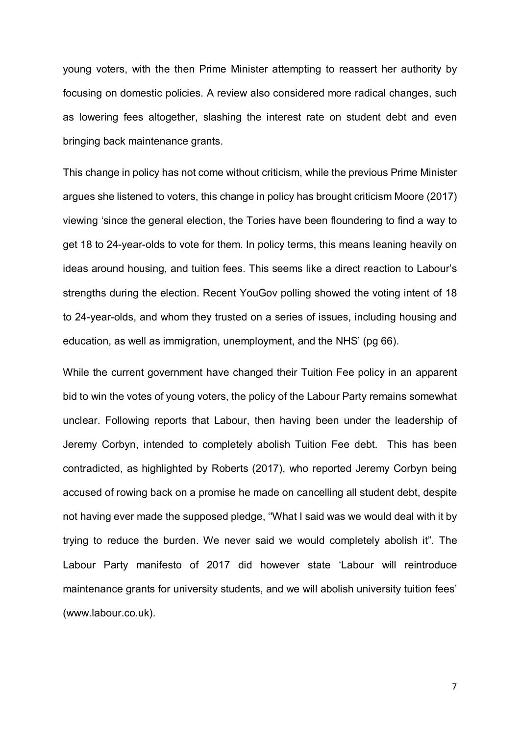young voters, with the then Prime Minister attempting to reassert her authority by focusing on domestic policies. A review also considered more radical changes, such as lowering fees altogether, slashing the interest rate on student debt and even bringing back maintenance grants.

This change in policy has not come without criticism, while the previous Prime Minister argues she listened to voters, this change in policy has brought criticism Moore (2017) viewing 'since the general election, the Tories have been floundering to find a way to get 18 to 24-year-olds to vote for them. In policy terms, this means leaning heavily on ideas around housing, and tuition fees. This seems like a direct reaction to Labour's strengths during the election. Recent YouGov polling showed the voting intent of 18 to 24-year-olds, and whom they trusted on a series of issues, including housing and education, as well as immigration, unemployment, and the NHS' (pg 66).

While the current government have changed their Tuition Fee policy in an apparent bid to win the votes of young voters, the policy of the Labour Party remains somewhat unclear. Following reports that Labour, then having been under the leadership of Jeremy Corbyn, intended to completely abolish Tuition Fee debt. This has been contradicted, as highlighted by Roberts (2017), who reported Jeremy Corbyn being accused of rowing back on a promise he made on cancelling all student debt, despite not having ever made the supposed pledge, ''What I said was we would deal with it by trying to reduce the burden. We never said we would completely abolish it". The Labour Party manifesto of 2017 did however state 'Labour will reintroduce maintenance grants for university students, and we will abolish university tuition fees' (www.labour.co.uk).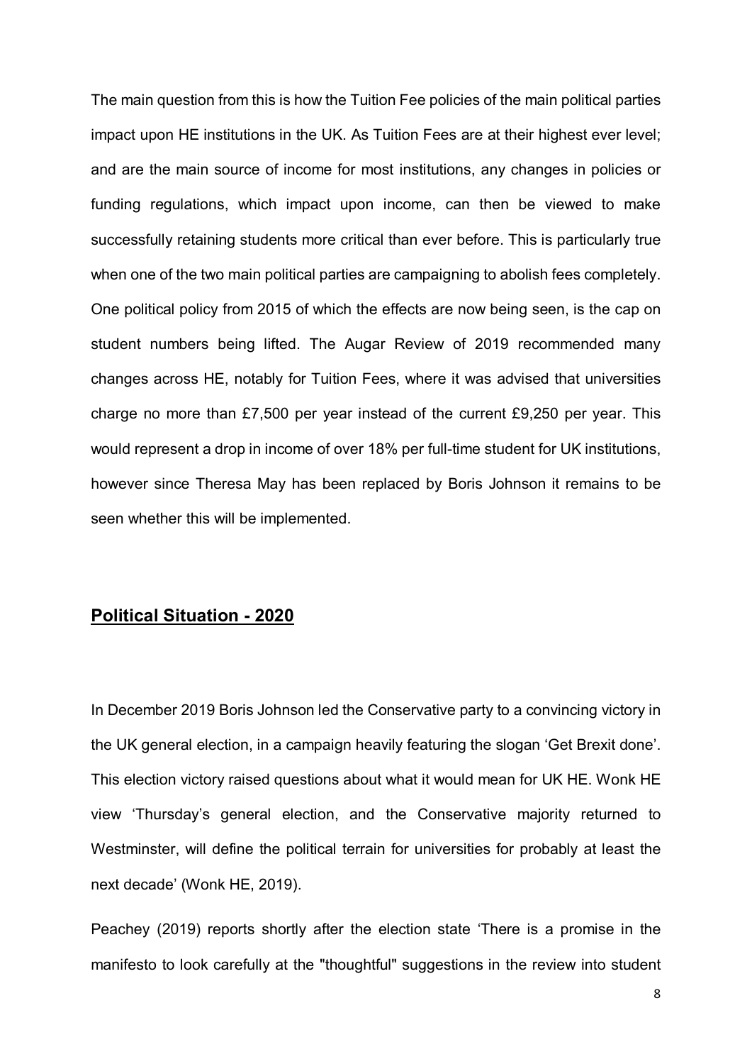The main question from this is how the Tuition Fee policies of the main political parties impact upon HE institutions in the UK. As Tuition Fees are at their highest ever level; and are the main source of income for most institutions, any changes in policies or funding regulations, which impact upon income, can then be viewed to make successfully retaining students more critical than ever before. This is particularly true when one of the two main political parties are campaigning to abolish fees completely. One political policy from 2015 of which the effects are now being seen, is the cap on student numbers being lifted. The Augar Review of 2019 recommended many changes across HE, notably for Tuition Fees, where it was advised that universities charge no more than £7,500 per year instead of the current £9,250 per year. This would represent a drop in income of over 18% per full-time student for UK institutions, however since Theresa May has been replaced by Boris Johnson it remains to be seen whether this will be implemented.

## **Political Situation - 2020**

In December 2019 Boris Johnson led the Conservative party to a convincing victory in the UK general election, in a campaign heavily featuring the slogan 'Get Brexit done'. This election victory raised questions about what it would mean for UK HE. Wonk HE view 'Thursday's general election, and the Conservative majority returned to Westminster, will define the political terrain for universities for probably at least the next decade' (Wonk HE, 2019).

Peachey (2019) reports shortly after the election state 'There is a promise in the manifesto to look carefully at the "thoughtful" suggestions in the review into student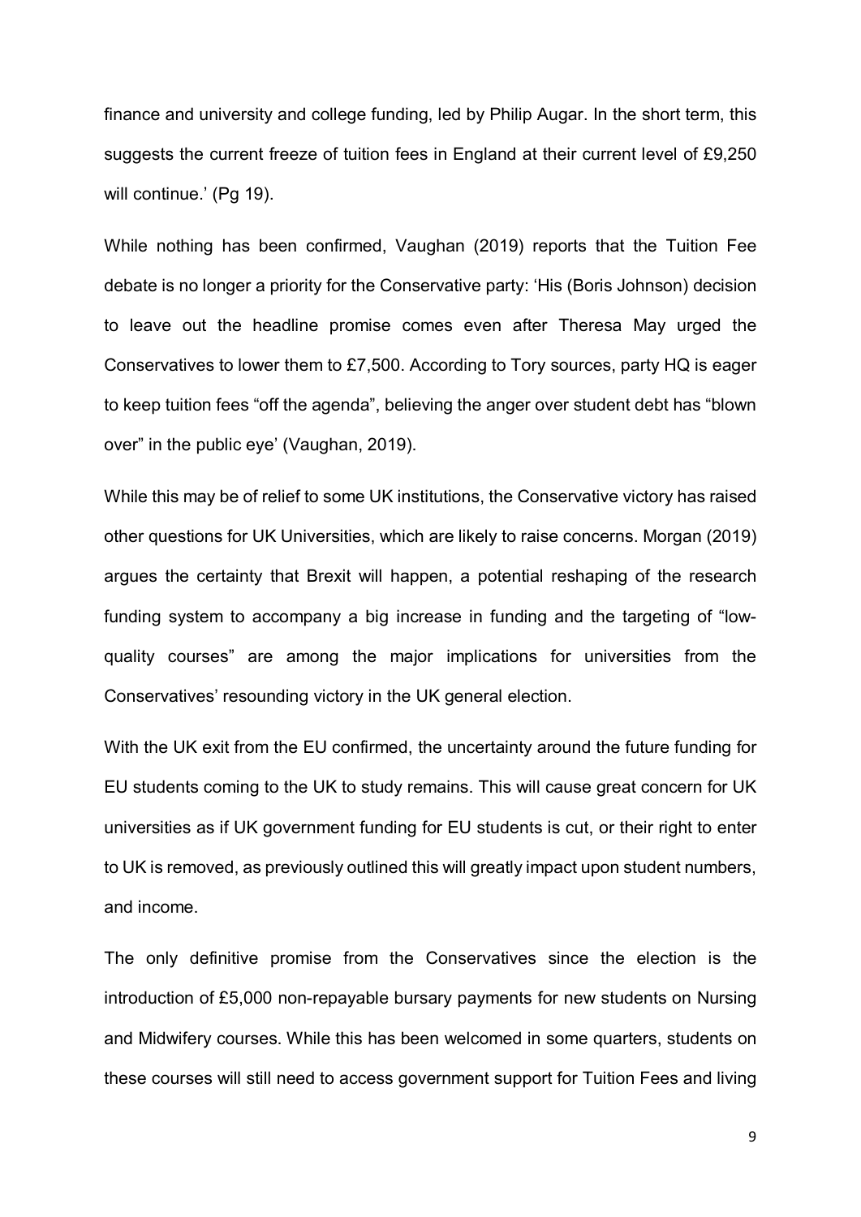finance and university and college funding, led by Philip Augar. In the short term, this suggests the current freeze of tuition fees in England at their current level of £9,250 will continue.' (Pg 19).

While nothing has been confirmed, Vaughan (2019) reports that the Tuition Fee debate is no longer a priority for the Conservative party: 'His (Boris Johnson) decision to leave out the headline promise comes even after Theresa May urged the Conservatives to lower them to £7,500. According to Tory sources, party HQ is eager to keep tuition fees "off the agenda", believing the anger over student debt has "blown over" in the public eye' (Vaughan, 2019).

While this may be of relief to some UK institutions, the Conservative victory has raised other questions for UK Universities, which are likely to raise concerns. Morgan (2019) argues the certainty that Brexit will happen, a potential reshaping of the research funding system to accompany a big increase in funding and the targeting of "low-quality courses" are among the major implications for universities from the Conservatives' resounding victory in the UK general election.

With the UK exit from the EU confirmed, the uncertainty around the future funding for EU students coming to the UK to study remains. This will cause great concern for UK universities as if UK government funding for EU students is cut, or their right to enter to UK is removed, as previously outlined this will greatly impact upon student numbers, and income.

The only definitive promise from the Conservatives since the election is the introduction of £5,000 non-repayable bursary payments for new students on Nursing and Midwifery courses. While this has been welcomed in some quarters, students on these courses will still need to access government support for Tuition Fees and living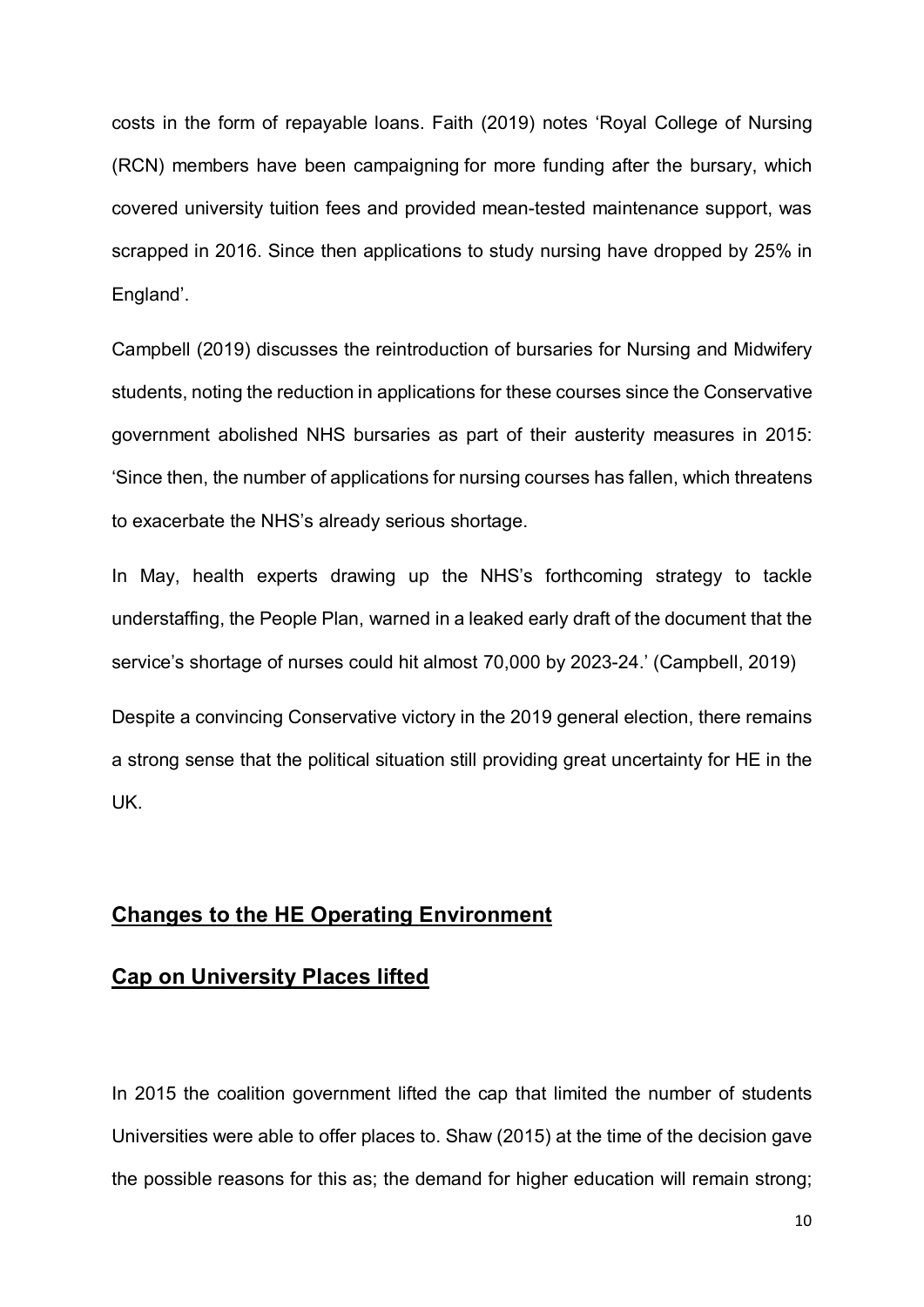costs in the form of repayable loans. Faith (2019) notes 'Royal College of Nursing (RCN) members have been campaigning for more funding after the bursary, which covered university tuition fees and provided mean-tested maintenance support, was scrapped in 2016. Since then applications to study nursing have dropped by 25% in England'.

Campbell (2019) discusses the reintroduction of bursaries for Nursing and Midwifery students, noting the reduction in applications for these courses since the Conservative government abolished NHS bursaries as part of their austerity measures in 2015: 'Since then, the number of applications for nursing courses has fallen, which threatens to exacerbate the NHS's already serious shortage.

In May, health experts drawing up the NHS's forthcoming strategy to tackle understaffing, the People Plan, warned in a leaked early draft of the document that the service's shortage of nurses could hit almost 70,000 by 2023-24.' (Campbell, 2019)

Despite a convincing Conservative victory in the 2019 general election, there remains a strong sense that the political situation still providing great uncertainty for HE in the UK.

## Changes to the HE Operating Environment

## Cap on University Places lifted

In 2015 the coalition government lifted the cap that limited the number of students Universities were able to offer places to. Shaw (2015) at the time of the decision gave the possible reasons for this as; the demand for higher education will remain strong;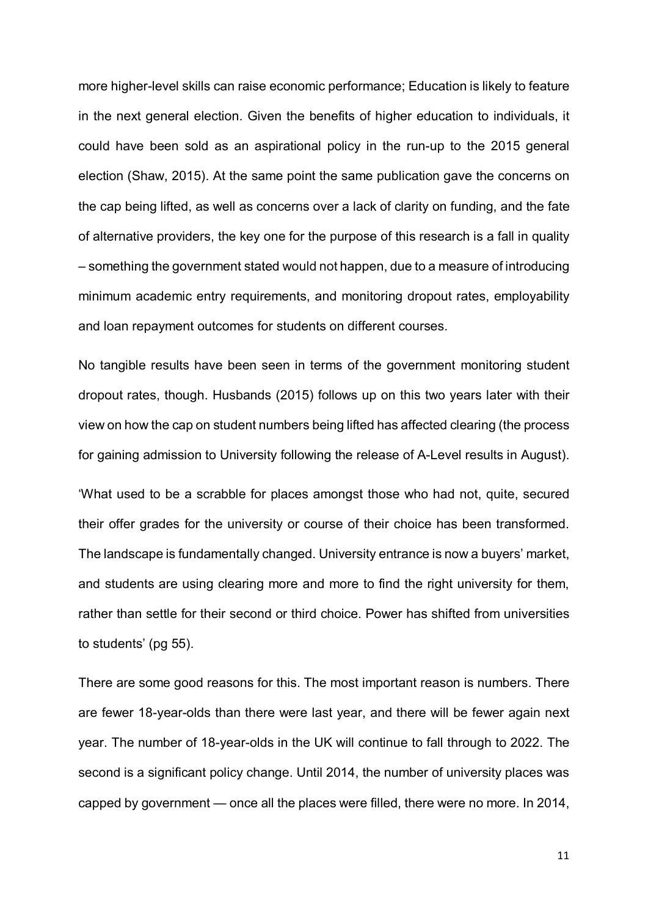more higher-level skills can raise economic performance; Education is likely to feature in the next general election. Given the benefits of higher education to individuals, it could have been sold as an aspirational policy in the run-up to the 2015 general election (Shaw, 2015). At the same point the same publication gave the concerns on the cap being lifted, as well as concerns over a lack of clarity on funding, and the fate of alternative providers, the key one for the purpose of this research is a fall in quality – something the government stated would not happen, due to a measure of introducing minimum academic entry requirements, and monitoring dropout rates, employability and loan repayment outcomes for students on different courses.

No tangible results have been seen in terms of the government monitoring student dropout rates, though. Husbands (2015) follows up on this two years later with their view on how the cap on student numbers being lifted has affected clearing (the process for gaining admission to University following the release of A-Level results in August).

'What used to be a scrabble for places amongst those who had not, quite, secured their offer grades for the university or course of their choice has been transformed. The landscape is fundamentally changed. University entrance is now a buyers' market, and students are using clearing more and more to find the right university for them, rather than settle for their second or third choice. Power has shifted from universities to students' (pg 55).

There are some good reasons for this. The most important reason is numbers. There are fewer 18-year-olds than there were last year, and there will be fewer again next year. The number of 18-year-olds in the UK will continue to fall through to 2022. The second is a significant policy change. Until 2014, the number of university places was capped by government — once all the places were filled, there were no more. In 2014,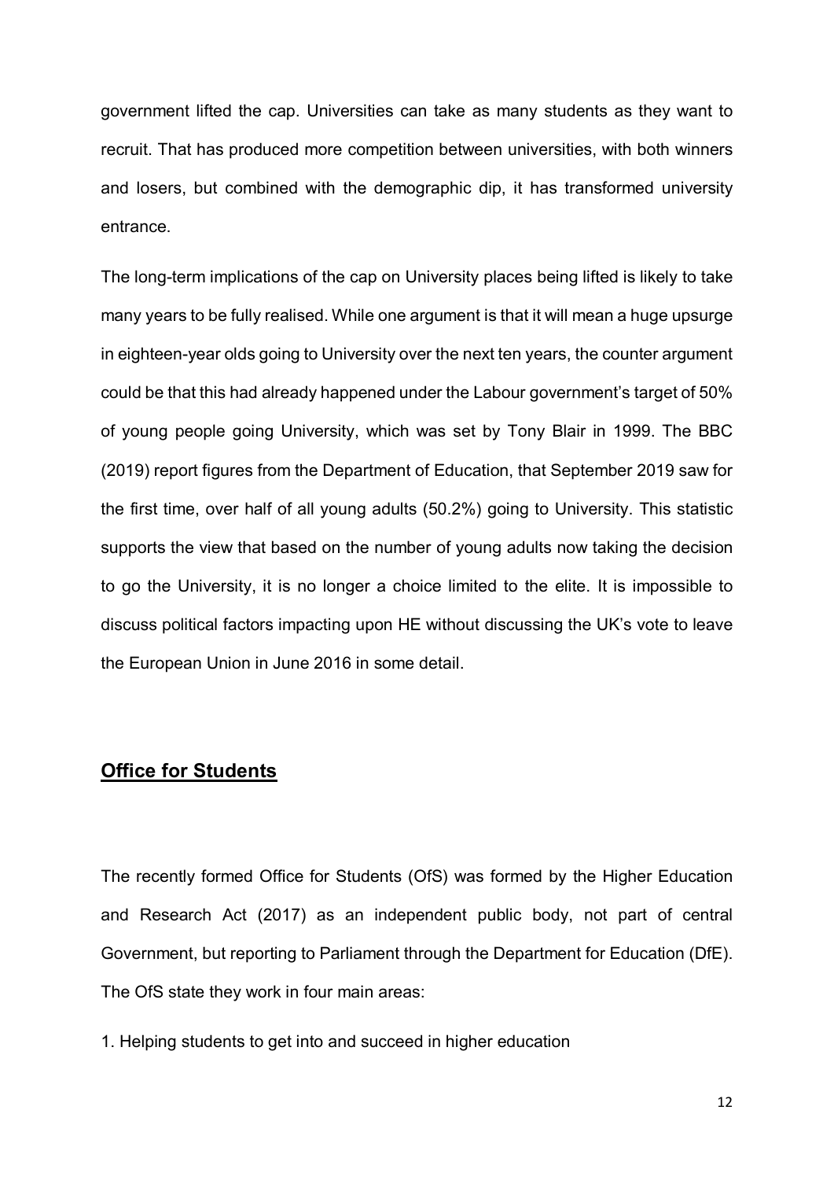government lifted the cap. Universities can take as many students as they want to recruit. That has produced more competition between universities, with both winners and losers, but combined with the demographic dip, it has transformed university entrance.

The long-term implications of the cap on University places being lifted is likely to take many years to be fully realised. While one argument is that it will mean a huge upsurge in eighteen-year olds going to University over the next ten years, the counter argument could be that this had already happened under the Labour government's target of 50% of young people going University, which was set by Tony Blair in 1999. The BBC (2019) report figures from the Department of Education, that September 2019 saw for the first time, over half of all young adults (50.2%) going to University. This statistic supports the view that based on the number of young adults now taking the decision to go the University, it is no longer a choice limited to the elite. It is impossible to discuss political factors impacting upon HE without discussing the UK's vote to leave the European Union in June 2016 in some detail.

## Office for Students

The recently formed Office for Students (OfS) was formed by the Higher Education and Research Act (2017) as an independent public body, not part of central Government, but reporting to Parliament through the Department for Education (DfE). The OfS state they work in four main areas:

1. Helping students to get into and succeed in higher education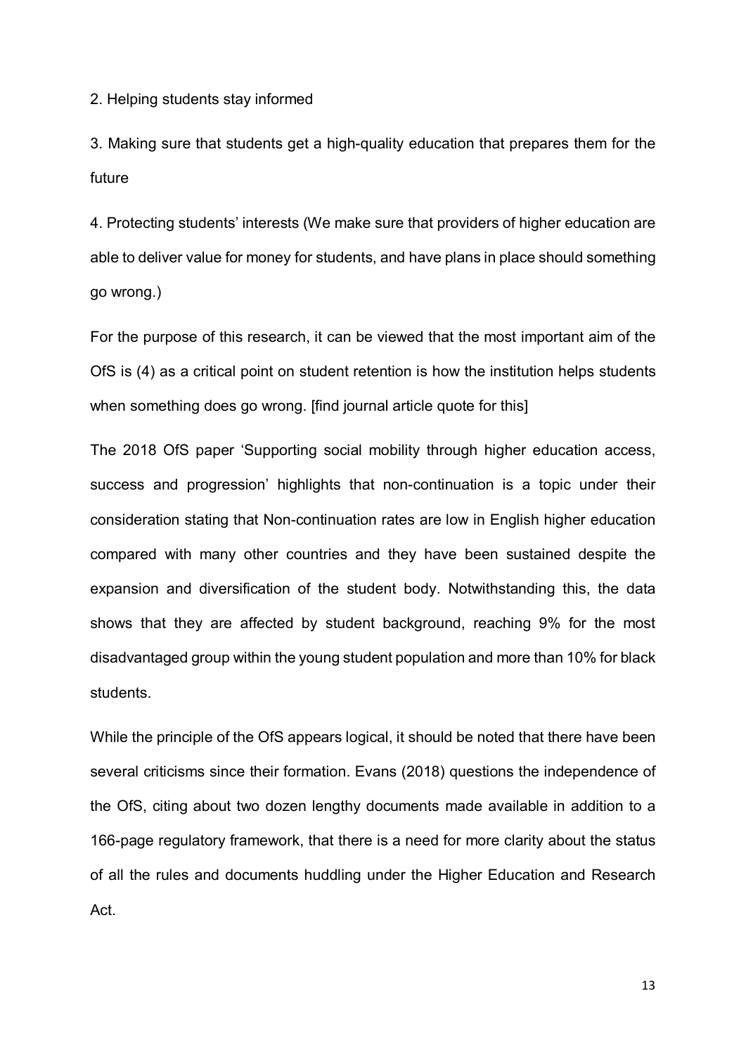2. Helping students stay informed

3. Making sure that students get a high-quality education that prepares them for the future

4. Protecting students' interests (We make sure that providers of higher education are able to deliver value for money for students, and have plans in place should something go wrong.)

For the purpose of this research, it can be viewed that the most important aim of the OfS is (4) as a critical point on student retention is how the institution helps students when something does go wrong. [find journal article quote for this]

The 2018 OfS paper 'Supporting social mobility through higher education access, success and progression' highlights that non-continuation is a topic under their consideration stating that Non-continuation rates are low in English higher education compared with many other countries and they have been sustained despite the expansion and diversification of the student body. Notwithstanding this, the data shows that they are affected by student background, reaching 9% for the most disadvantaged group within the young student population and more than 10% for black students.

While the principle of the OfS appears logical, it should be noted that there have been several criticisms since their formation. Evans (2018) questions the independence of the OfS, citing about two dozen lengthy documents made available in addition to a 166-page regulatory framework, that there is a need for more clarity about the status of all the rules and documents huddling under the Higher Education and Research Act.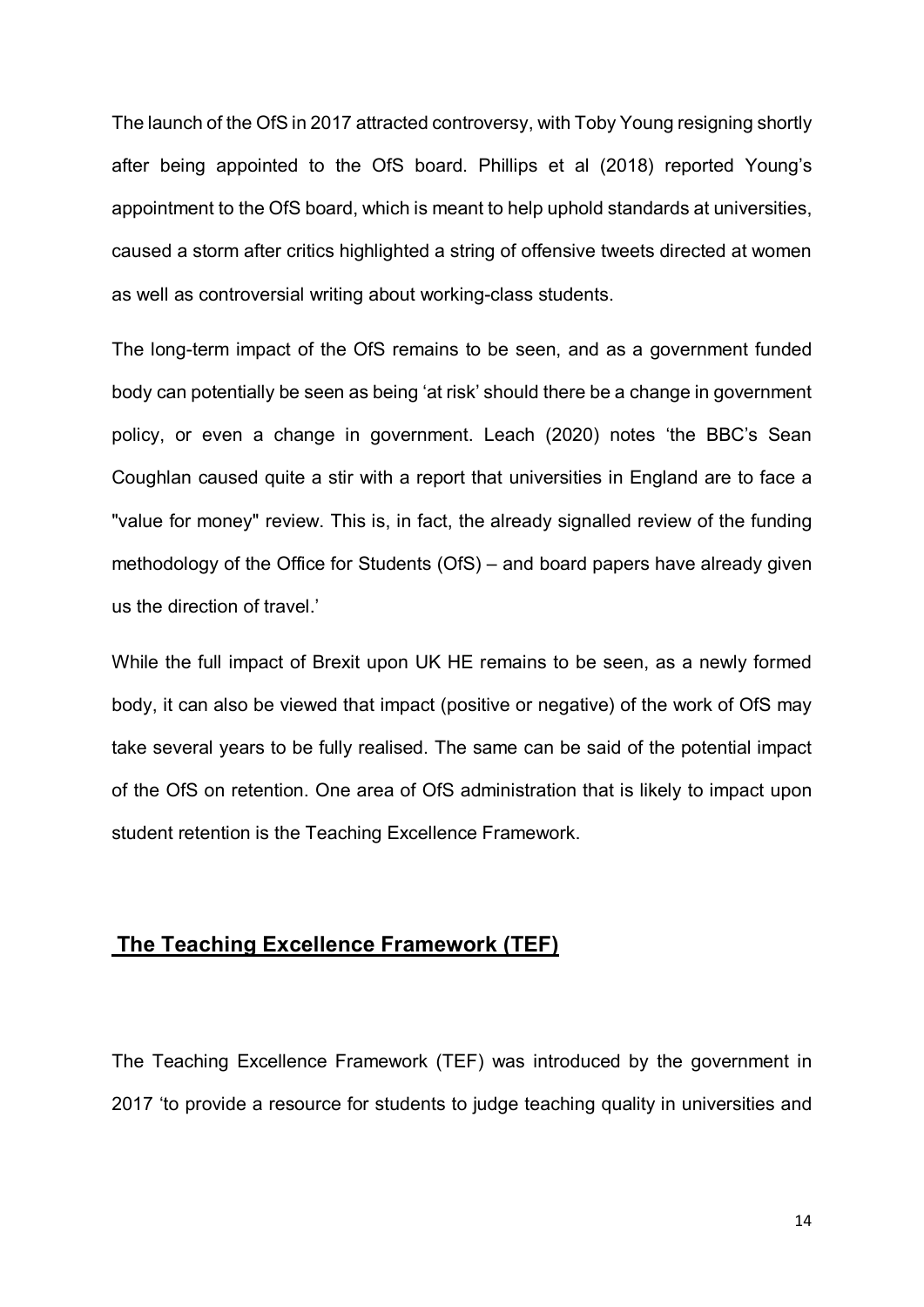The launch of the OfS in 2017 attracted controversy, with Toby Young resigning shortly after being appointed to the OfS board. Phillips et al (2018) reported Young's appointment to the OfS board, which is meant to help uphold standards at universities, caused a storm after critics highlighted a string of offensive tweets directed at women as well as controversial writing about working-class students.

The long-term impact of the OfS remains to be seen, and as a government funded body can potentially be seen as being 'at risk' should there be a change in government policy, or even a change in government. Leach (2020) notes 'the BBC's Sean Coughlan caused quite a stir with a report that universities in England are to face a "value for money" review. This is, in fact, the already signalled review of the funding methodology of the Office for Students (OfS) – and board papers have already given us the direction of travel.'

While the full impact of Brexit upon UK HE remains to be seen, as a newly formed body, it can also be viewed that impact (positive or negative) of the work of OfS may take several years to be fully realised. The same can be said of the potential impact of the OfS on retention. One area of OfS administration that is likely to impact upon student retention is the Teaching Excellence Framework.

## The Teaching Excellence Framework (TEF)

The Teaching Excellence Framework (TEF) was introduced by the government in 2017 'to provide a resource for students to judge teaching quality in universities and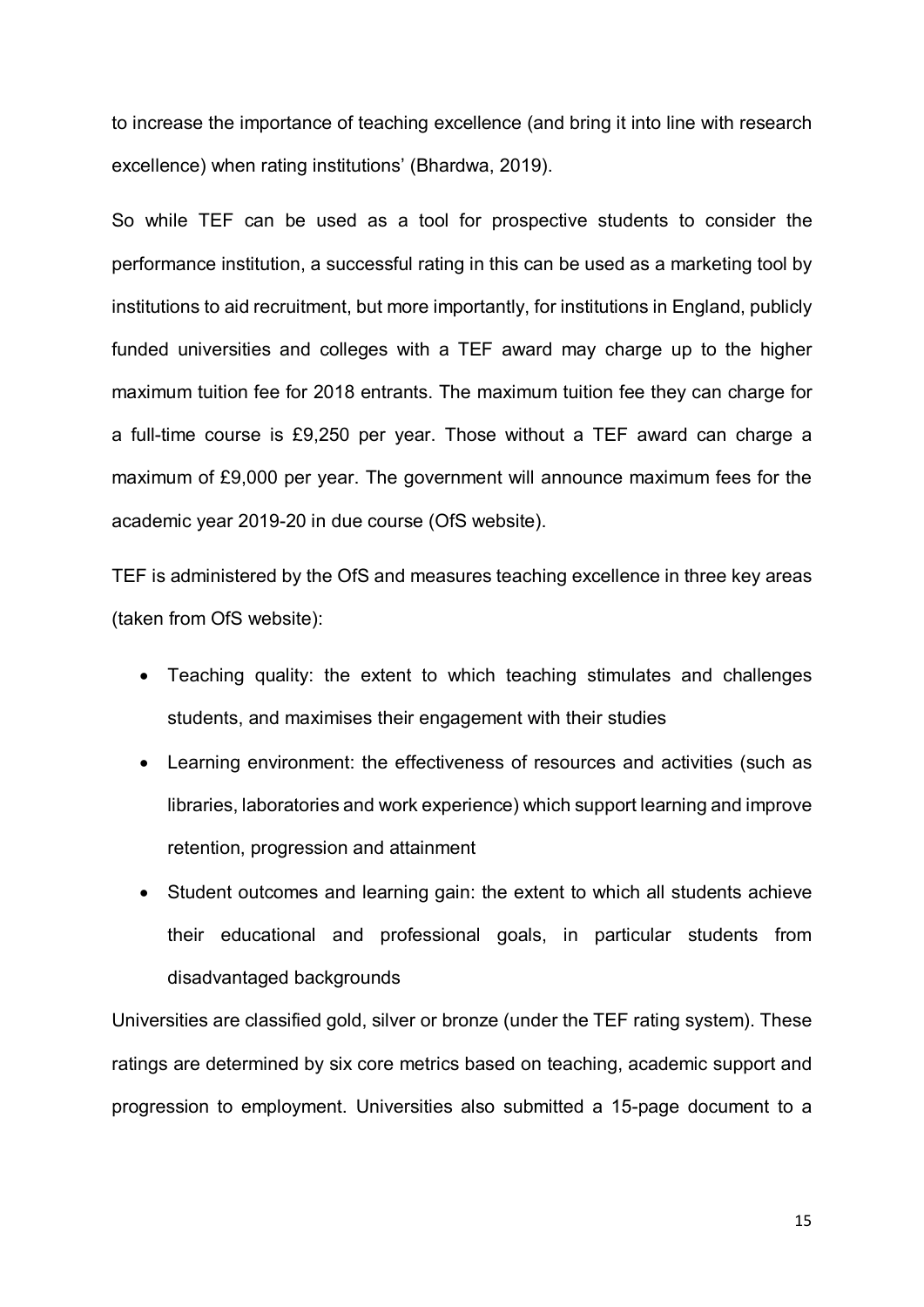to increase the importance of teaching excellence (and bring it into line with research excellence) when rating institutions' (Bhardwa, 2019).

So while TEF can be used as a tool for prospective students to consider the performance institution, a successful rating in this can be used as a marketing tool by institutions to aid recruitment, but more importantly, for institutions in England, publicly funded universities and colleges with a TEF award may charge up to the higher maximum tuition fee for 2018 entrants. The maximum tuition fee they can charge for a full-time course is £9,250 per year. Those without a TEF award can charge a maximum of £9,000 per year. The government will announce maximum fees for the academic year 2019-20 in due course (OfS website).

TEF is administered by the OfS and measures teaching excellence in three key areas (taken from OfS website):

- Teaching quality: the extent to which teaching stimulates and challenges students, and maximises their engagement with their studies
- Learning environment: the effectiveness of resources and activities (such as libraries, laboratories and work experience) which support learning and improve retention, progression and attainment
- Student outcomes and learning gain: the extent to which all students achieve their educational and professional goals, in particular students from disadvantaged backgrounds

Universities are classified gold, silver or bronze (under the TEF rating system). These ratings are determined by six core metrics based on teaching, academic support and progression to employment. Universities also submitted a 15-page document to a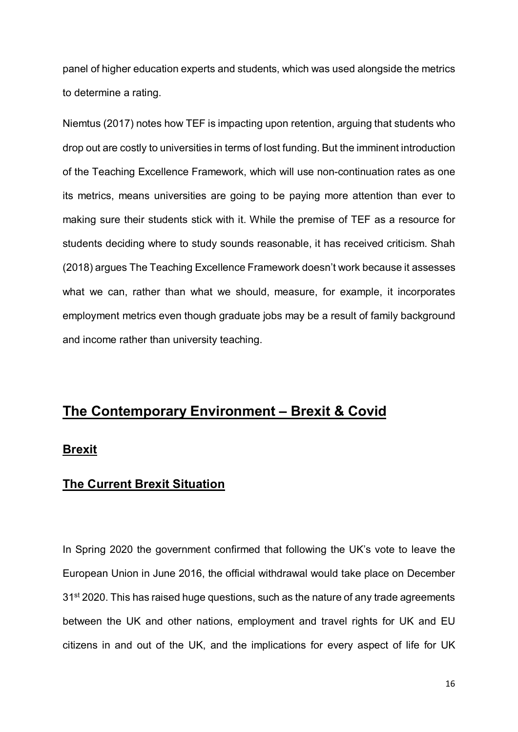panel of higher education experts and students, which was used alongside the metrics to determine a rating.

Niemtus (2017) notes how TEF is impacting upon retention, arguing that students who drop out are costly to universities in terms of lost funding. But the imminent introduction of the Teaching Excellence Framework, which will use non-continuation rates as one its metrics, means universities are going to be paying more attention than ever to making sure their students stick with it. While the premise of TEF as a resource for students deciding where to study sounds reasonable, it has received criticism. Shah (2018) argues The Teaching Excellence Framework doesn't work because it assesses what we can, rather than what we should, measure, for example, it incorporates employment metrics even though graduate jobs may be a result of family background and income rather than university teaching.

## **The Contemporary Environment – Brexit & Covid**

### **Brexit**

### **The Current Brexit Situation**

In Spring 2020 the government confirmed that following the UK's vote to leave the European Union in June 2016, the official withdrawal would take place on December 31st 2020. This has raised huge questions, such as the nature of any trade agreements between the UK and other nations, employment and travel rights for UK and EU citizens in and out of the UK, and the implications for every aspect of life for UK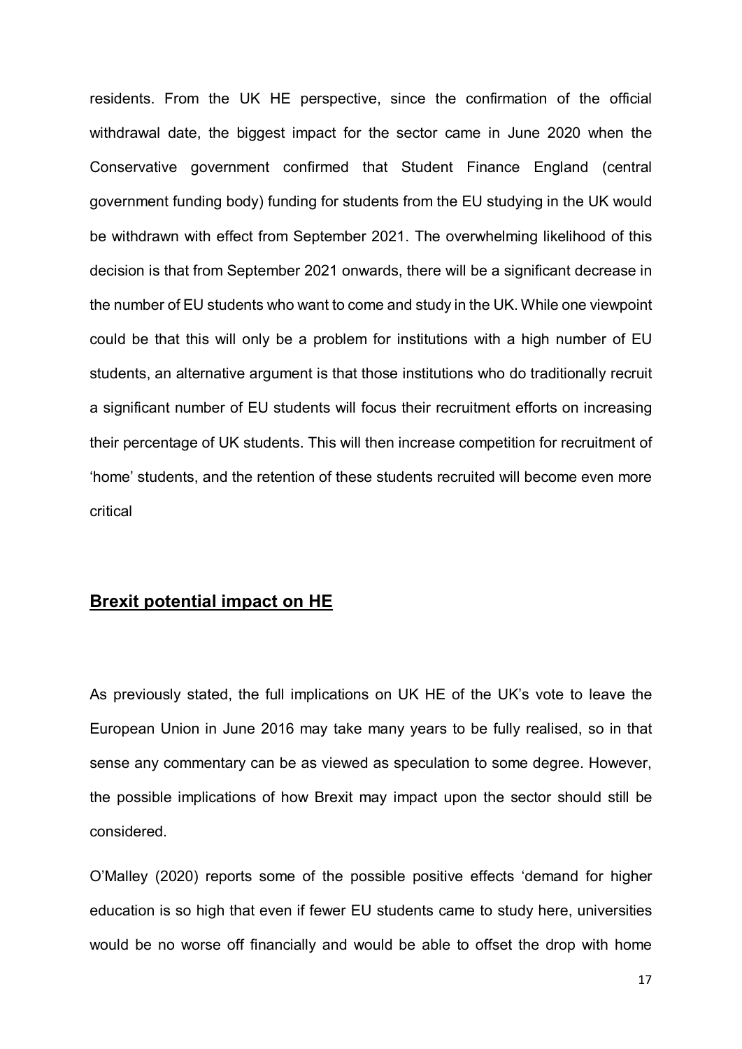residents. From the UK HE perspective, since the confirmation of the official withdrawal date, the biggest impact for the sector came in June 2020 when the Conservative government confirmed that Student Finance England (central government funding body) funding for students from the EU studying in the UK would be withdrawn with effect from September 2021. The overwhelming likelihood of this decision is that from September 2021 onwards, there will be a significant decrease in the number of EU students who want to come and study in the UK. While one viewpoint could be that this will only be a problem for institutions with a high number of EU students, an alternative argument is that those institutions who do traditionally recruit a significant number of EU students will focus their recruitment efforts on increasing their percentage of UK students. This will then increase competition for recruitment of 'home' students, and the retention of these students recruited will become even more critical

## **Brexit potential impact on HE**

As previously stated, the full implications on UK HE of the UK's vote to leave the European Union in June 2016 may take many years to be fully realised, so in that sense any commentary can be as viewed as speculation to some degree. However, the possible implications of how Brexit may impact upon the sector should still be considered.

O'Malley (2020) reports some of the possible positive effects 'demand for higher education is so high that even if fewer EU students came to study here, universities would be no worse off financially and would be able to offset the drop with home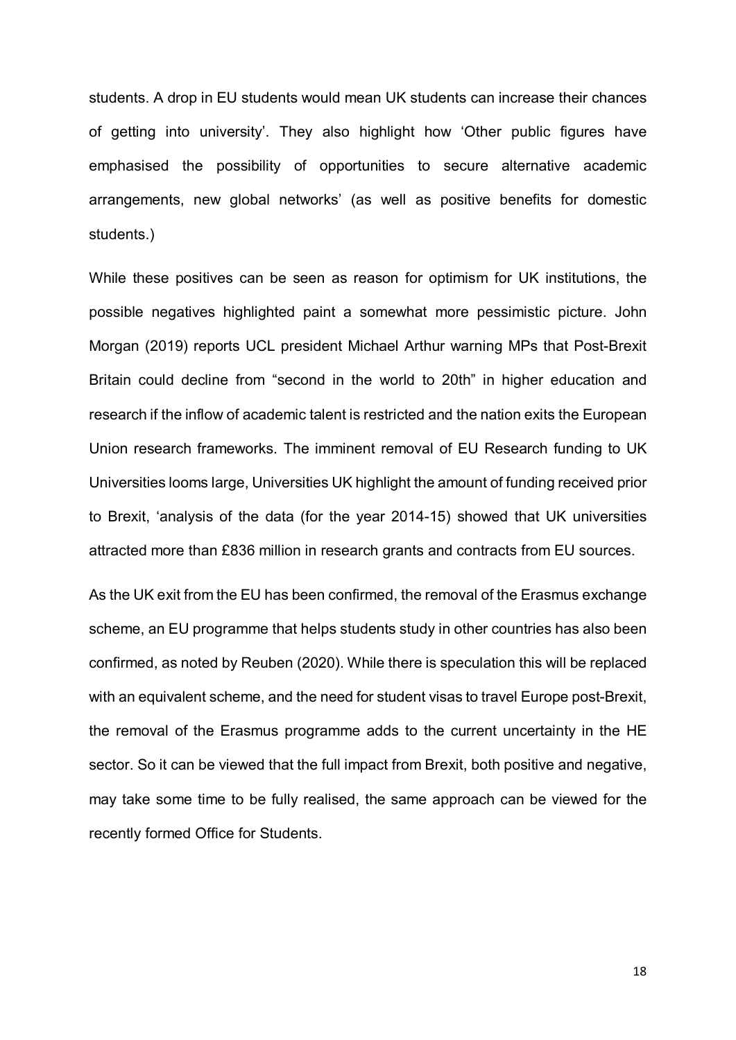students. A drop in EU students would mean UK students can increase their chances of getting into university'. They also highlight how 'Other public figures have emphasised the possibility of opportunities to secure alternative academic arrangements, new global networks' (as well as positive benefits for domestic students.)

While these positives can be seen as reason for optimism for UK institutions, the possible negatives highlighted paint a somewhat more pessimistic picture. John Morgan (2019) reports UCL president Michael Arthur warning MPs that Post-Brexit Britain could decline from "second in the world to 20th" in higher education and research if the inflow of academic talent is restricted and the nation exits the European Union research frameworks. The imminent removal of EU Research funding to UK Universities looms large, Universities UK highlight the amount of funding received prior to Brexit, 'analysis of the data (for the year 2014-15) showed that UK universities attracted more than £836 million in research grants and contracts from EU sources.

As the UK exit from the EU has been confirmed, the removal of the Erasmus exchange scheme, an EU programme that helps students study in other countries has also been confirmed, as noted by Reuben (2020). While there is speculation this will be replaced with an equivalent scheme, and the need for student visas to travel Europe post-Brexit, the removal of the Erasmus programme adds to the current uncertainty in the HE sector. So it can be viewed that the full impact from Brexit, both positive and negative, may take some time to be fully realised, the same approach can be viewed for the recently formed Office for Students.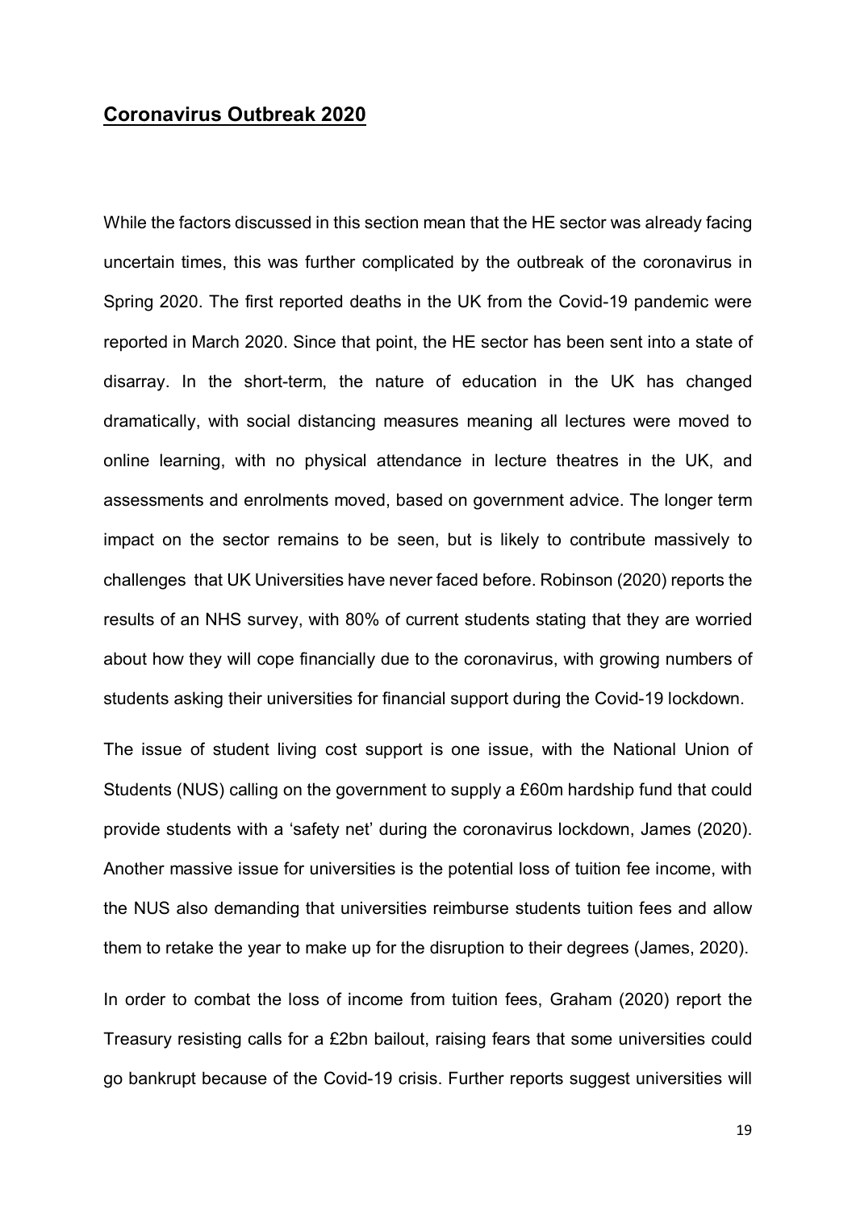## **Coronavirus Outbreak 2020**

While the factors discussed in this section mean that the HE sector was already facing uncertain times, this was further complicated by the outbreak of the coronavirus in Spring 2020. The first reported deaths in the UK from the Covid-19 pandemic were reported in March 2020. Since that point, the HE sector has been sent into a state of disarray. In the short-term, the nature of education in the UK has changed dramatically, with social distancing measures meaning all lectures were moved to online learning, with no physical attendance in lecture theatres in the UK, and assessments and enrolments moved, based on government advice. The longer term impact on the sector remains to be seen, but is likely to contribute massively to challenges that UK Universities have never faced before. Robinson (2020) reports the results of an NHS survey, with 80% of current students stating that they are worried about how they will cope financially due to the coronavirus, with growing numbers of students asking their universities for financial support during the Covid-19 lockdown.

The issue of student living cost support is one issue, with the National Union of Students (NUS) calling on the government to supply a £60m hardship fund that could provide students with a 'safety net' during the coronavirus lockdown, James (2020). Another massive issue for universities is the potential loss of tuition fee income, with the NUS also demanding that universities reimburse students tuition fees and allow them to retake the year to make up for the disruption to their degrees (James, 2020).

In order to combat the loss of income from tuition fees, Graham (2020) report the Treasury resisting calls for a £2bn bailout, raising fears that some universities could go bankrupt because of the Covid-19 crisis. Further reports suggest universities will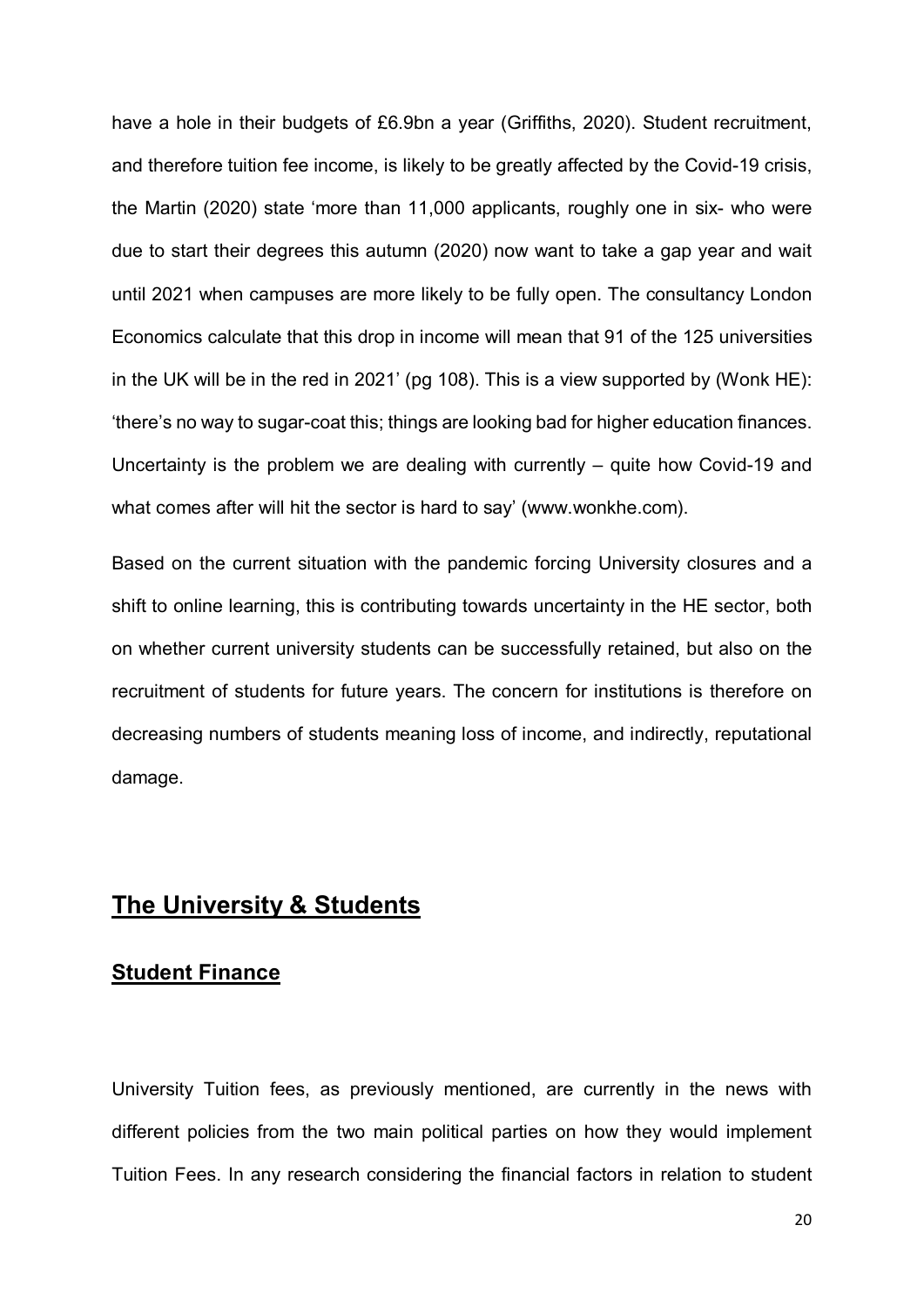have a hole in their budgets of £6.9bn a year (Griffiths, 2020). Student recruitment, and therefore tuition fee income, is likely to be greatly affected by the Covid-19 crisis, the Martin (2020) state 'more than 11,000 applicants, roughly one in six- who were due to start their degrees this autumn (2020) now want to take a gap year and wait until 2021 when campuses are more likely to be fully open. The consultancy London Economics calculate that this drop in income will mean that 91 of the 125 universities in the UK will be in the red in 2021' (pg 108). This is a view supported by (Wonk HE): 'there's no way to sugar-coat this; things are looking bad for higher education finances. Uncertainty is the problem we are dealing with currently – quite how Covid-19 and what comes after will hit the sector is hard to say' (www.wonkhe.com).

Based on the current situation with the pandemic forcing University closures and a shift to online learning, this is contributing towards uncertainty in the HE sector, both on whether current university students can be successfully retained, but also on the recruitment of students for future years. The concern for institutions is therefore on decreasing numbers of students meaning loss of income, and indirectly, reputational damage.

## The University & Students

### Student Finance

University Tuition fees, as previously mentioned, are currently in the news with different policies from the two main political parties on how they would implement Tuition Fees. In any research considering the financial factors in relation to student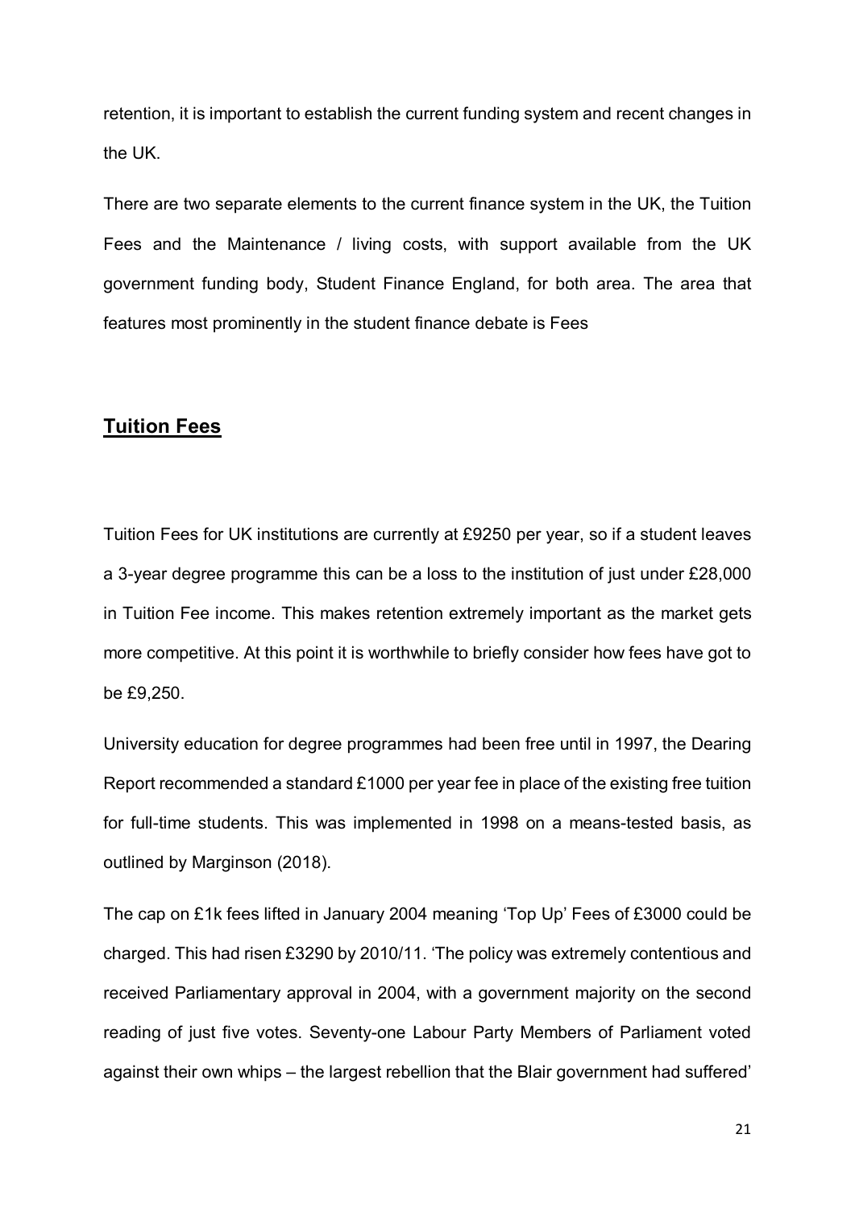retention, it is important to establish the current funding system and recent changes in the UK.

There are two separate elements to the current finance system in the UK, the Tuition Fees and the Maintenance / living costs, with support available from the UK government funding body, Student Finance England, for both area. The area that features most prominently in the student finance debate is Fees

## Tuition Fees

Tuition Fees for UK institutions are currently at £9250 per year, so if a student leaves a 3-year degree programme this can be a loss to the institution of just under £28,000 in Tuition Fee income. This makes retention extremely important as the market gets more competitive. At this point it is worthwhile to briefly consider how fees have got to be £9,250.

University education for degree programmes had been free until in 1997, the Dearing Report recommended a standard £1000 per year fee in place of the existing free tuition for full-time students. This was implemented in 1998 on a means-tested basis, as outlined by Marginson (2018).

The cap on £1k fees lifted in January 2004 meaning 'Top Up' Fees of £3000 could be charged. This had risen £3290 by 2010/11. 'The policy was extremely contentious and received Parliamentary approval in 2004, with a government majority on the second reading of just five votes. Seventy-one Labour Party Members of Parliament voted against their own whips – the largest rebellion that the Blair government had suffered'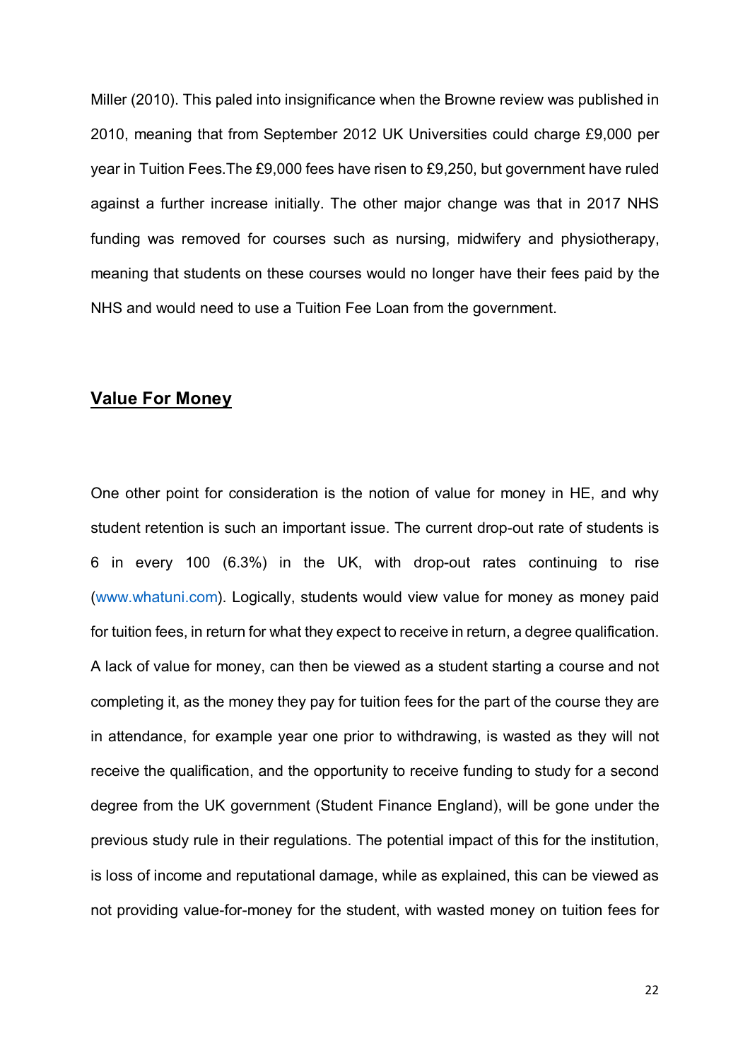Miller (2010). This paled into insignificance when the Browne review was published in 2010, meaning that from September 2012 UK Universities could charge £9,000 per year in Tuition Fees.The £9,000 fees have risen to £9,250, but government have ruled against a further increase initially. The other major change was that in 2017 NHS funding was removed for courses such as nursing, midwifery and physiotherapy, meaning that students on these courses would no longer have their fees paid by the NHS and would need to use a Tuition Fee Loan from the government.

## Value For Money

One other point for consideration is the notion of value for money in HE, and why student retention is such an important issue. The current drop-out rate of students is 6 in every 100 (6.3%) in the UK, with drop-out rates continuing to rise (www.whatuni.com). Logically, students would view value for money as money paid for tuition fees, in return for what they expect to receive in return, a degree qualification. A lack of value for money, can then be viewed as a student starting a course and not completing it, as the money they pay for tuition fees for the part of the course they are in attendance, for example year one prior to withdrawing, is wasted as they will not receive the qualification, and the opportunity to receive funding to study for a second degree from the UK government (Student Finance England), will be gone under the previous study rule in their regulations. The potential impact of this for the institution, is loss of income and reputational damage, while as explained, this can be viewed as not providing value-for-money for the student, with wasted money on tuition fees for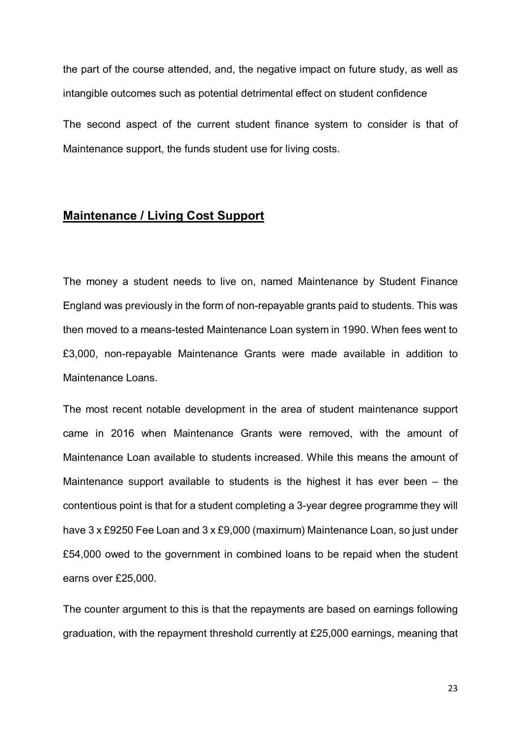the part of the course attended, and, the negative impact on future study, as well as intangible outcomes such as potential detrimental effect on student confidence

The second aspect of the current student finance system to consider is that of Maintenance support, the funds student use for living costs.

## **Maintenance / Living Cost Support**

The money a student needs to live on, named Maintenance by Student Finance England was previously in the form of non-repayable grants paid to students. This was then moved to a means-tested Maintenance Loan system in 1990. When fees went to £3,000, non-repayable Maintenance Grants were made available in addition to Maintenance Loans.

The most recent notable development in the area of student maintenance support came in 2016 when Maintenance Grants were removed, with the amount of Maintenance Loan available to students increased. While this means the amount of Maintenance support available to students is the highest it has ever been – the contentious point is that for a student completing a 3-year degree programme they will have 3 x £9250 Fee Loan and 3 x £9,000 (maximum) Maintenance Loan, so just under £54,000 owed to the government in combined loans to be repaid when the student earns over £25,000.

The counter argument to this is that the repayments are based on earnings following graduation, with the repayment threshold currently at £25,000 earnings, meaning that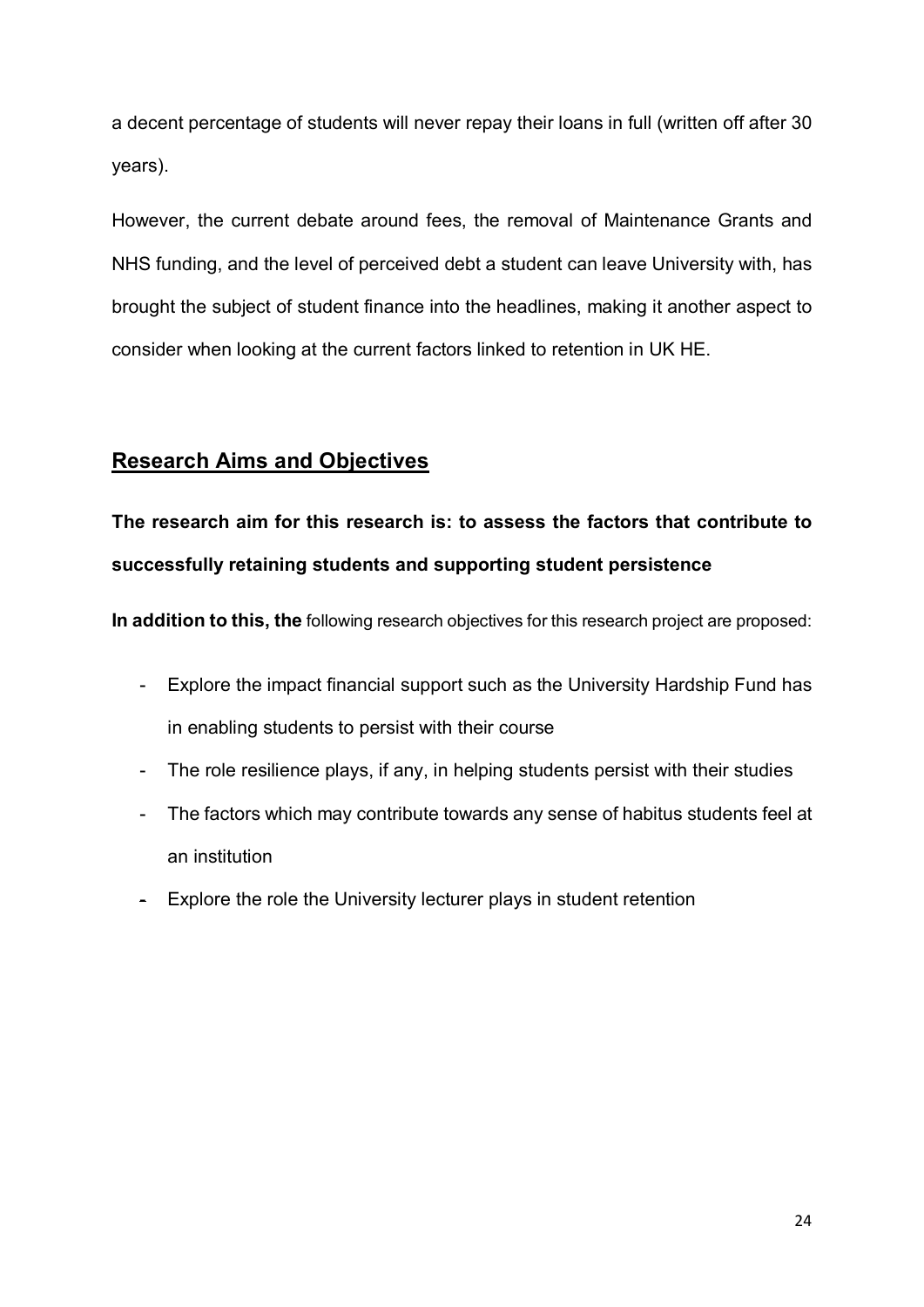a decent percentage of students will never repay their loans in full (written off after 30 years).

However, the current debate around fees, the removal of Maintenance Grants and NHS funding, and the level of perceived debt a student can leave University with, has brought the subject of student finance into the headlines, making it another aspect to consider when looking at the current factors linked to retention in UK HE.

## Research Aims and Objectives

**The research aim for this research is: to assess the factors that contribute to successfully retaining students and supporting student persistence**

**In addition to this, the** following research objectives for this research project are proposed:

- Explore the impact financial support such as the University Hardship Fund has in enabling students to persist with their course
- The role resilience plays, if any, in helping students persist with their studies
- The factors which may contribute towards any sense of habitus students feel at an institution
- Explore the role the University lecturer plays in student retention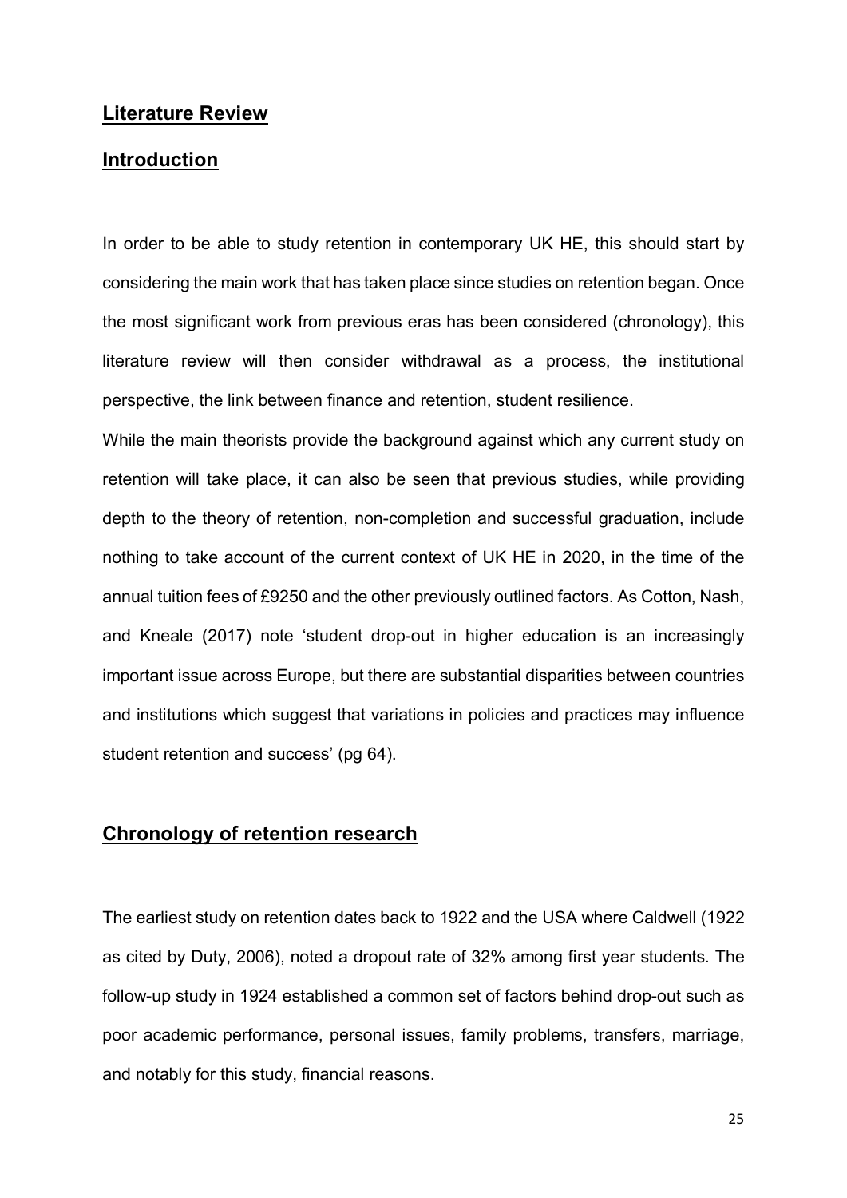## Literature Review

## Introduction

In order to be able to study retention in contemporary UK HE, this should start by considering the main work that has taken place since studies on retention began. Once the most significant work from previous eras has been considered (chronology), this literature review will then consider withdrawal as a process, the institutional perspective, the link between finance and retention, student resilience.

While the main theorists provide the background against which any current study on retention will take place, it can also be seen that previous studies, while providing depth to the theory of retention, non-completion and successful graduation, include nothing to take account of the current context of UK HE in 2020, in the time of the annual tuition fees of £9250 and the other previously outlined factors. As Cotton, Nash, and Kneale (2017) note 'student drop-out in higher education is an increasingly important issue across Europe, but there are substantial disparities between countries and institutions which suggest that variations in policies and practices may influence student retention and success' (pg 64).

## Chronology of retention research

The earliest study on retention dates back to 1922 and the USA where Caldwell (1922 as cited by Duty, 2006), noted a dropout rate of 32% among first year students. The follow-up study in 1924 established a common set of factors behind drop-out such as poor academic performance, personal issues, family problems, transfers, marriage, and notably for this study, financial reasons.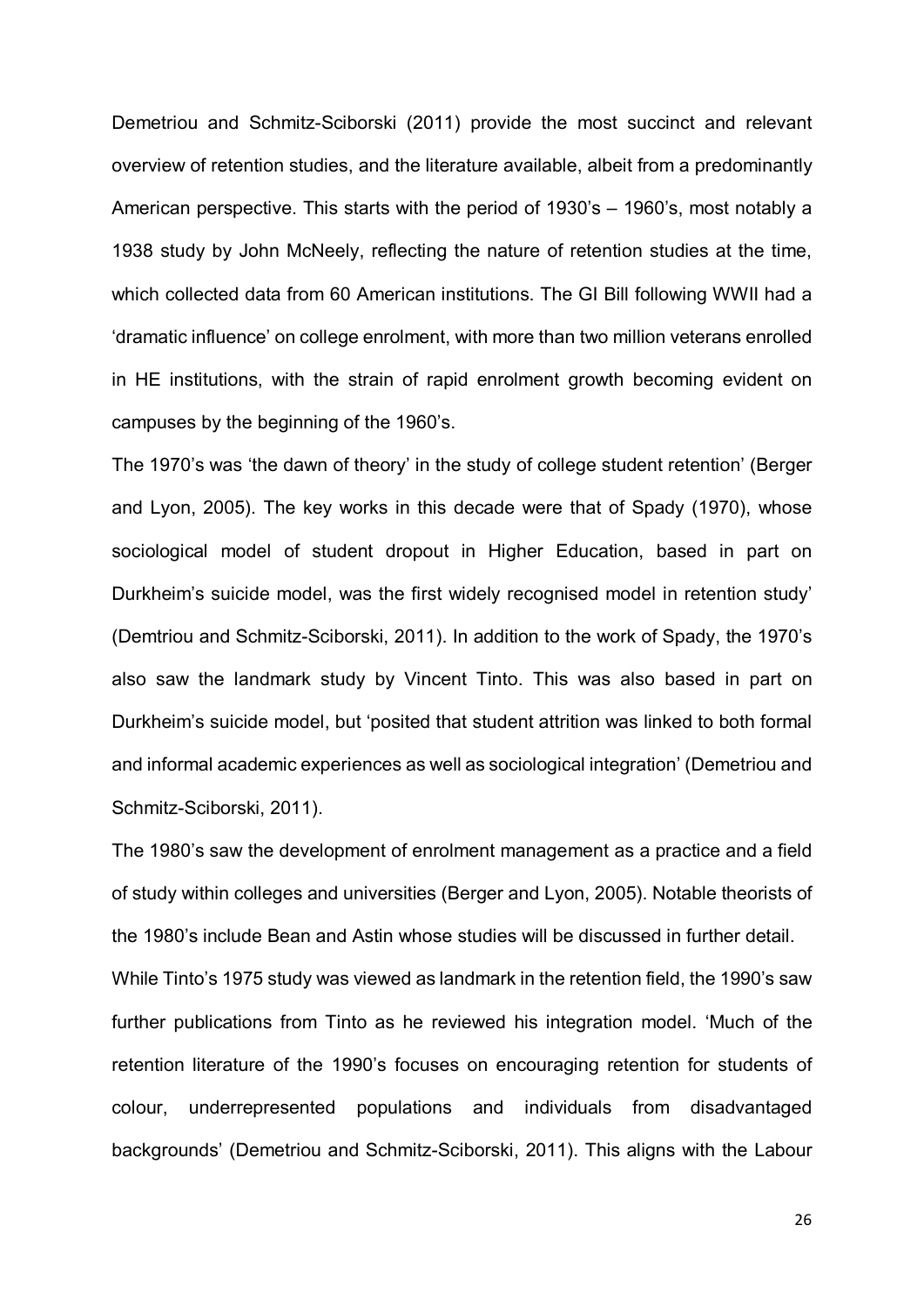Demetriou and Schmitz-Sciborski (2011) provide the most succinct and relevant overview of retention studies, and the literature available, albeit from a predominantly American perspective. This starts with the period of 1930's – 1960's, most notably a 1938 study by John McNeely, reflecting the nature of retention studies at the time, which collected data from 60 American institutions. The GI Bill following WWII had a 'dramatic influence' on college enrolment, with more than two million veterans enrolled in HE institutions, with the strain of rapid enrolment growth becoming evident on campuses by the beginning of the 1960's.

The 1970's was 'the dawn of theory' in the study of college student retention' (Berger and Lyon, 2005). The key works in this decade were that of Spady (1970), whose sociological model of student dropout in Higher Education, based in part on Durkheim's suicide model, was the first widely recognised model in retention study' (Demtriou and Schmitz-Sciborski, 2011). In addition to the work of Spady, the 1970's also saw the landmark study by Vincent Tinto. This was also based in part on Durkheim's suicide model, but 'posited that student attrition was linked to both formal and informal academic experiences as well as sociological integration' (Demetriou and Schmitz-Sciborski, 2011).

The 1980's saw the development of enrolment management as a practice and a field of study within colleges and universities (Berger and Lyon, 2005). Notable theorists of the 1980's include Bean and Astin whose studies will be discussed in further detail.

While Tinto's 1975 study was viewed as landmark in the retention field, the 1990's saw further publications from Tinto as he reviewed his integration model. 'Much of the retention literature of the 1990's focuses on encouraging retention for students of colour, underrepresented populations and individuals from disadvantaged backgrounds' (Demetriou and Schmitz-Sciborski, 2011). This aligns with the Labour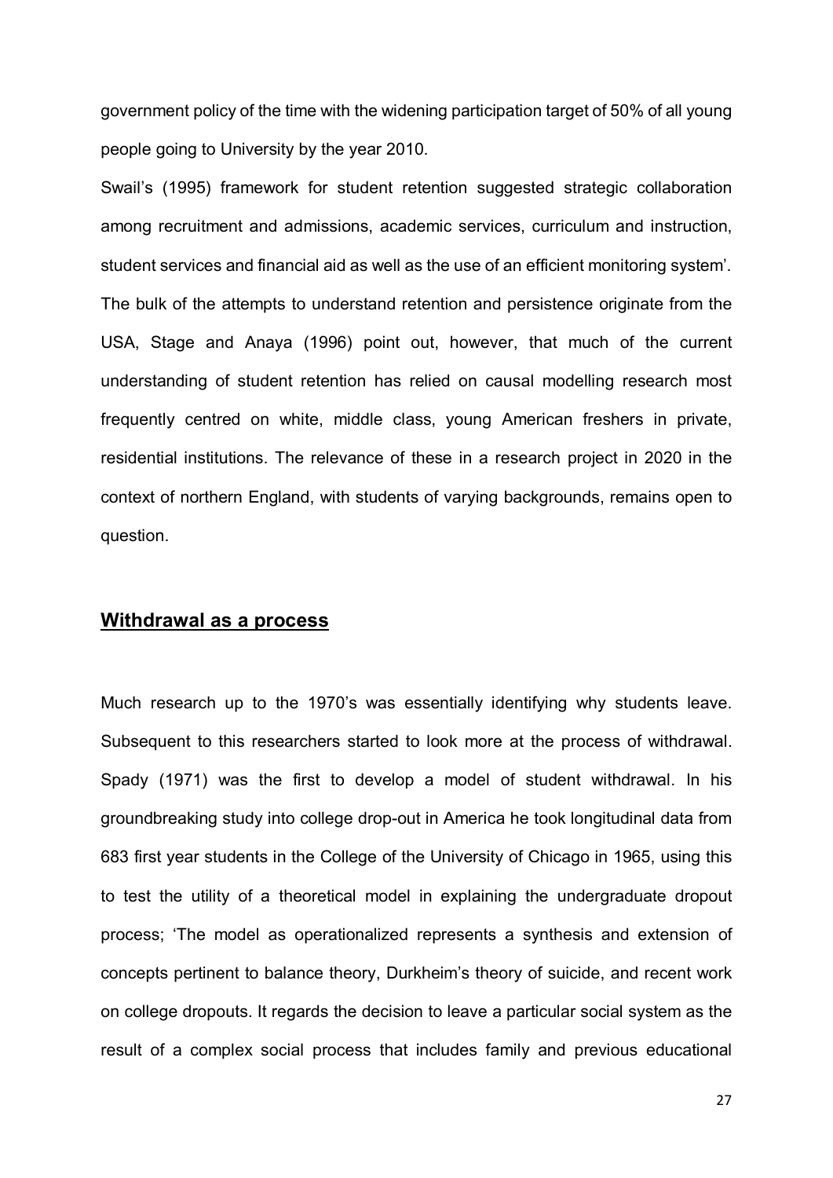government policy of the time with the widening participation target of 50% of all young people going to University by the year 2010.

Swail's (1995) framework for student retention suggested strategic collaboration among recruitment and admissions, academic services, curriculum and instruction, student services and financial aid as well as the use of an efficient monitoring system'. The bulk of the attempts to understand retention and persistence originate from the USA, Stage and Anaya (1996) point out, however, that much of the current understanding of student retention has relied on causal modelling research most frequently centred on white, middle class, young American freshers in private, residential institutions. The relevance of these in a research project in 2020 in the context of northern England, with students of varying backgrounds, remains open to question.

## **Withdrawal as a process**

Much research up to the 1970's was essentially identifying why students leave. Subsequent to this researchers started to look more at the process of withdrawal. Spady (1971) was the first to develop a model of student withdrawal. In his groundbreaking study into college drop-out in America he took longitudinal data from 683 first year students in the College of the University of Chicago in 1965, using this to test the utility of a theoretical model in explaining the undergraduate dropout process; 'The model as operationalized represents a synthesis and extension of concepts pertinent to balance theory, Durkheim's theory of suicide, and recent work on college dropouts. It regards the decision to leave a particular social system as the result of a complex social process that includes family and previous educational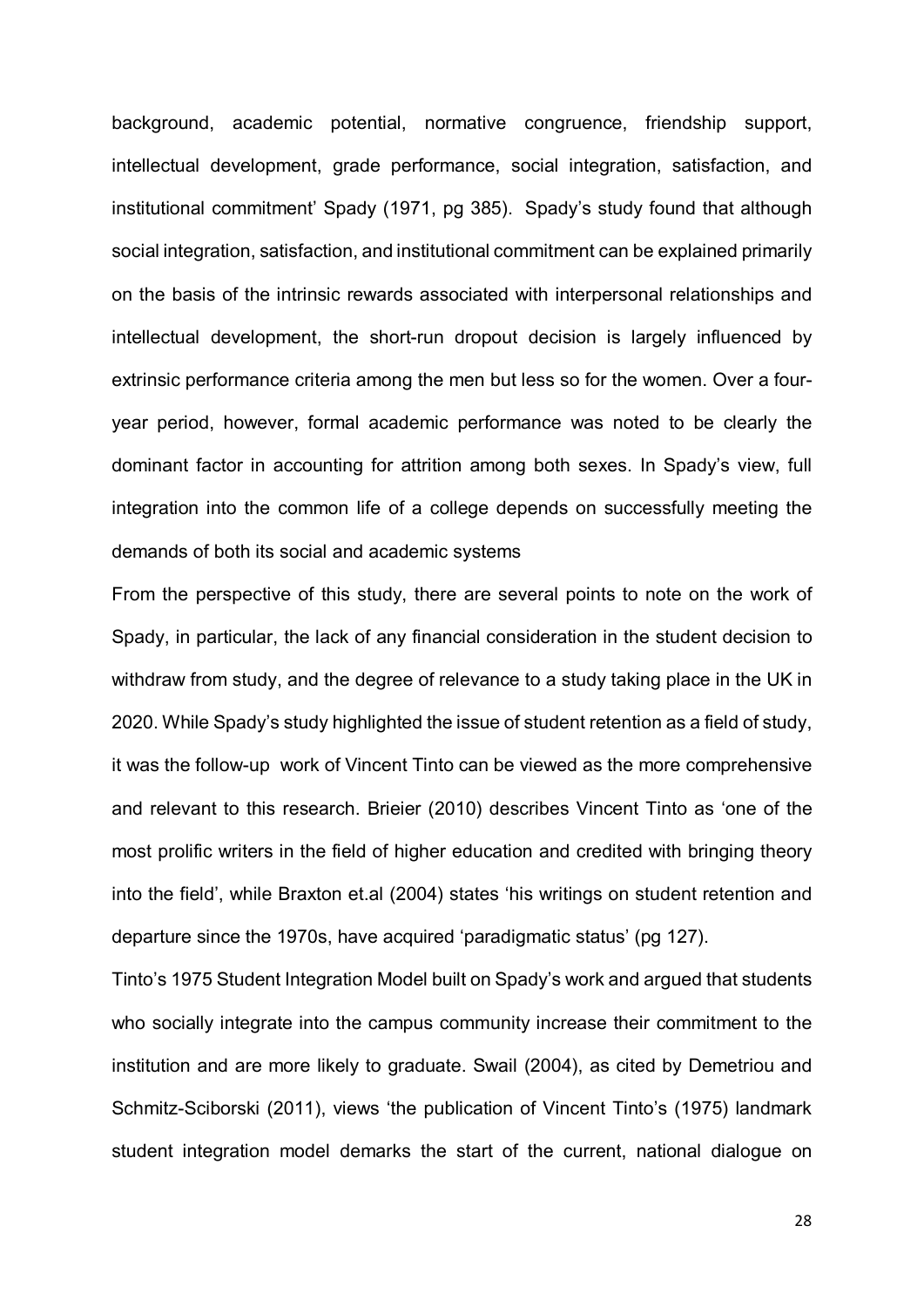background, academic potential, normative congruence, friendship support, intellectual development, grade performance, social integration, satisfaction, and institutional commitment' Spady (1971, pg 385). Spady's study found that although social integration, satisfaction, and institutional commitment can be explained primarily on the basis of the intrinsic rewards associated with interpersonal relationships and intellectual development, the short-run dropout decision is largely influenced by extrinsic performance criteria among the men but less so for the women. Over a four-year period, however, formal academic performance was noted to be clearly the dominant factor in accounting for attrition among both sexes. In Spady's view, full integration into the common life of a college depends on successfully meeting the demands of both its social and academic systems

From the perspective of this study, there are several points to note on the work of Spady, in particular, the lack of any financial consideration in the student decision to withdraw from study, and the degree of relevance to a study taking place in the UK in 2020. While Spady's study highlighted the issue of student retention as a field of study, it was the follow-up work of Vincent Tinto can be viewed as the more comprehensive and relevant to this research. Brieier (2010) describes Vincent Tinto as 'one of the most prolific writers in the field of higher education and credited with bringing theory into the field', while Braxton et.al (2004) states 'his writings on student retention and departure since the 1970s, have acquired 'paradigmatic status' (pg 127).

Tinto's 1975 Student Integration Model built on Spady's work and argued that students who socially integrate into the campus community increase their commitment to the institution and are more likely to graduate. Swail (2004), as cited by Demetriou and Schmitz-Sciborski (2011), views 'the publication of Vincent Tinto's (1975) landmark student integration model demarks the start of the current, national dialogue on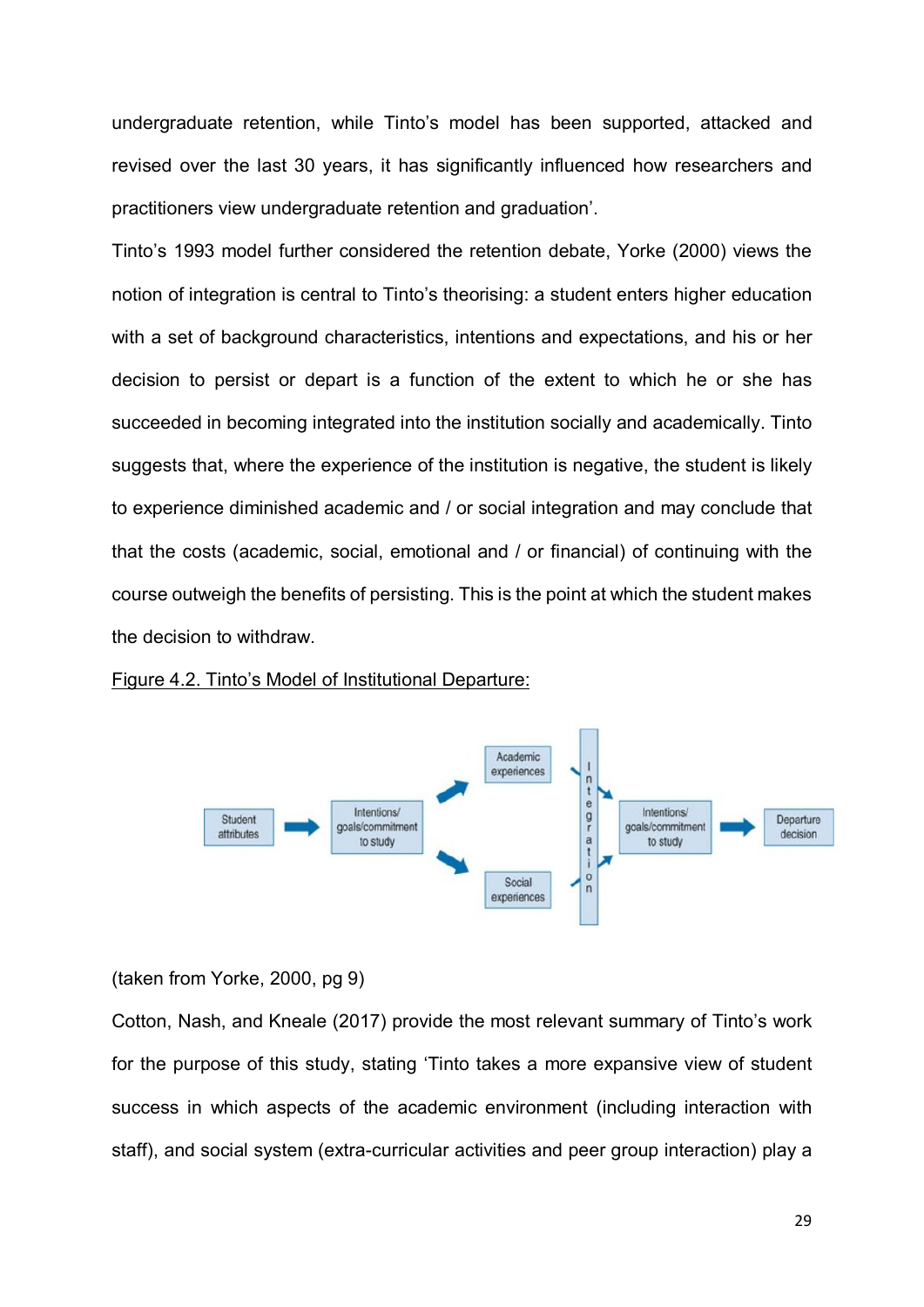undergraduate retention, while Tinto's model has been supported, attacked and revised over the last 30 years, it has significantly influenced how researchers and practitioners view undergraduate retention and graduation'.

Tinto's 1993 model further considered the retention debate, Yorke (2000) views the notion of integration is central to Tinto's theorising: a student enters higher education with a set of background characteristics, intentions and expectations, and his or her decision to persist or depart is a function of the extent to which he or she has succeeded in becoming integrated into the institution socially and academically. Tinto suggests that, where the experience of the institution is negative, the student is likely to experience diminished academic and / or social integration and may conclude that that the costs (academic, social, emotional and / or financial) of continuing with the course outweigh the benefits of persisting. This is the point at which the student makes the decision to withdraw.

Figure 4.2. Tinto's Model of Institutional Departure:

Student attributes → Intentions/ goals/commitment to study → Academic experiences / Social experiences → Integration → Intentions/ goals/commitment to study → Departure decision

(taken from Yorke, 2000, pg 9)

Cotton, Nash, and Kneale (2017) provide the most relevant summary of Tinto's work for the purpose of this study, stating 'Tinto takes a more expansive view of student success in which aspects of the academic environment (including interaction with staff), and social system (extra-curricular activities and peer group interaction) play a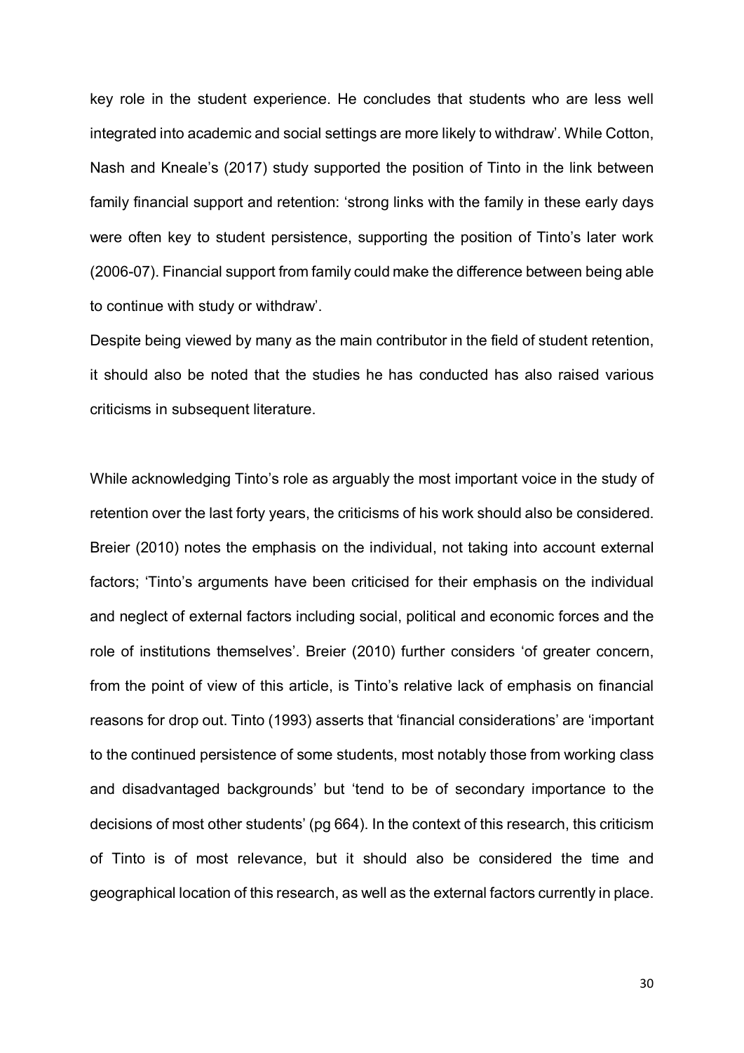key role in the student experience. He concludes that students who are less well integrated into academic and social settings are more likely to withdraw'. While Cotton, Nash and Kneale's (2017) study supported the position of Tinto in the link between family financial support and retention: 'strong links with the family in these early days were often key to student persistence, supporting the position of Tinto's later work (2006-07). Financial support from family could make the difference between being able to continue with study or withdraw'.

Despite being viewed by many as the main contributor in the field of student retention, it should also be noted that the studies he has conducted has also raised various criticisms in subsequent literature.

While acknowledging Tinto's role as arguably the most important voice in the study of retention over the last forty years, the criticisms of his work should also be considered. Breier (2010) notes the emphasis on the individual, not taking into account external factors; 'Tinto's arguments have been criticised for their emphasis on the individual and neglect of external factors including social, political and economic forces and the role of institutions themselves'. Breier (2010) further considers 'of greater concern, from the point of view of this article, is Tinto's relative lack of emphasis on financial reasons for drop out. Tinto (1993) asserts that 'financial considerations' are 'important to the continued persistence of some students, most notably those from working class and disadvantaged backgrounds' but 'tend to be of secondary importance to the decisions of most other students' (pg 664). In the context of this research, this criticism of Tinto is of most relevance, but it should also be considered the time and geographical location of this research, as well as the external factors currently in place.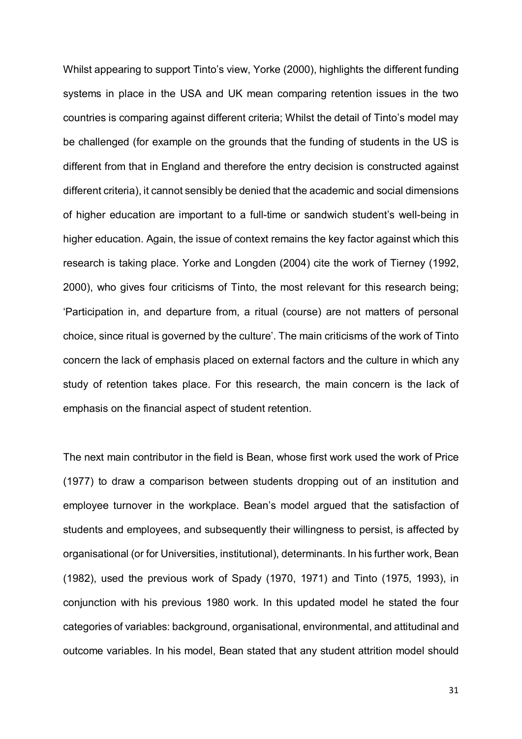Whilst appearing to support Tinto's view, Yorke (2000), highlights the different funding systems in place in the USA and UK mean comparing retention issues in the two countries is comparing against different criteria; Whilst the detail of Tinto's model may be challenged (for example on the grounds that the funding of students in the US is different from that in England and therefore the entry decision is constructed against different criteria), it cannot sensibly be denied that the academic and social dimensions of higher education are important to a full-time or sandwich student's well-being in higher education. Again, the issue of context remains the key factor against which this research is taking place. Yorke and Longden (2004) cite the work of Tierney (1992, 2000), who gives four criticisms of Tinto, the most relevant for this research being; 'Participation in, and departure from, a ritual (course) are not matters of personal choice, since ritual is governed by the culture'. The main criticisms of the work of Tinto concern the lack of emphasis placed on external factors and the culture in which any study of retention takes place. For this research, the main concern is the lack of emphasis on the financial aspect of student retention.

The next main contributor in the field is Bean, whose first work used the work of Price (1977) to draw a comparison between students dropping out of an institution and employee turnover in the workplace. Bean's model argued that the satisfaction of students and employees, and subsequently their willingness to persist, is affected by organisational (or for Universities, institutional), determinants. In his further work, Bean (1982), used the previous work of Spady (1970, 1971) and Tinto (1975, 1993), in conjunction with his previous 1980 work. In this updated model he stated the four categories of variables: background, organisational, environmental, and attitudinal and outcome variables. In his model, Bean stated that any student attrition model should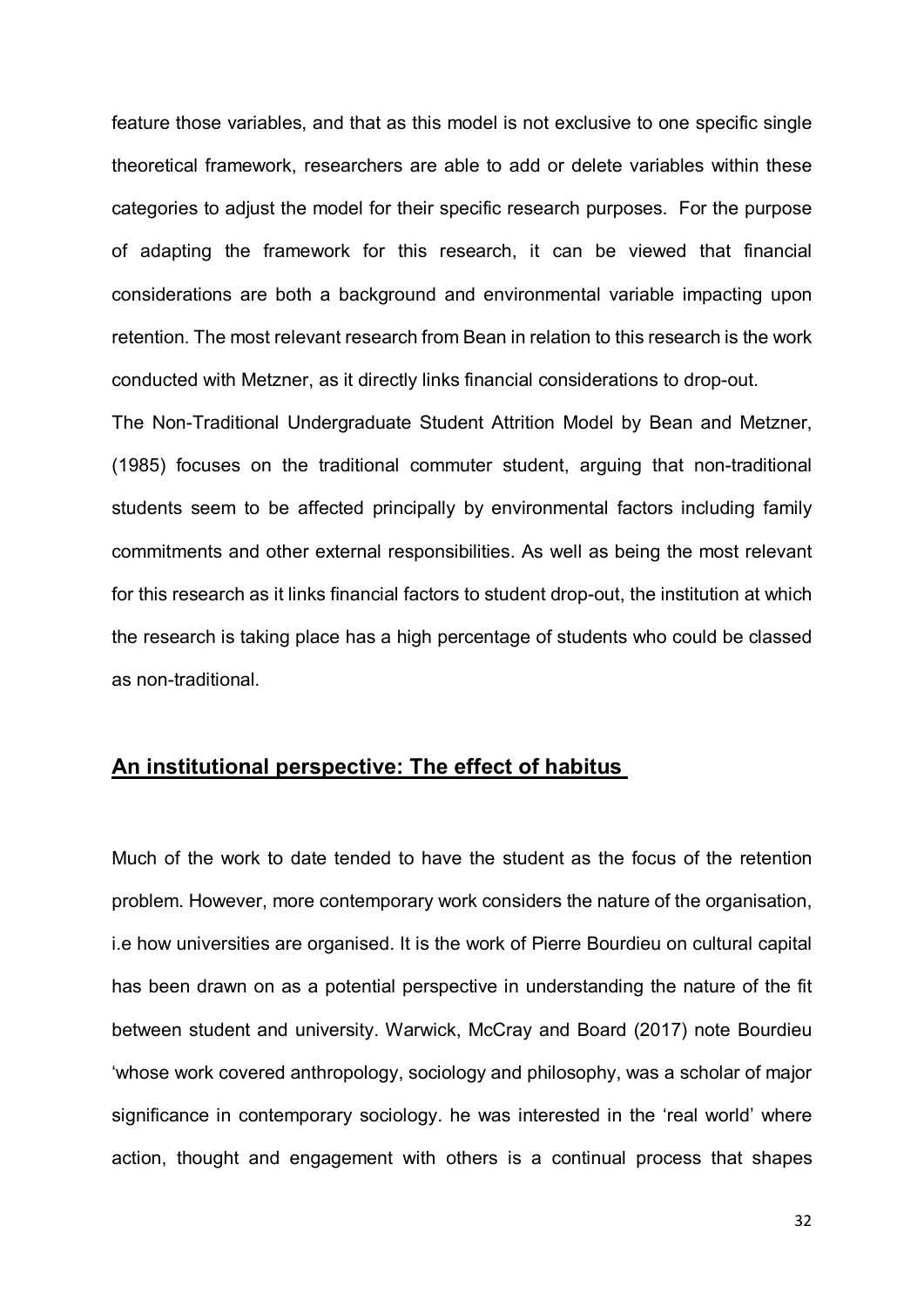feature those variables, and that as this model is not exclusive to one specific single theoretical framework, researchers are able to add or delete variables within these categories to adjust the model for their specific research purposes. For the purpose of adapting the framework for this research, it can be viewed that financial considerations are both a background and environmental variable impacting upon retention. The most relevant research from Bean in relation to this research is the work conducted with Metzner, as it directly links financial considerations to drop-out.

The Non-Traditional Undergraduate Student Attrition Model by Bean and Metzner, (1985) focuses on the traditional commuter student, arguing that non-traditional students seem to be affected principally by environmental factors including family commitments and other external responsibilities. As well as being the most relevant for this research as it links financial factors to student drop-out, the institution at which the research is taking place has a high percentage of students who could be classed as non-traditional.

## An institutional perspective: The effect of habitus

Much of the work to date tended to have the student as the focus of the retention problem. However, more contemporary work considers the nature of the organisation, i.e how universities are organised. It is the work of Pierre Bourdieu on cultural capital has been drawn on as a potential perspective in understanding the nature of the fit between student and university. Warwick, McCray and Board (2017) note Bourdieu 'whose work covered anthropology, sociology and philosophy, was a scholar of major significance in contemporary sociology. he was interested in the 'real world' where action, thought and engagement with others is a continual process that shapes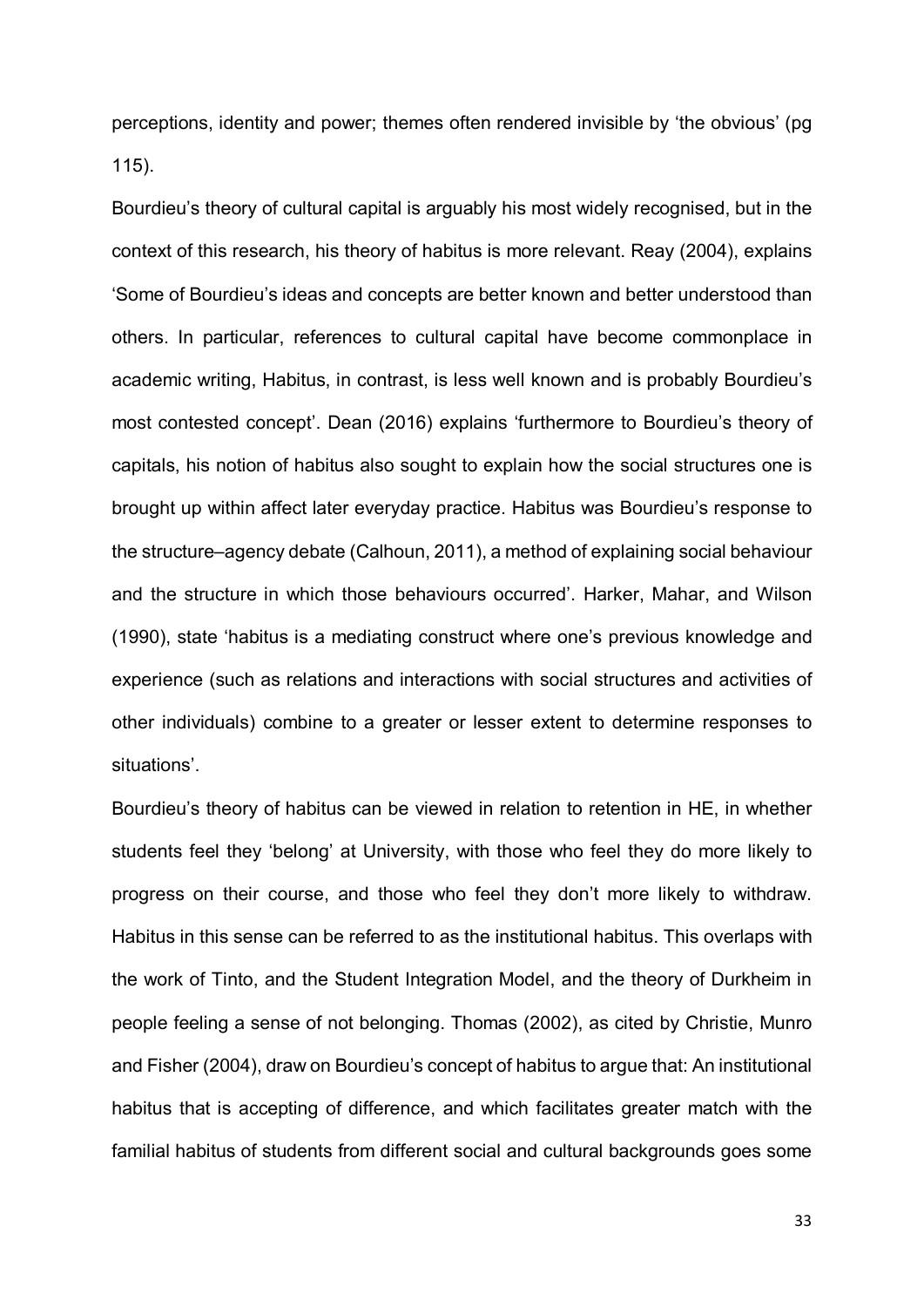perceptions, identity and power; themes often rendered invisible by 'the obvious' (pg 115).

Bourdieu's theory of cultural capital is arguably his most widely recognised, but in the context of this research, his theory of habitus is more relevant. Reay (2004), explains 'Some of Bourdieu's ideas and concepts are better known and better understood than others. In particular, references to cultural capital have become commonplace in academic writing, Habitus, in contrast, is less well known and is probably Bourdieu's most contested concept'. Dean (2016) explains 'furthermore to Bourdieu's theory of capitals, his notion of habitus also sought to explain how the social structures one is brought up within affect later everyday practice. Habitus was Bourdieu's response to the structure–agency debate (Calhoun, 2011), a method of explaining social behaviour and the structure in which those behaviours occurred'. Harker, Mahar, and Wilson (1990), state 'habitus is a mediating construct where one's previous knowledge and experience (such as relations and interactions with social structures and activities of other individuals) combine to a greater or lesser extent to determine responses to situations'.

Bourdieu's theory of habitus can be viewed in relation to retention in HE, in whether students feel they 'belong' at University, with those who feel they do more likely to progress on their course, and those who feel they don't more likely to withdraw. Habitus in this sense can be referred to as the institutional habitus. This overlaps with the work of Tinto, and the Student Integration Model, and the theory of Durkheim in people feeling a sense of not belonging. Thomas (2002), as cited by Christie, Munro and Fisher (2004), draw on Bourdieu's concept of habitus to argue that: An institutional habitus that is accepting of difference, and which facilitates greater match with the familial habitus of students from different social and cultural backgrounds goes some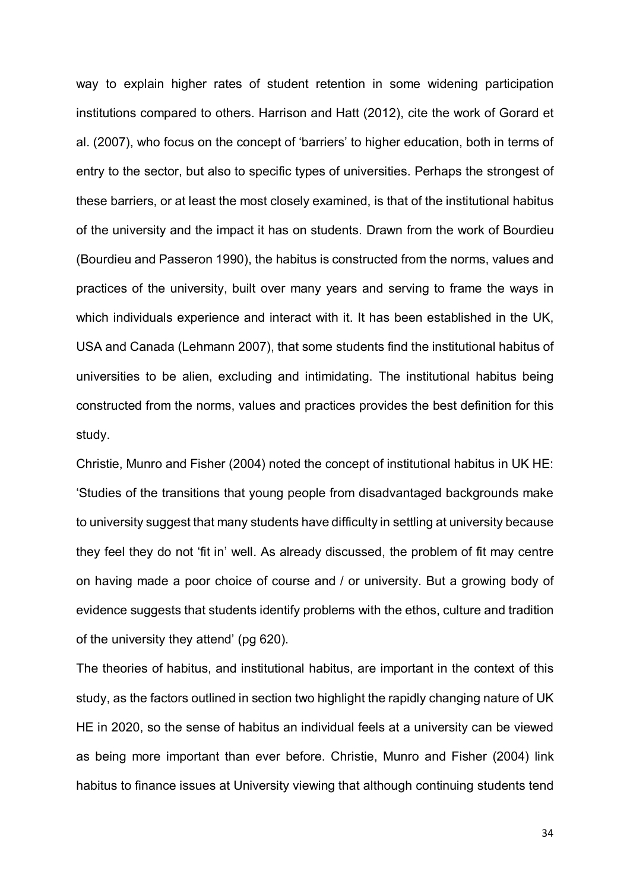way to explain higher rates of student retention in some widening participation institutions compared to others. Harrison and Hatt (2012), cite the work of Gorard et al. (2007), who focus on the concept of 'barriers' to higher education, both in terms of entry to the sector, but also to specific types of universities. Perhaps the strongest of these barriers, or at least the most closely examined, is that of the institutional habitus of the university and the impact it has on students. Drawn from the work of Bourdieu (Bourdieu and Passeron 1990), the habitus is constructed from the norms, values and practices of the university, built over many years and serving to frame the ways in which individuals experience and interact with it. It has been established in the UK, USA and Canada (Lehmann 2007), that some students find the institutional habitus of universities to be alien, excluding and intimidating. The institutional habitus being constructed from the norms, values and practices provides the best definition for this study.

Christie, Munro and Fisher (2004) noted the concept of institutional habitus in UK HE: 'Studies of the transitions that young people from disadvantaged backgrounds make to university suggest that many students have difficulty in settling at university because they feel they do not 'fit in' well. As already discussed, the problem of fit may centre on having made a poor choice of course and / or university. But a growing body of evidence suggests that students identify problems with the ethos, culture and tradition of the university they attend' (pg 620).

The theories of habitus, and institutional habitus, are important in the context of this study, as the factors outlined in section two highlight the rapidly changing nature of UK HE in 2020, so the sense of habitus an individual feels at a university can be viewed as being more important than ever before. Christie, Munro and Fisher (2004) link habitus to finance issues at University viewing that although continuing students tend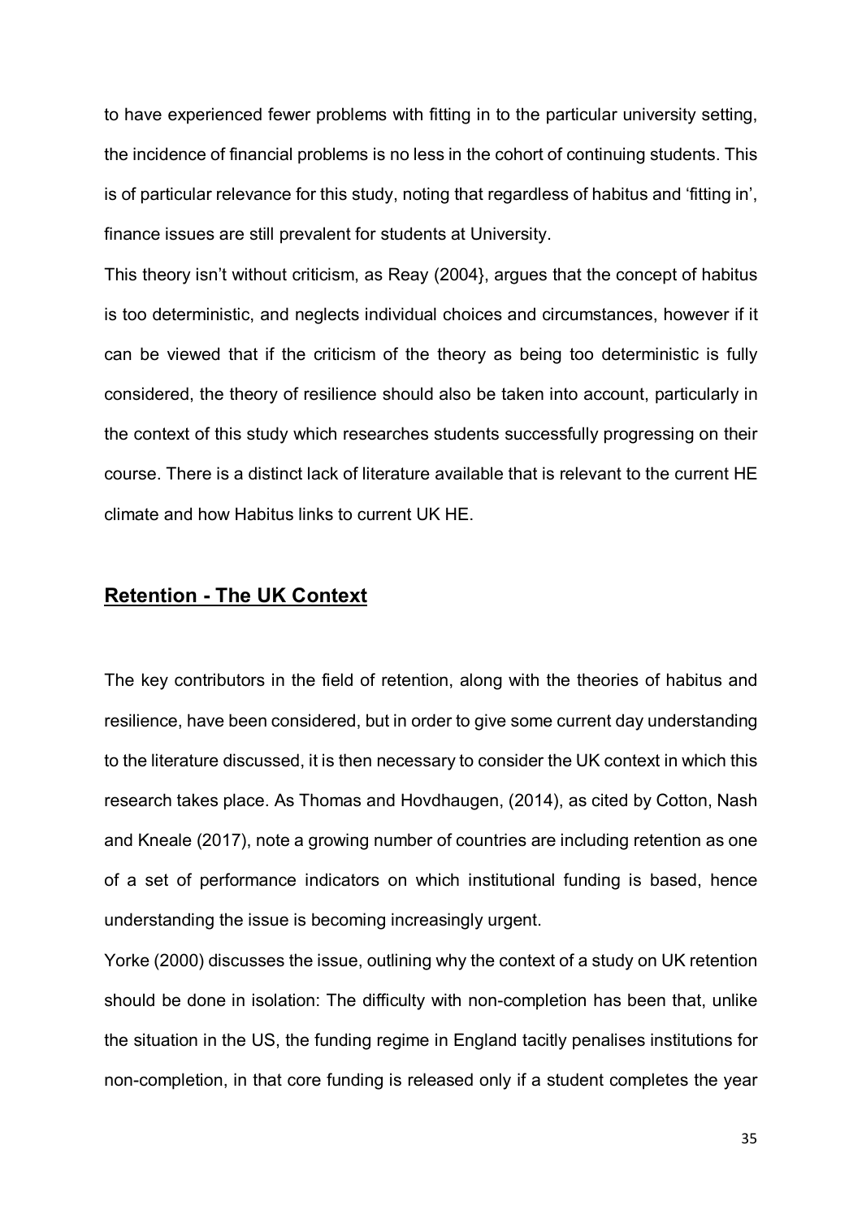to have experienced fewer problems with fitting in to the particular university setting, the incidence of financial problems is no less in the cohort of continuing students. This is of particular relevance for this study, noting that regardless of habitus and 'fitting in', finance issues are still prevalent for students at University.

This theory isn't without criticism, as Reay (2004}, argues that the concept of habitus is too deterministic, and neglects individual choices and circumstances, however if it can be viewed that if the criticism of the theory as being too deterministic is fully considered, the theory of resilience should also be taken into account, particularly in the context of this study which researches students successfully progressing on their course. There is a distinct lack of literature available that is relevant to the current HE climate and how Habitus links to current UK HE.

## **Retention - The UK Context**

The key contributors in the field of retention, along with the theories of habitus and resilience, have been considered, but in order to give some current day understanding to the literature discussed, it is then necessary to consider the UK context in which this research takes place. As Thomas and Hovdhaugen, (2014), as cited by Cotton, Nash and Kneale (2017), note a growing number of countries are including retention as one of a set of performance indicators on which institutional funding is based, hence understanding the issue is becoming increasingly urgent.

Yorke (2000) discusses the issue, outlining why the context of a study on UK retention should be done in isolation: The difficulty with non-completion has been that, unlike the situation in the US, the funding regime in England tacitly penalises institutions for non-completion, in that core funding is released only if a student completes the year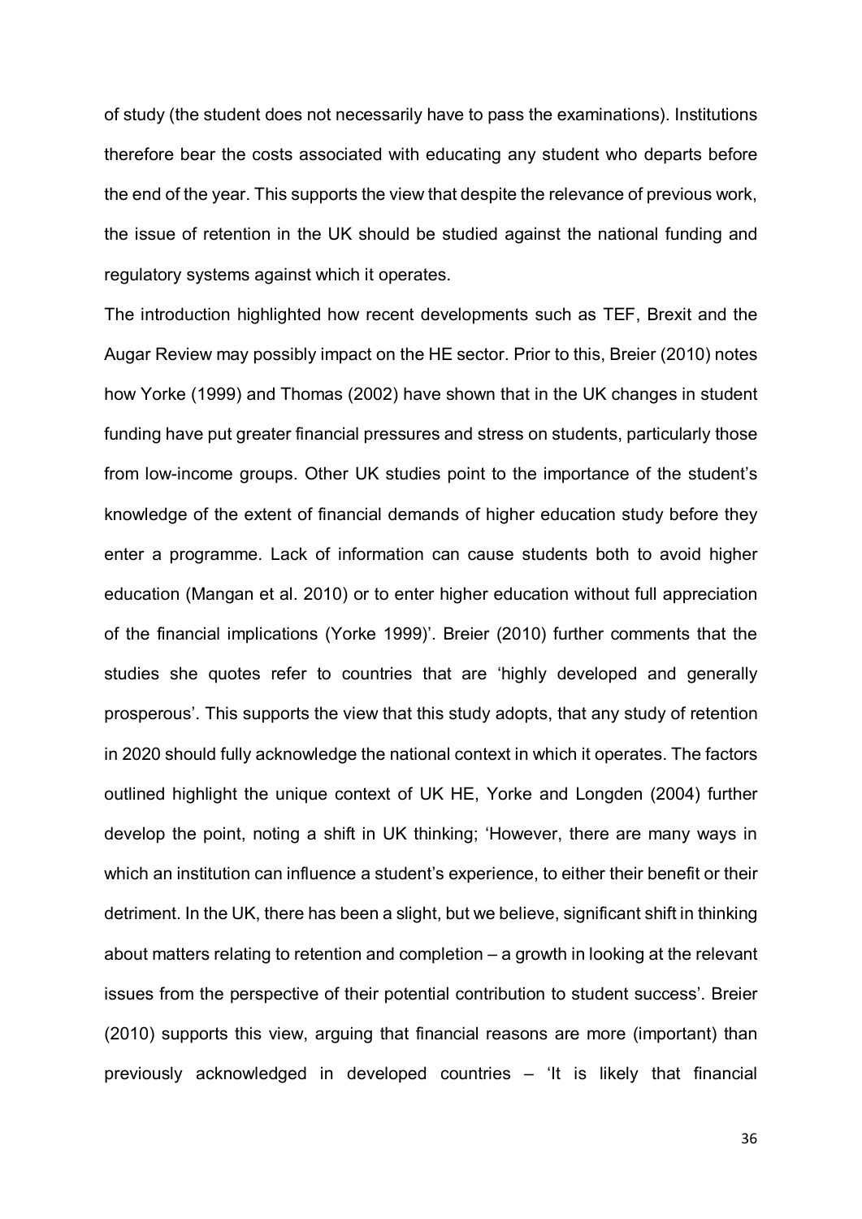of study (the student does not necessarily have to pass the examinations). Institutions therefore bear the costs associated with educating any student who departs before the end of the year. This supports the view that despite the relevance of previous work, the issue of retention in the UK should be studied against the national funding and regulatory systems against which it operates.

The introduction highlighted how recent developments such as TEF, Brexit and the Augar Review may possibly impact on the HE sector. Prior to this, Breier (2010) notes how Yorke (1999) and Thomas (2002) have shown that in the UK changes in student funding have put greater financial pressures and stress on students, particularly those from low-income groups. Other UK studies point to the importance of the student's knowledge of the extent of financial demands of higher education study before they enter a programme. Lack of information can cause students both to avoid higher education (Mangan et al. 2010) or to enter higher education without full appreciation of the financial implications (Yorke 1999)'. Breier (2010) further comments that the studies she quotes refer to countries that are 'highly developed and generally prosperous'. This supports the view that this study adopts, that any study of retention in 2020 should fully acknowledge the national context in which it operates. The factors outlined highlight the unique context of UK HE, Yorke and Longden (2004) further develop the point, noting a shift in UK thinking; 'However, there are many ways in which an institution can influence a student's experience, to either their benefit or their detriment. In the UK, there has been a slight, but we believe, significant shift in thinking about matters relating to retention and completion – a growth in looking at the relevant issues from the perspective of their potential contribution to student success'. Breier (2010) supports this view, arguing that financial reasons are more (important) than previously acknowledged in developed countries – 'It is likely that financial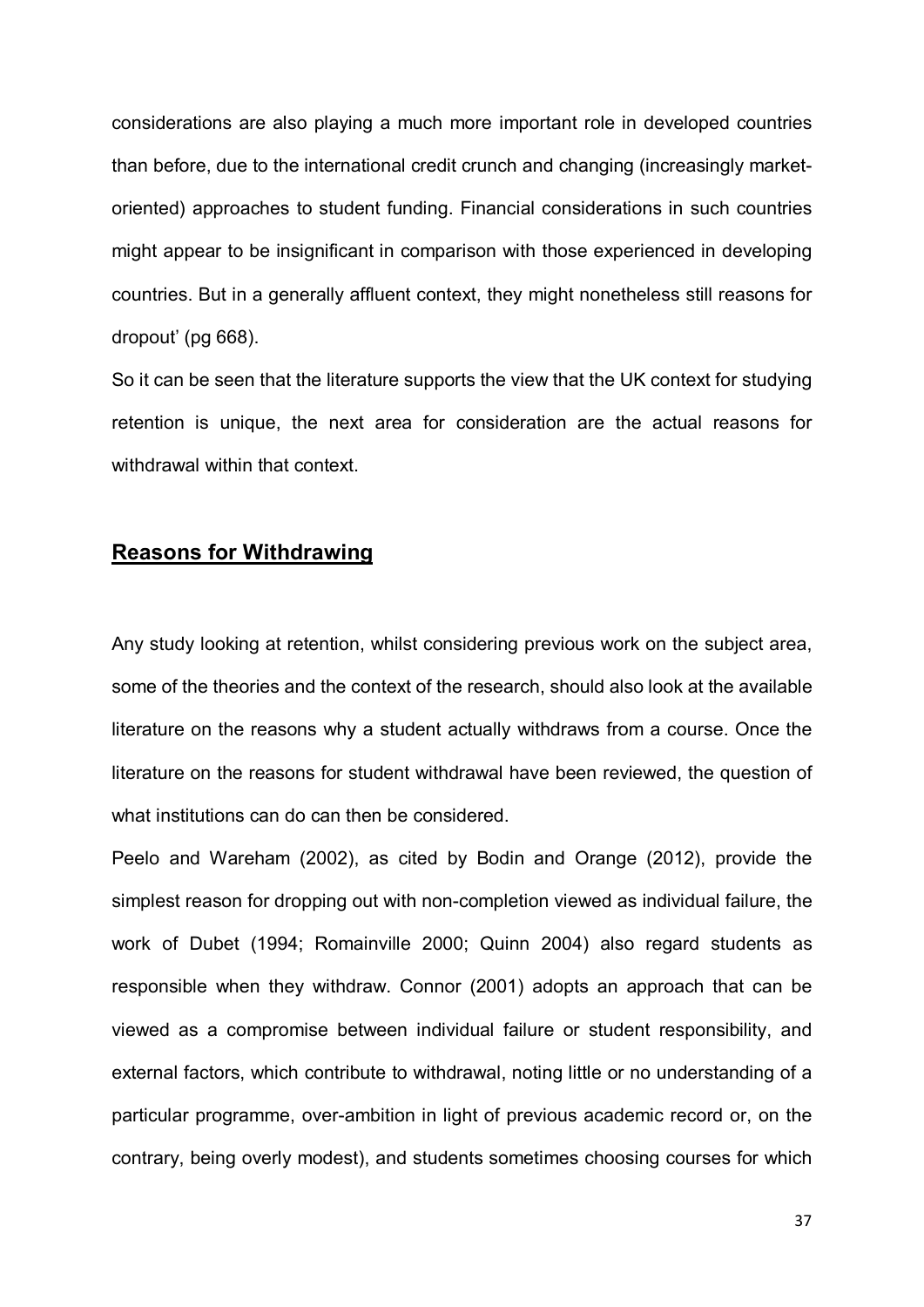considerations are also playing a much more important role in developed countries than before, due to the international credit crunch and changing (increasingly market-oriented) approaches to student funding. Financial considerations in such countries might appear to be insignificant in comparison with those experienced in developing countries. But in a generally affluent context, they might nonetheless still reasons for dropout' (pg 668).

So it can be seen that the literature supports the view that the UK context for studying retention is unique, the next area for consideration are the actual reasons for withdrawal within that context.

## Reasons for Withdrawing

Any study looking at retention, whilst considering previous work on the subject area, some of the theories and the context of the research, should also look at the available literature on the reasons why a student actually withdraws from a course. Once the literature on the reasons for student withdrawal have been reviewed, the question of what institutions can do can then be considered.

Peelo and Wareham (2002), as cited by Bodin and Orange (2012), provide the simplest reason for dropping out with non-completion viewed as individual failure, the work of Dubet (1994; Romainville 2000; Quinn 2004) also regard students as responsible when they withdraw. Connor (2001) adopts an approach that can be viewed as a compromise between individual failure or student responsibility, and external factors, which contribute to withdrawal, noting little or no understanding of a particular programme, over-ambition in light of previous academic record or, on the contrary, being overly modest), and students sometimes choosing courses for which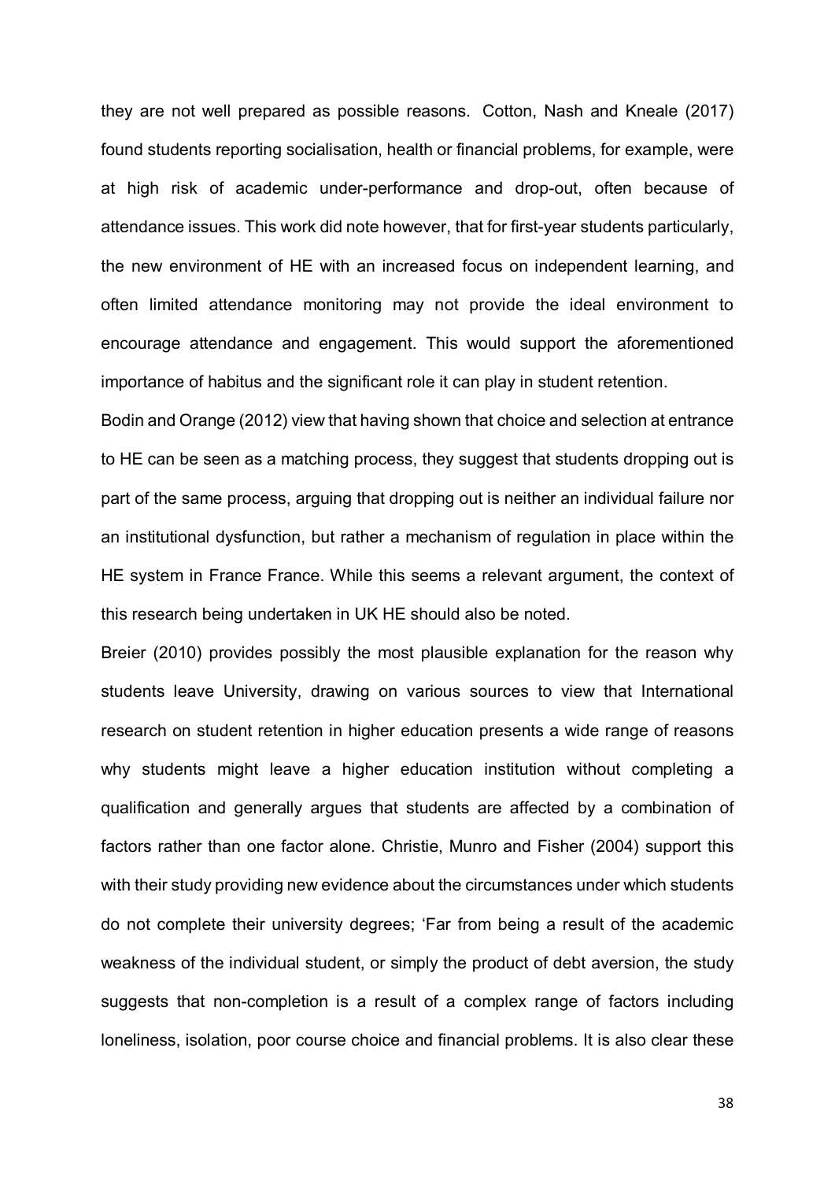they are not well prepared as possible reasons. Cotton, Nash and Kneale (2017) found students reporting socialisation, health or financial problems, for example, were at high risk of academic under-performance and drop-out, often because of attendance issues. This work did note however, that for first-year students particularly, the new environment of HE with an increased focus on independent learning, and often limited attendance monitoring may not provide the ideal environment to encourage attendance and engagement. This would support the aforementioned importance of habitus and the significant role it can play in student retention.

Bodin and Orange (2012) view that having shown that choice and selection at entrance to HE can be seen as a matching process, they suggest that students dropping out is part of the same process, arguing that dropping out is neither an individual failure nor an institutional dysfunction, but rather a mechanism of regulation in place within the HE system in France France. While this seems a relevant argument, the context of this research being undertaken in UK HE should also be noted.

Breier (2010) provides possibly the most plausible explanation for the reason why students leave University, drawing on various sources to view that International research on student retention in higher education presents a wide range of reasons why students might leave a higher education institution without completing a qualification and generally argues that students are affected by a combination of factors rather than one factor alone. Christie, Munro and Fisher (2004) support this with their study providing new evidence about the circumstances under which students do not complete their university degrees; 'Far from being a result of the academic weakness of the individual student, or simply the product of debt aversion, the study suggests that non-completion is a result of a complex range of factors including loneliness, isolation, poor course choice and financial problems. It is also clear these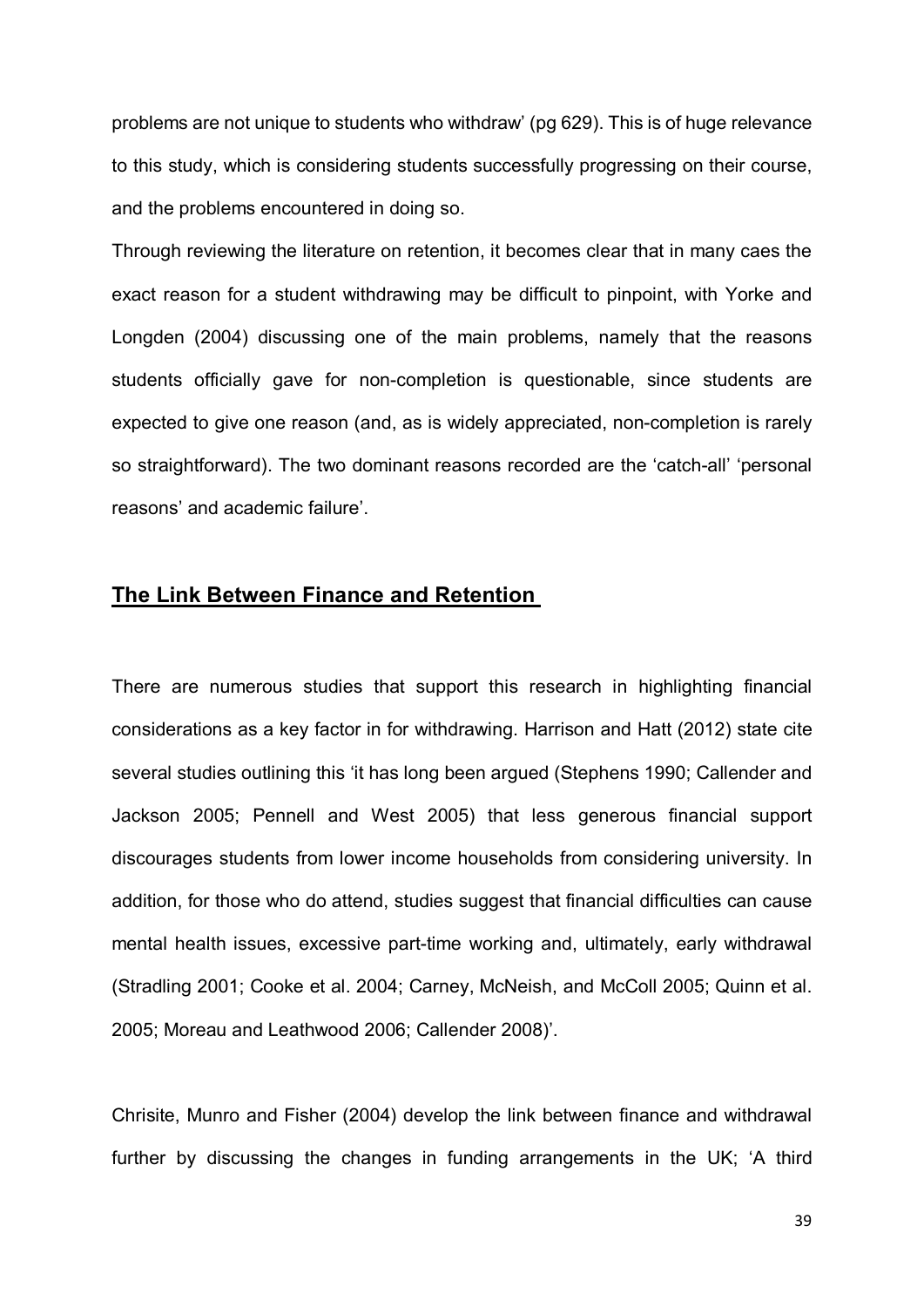problems are not unique to students who withdraw' (pg 629). This is of huge relevance to this study, which is considering students successfully progressing on their course, and the problems encountered in doing so.

Through reviewing the literature on retention, it becomes clear that in many caes the exact reason for a student withdrawing may be difficult to pinpoint, with Yorke and Longden (2004) discussing one of the main problems, namely that the reasons students officially gave for non-completion is questionable, since students are expected to give one reason (and, as is widely appreciated, non-completion is rarely so straightforward). The two dominant reasons recorded are the 'catch-all' 'personal reasons' and academic failure'.

## The Link Between Finance and Retention

There are numerous studies that support this research in highlighting financial considerations as a key factor in for withdrawing. Harrison and Hatt (2012) state cite several studies outlining this 'it has long been argued (Stephens 1990; Callender and Jackson 2005; Pennell and West 2005) that less generous financial support discourages students from lower income households from considering university. In addition, for those who do attend, studies suggest that financial difficulties can cause mental health issues, excessive part-time working and, ultimately, early withdrawal (Stradling 2001; Cooke et al. 2004; Carney, McNeish, and McColl 2005; Quinn et al. 2005; Moreau and Leathwood 2006; Callender 2008)'.

Chrisite, Munro and Fisher (2004) develop the link between finance and withdrawal further by discussing the changes in funding arrangements in the UK; 'A third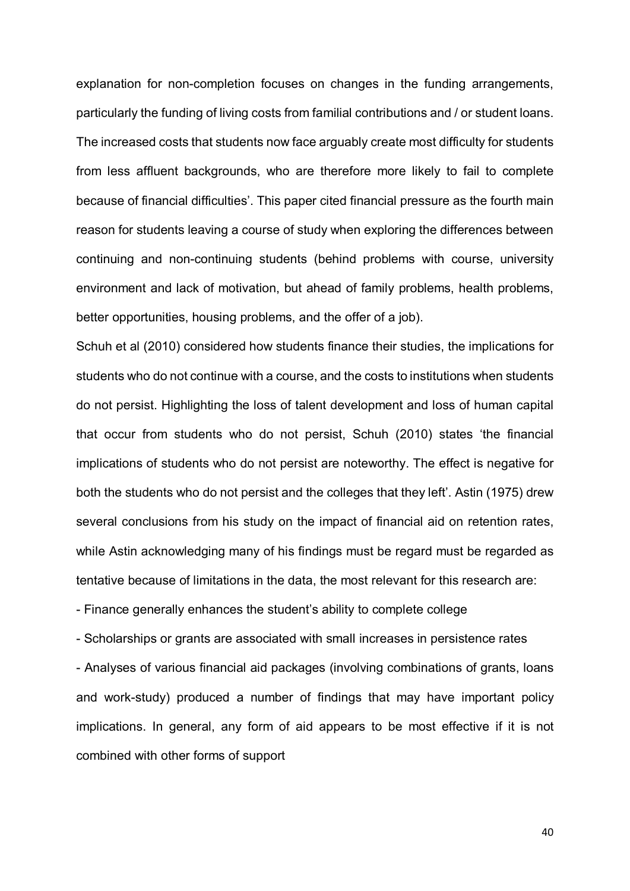explanation for non-completion focuses on changes in the funding arrangements, particularly the funding of living costs from familial contributions and / or student loans. The increased costs that students now face arguably create most difficulty for students from less affluent backgrounds, who are therefore more likely to fail to complete because of financial difficulties'. This paper cited financial pressure as the fourth main reason for students leaving a course of study when exploring the differences between continuing and non-continuing students (behind problems with course, university environment and lack of motivation, but ahead of family problems, health problems, better opportunities, housing problems, and the offer of a job).

Schuh et al (2010) considered how students finance their studies, the implications for students who do not continue with a course, and the costs to institutions when students do not persist. Highlighting the loss of talent development and loss of human capital that occur from students who do not persist, Schuh (2010) states 'the financial implications of students who do not persist are noteworthy. The effect is negative for both the students who do not persist and the colleges that they left'. Astin (1975) drew several conclusions from his study on the impact of financial aid on retention rates, while Astin acknowledging many of his findings must be regard must be regarded as tentative because of limitations in the data, the most relevant for this research are:

- Finance generally enhances the student's ability to complete college
- Scholarships or grants are associated with small increases in persistence rates
- Analyses of various financial aid packages (involving combinations of grants, loans and work-study) produced a number of findings that may have important policy implications. In general, any form of aid appears to be most effective if it is not combined with other forms of support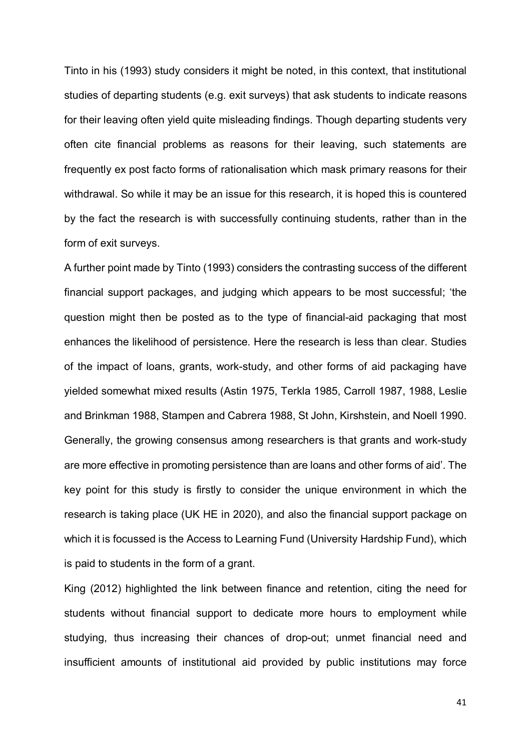Tinto in his (1993) study considers it might be noted, in this context, that institutional studies of departing students (e.g. exit surveys) that ask students to indicate reasons for their leaving often yield quite misleading findings. Though departing students very often cite financial problems as reasons for their leaving, such statements are frequently ex post facto forms of rationalisation which mask primary reasons for their withdrawal. So while it may be an issue for this research, it is hoped this is countered by the fact the research is with successfully continuing students, rather than in the form of exit surveys.

A further point made by Tinto (1993) considers the contrasting success of the different financial support packages, and judging which appears to be most successful; 'the question might then be posted as to the type of financial-aid packaging that most enhances the likelihood of persistence. Here the research is less than clear. Studies of the impact of loans, grants, work-study, and other forms of aid packaging have yielded somewhat mixed results (Astin 1975, Terkla 1985, Carroll 1987, 1988, Leslie and Brinkman 1988, Stampen and Cabrera 1988, St John, Kirshstein, and Noell 1990. Generally, the growing consensus among researchers is that grants and work-study are more effective in promoting persistence than are loans and other forms of aid'. The key point for this study is firstly to consider the unique environment in which the research is taking place (UK HE in 2020), and also the financial support package on which it is focussed is the Access to Learning Fund (University Hardship Fund), which is paid to students in the form of a grant.

King (2012) highlighted the link between finance and retention, citing the need for students without financial support to dedicate more hours to employment while studying, thus increasing their chances of drop-out; unmet financial need and insufficient amounts of institutional aid provided by public institutions may force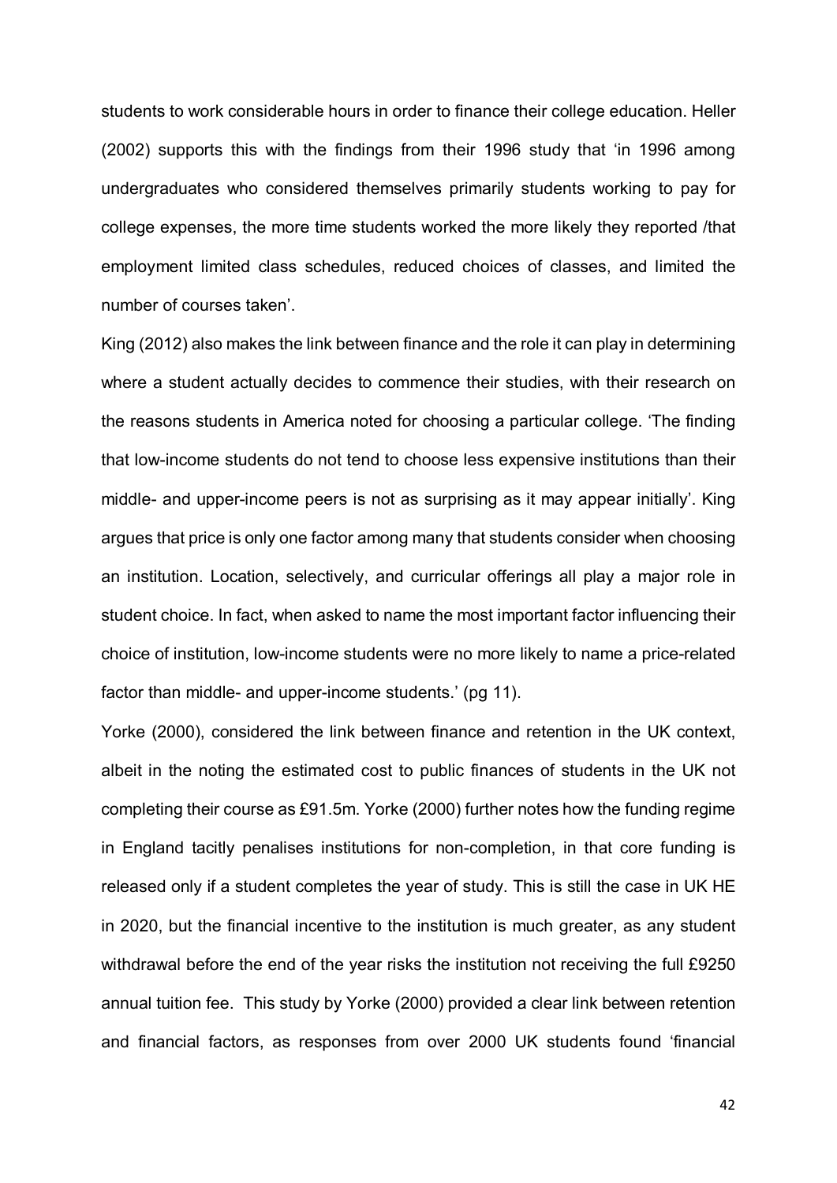students to work considerable hours in order to finance their college education. Heller (2002) supports this with the findings from their 1996 study that 'in 1996 among undergraduates who considered themselves primarily students working to pay for college expenses, the more time students worked the more likely they reported /that employment limited class schedules, reduced choices of classes, and limited the number of courses taken'.

King (2012) also makes the link between finance and the role it can play in determining where a student actually decides to commence their studies, with their research on the reasons students in America noted for choosing a particular college. 'The finding that low-income students do not tend to choose less expensive institutions than their middle- and upper-income peers is not as surprising as it may appear initially'. King argues that price is only one factor among many that students consider when choosing an institution. Location, selectively, and curricular offerings all play a major role in student choice. In fact, when asked to name the most important factor influencing their choice of institution, low-income students were no more likely to name a price-related factor than middle- and upper-income students.' (pg 11).

Yorke (2000), considered the link between finance and retention in the UK context, albeit in the noting the estimated cost to public finances of students in the UK not completing their course as £91.5m. Yorke (2000) further notes how the funding regime in England tacitly penalises institutions for non-completion, in that core funding is released only if a student completes the year of study. This is still the case in UK HE in 2020, but the financial incentive to the institution is much greater, as any student withdrawal before the end of the year risks the institution not receiving the full £9250 annual tuition fee. This study by Yorke (2000) provided a clear link between retention and financial factors, as responses from over 2000 UK students found 'financial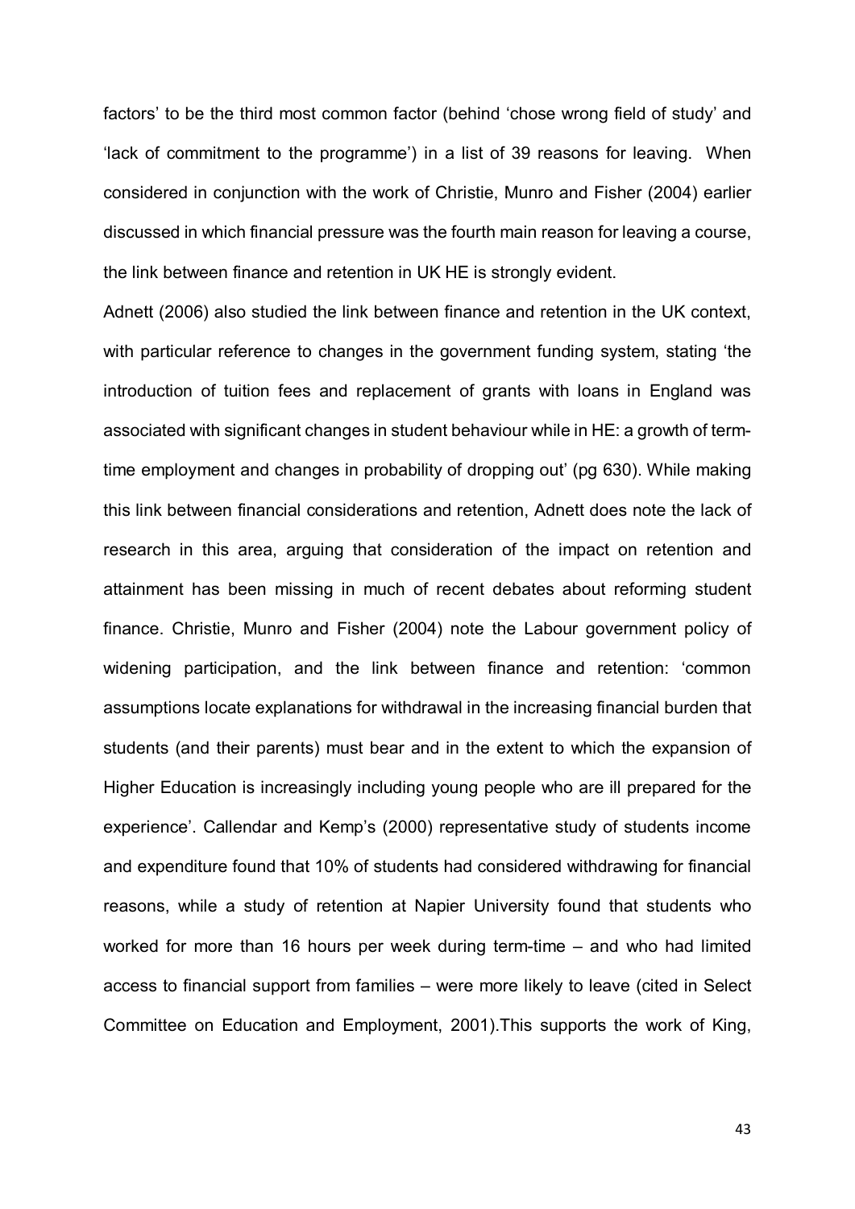factors' to be the third most common factor (behind 'chose wrong field of study' and 'lack of commitment to the programme') in a list of 39 reasons for leaving. When considered in conjunction with the work of Christie, Munro and Fisher (2004) earlier discussed in which financial pressure was the fourth main reason for leaving a course, the link between finance and retention in UK HE is strongly evident.

Adnett (2006) also studied the link between finance and retention in the UK context, with particular reference to changes in the government funding system, stating 'the introduction of tuition fees and replacement of grants with loans in England was associated with significant changes in student behaviour while in HE: a growth of term-time employment and changes in probability of dropping out' (pg 630). While making this link between financial considerations and retention, Adnett does note the lack of research in this area, arguing that consideration of the impact on retention and attainment has been missing in much of recent debates about reforming student finance. Christie, Munro and Fisher (2004) note the Labour government policy of widening participation, and the link between finance and retention: 'common assumptions locate explanations for withdrawal in the increasing financial burden that students (and their parents) must bear and in the extent to which the expansion of Higher Education is increasingly including young people who are ill prepared for the experience'. Callendar and Kemp's (2000) representative study of students income and expenditure found that 10% of students had considered withdrawing for financial reasons, while a study of retention at Napier University found that students who worked for more than 16 hours per week during term-time – and who had limited access to financial support from families – were more likely to leave (cited in Select Committee on Education and Employment, 2001).This supports the work of King,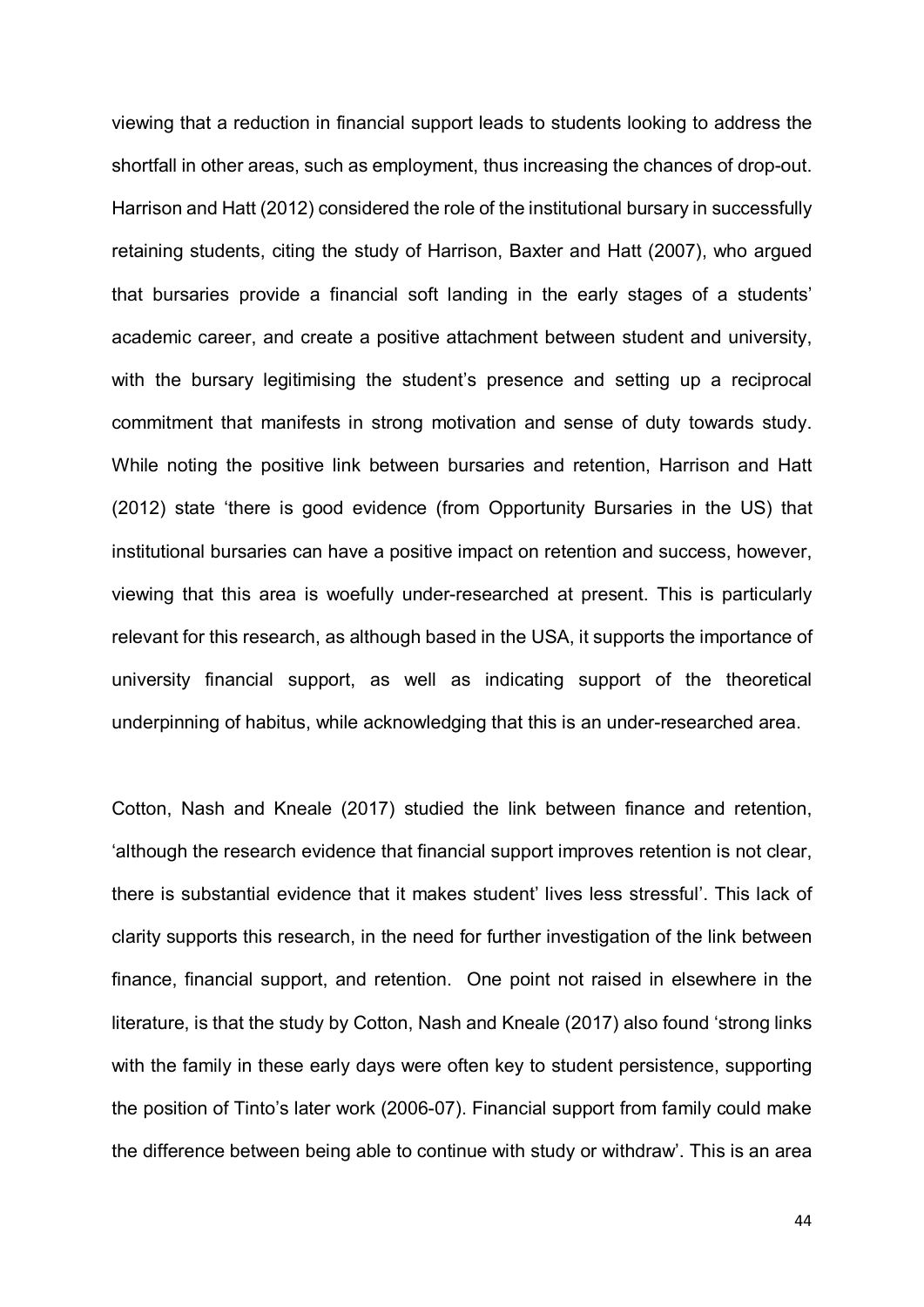viewing that a reduction in financial support leads to students looking to address the shortfall in other areas, such as employment, thus increasing the chances of drop-out. Harrison and Hatt (2012) considered the role of the institutional bursary in successfully retaining students, citing the study of Harrison, Baxter and Hatt (2007), who argued that bursaries provide a financial soft landing in the early stages of a students' academic career, and create a positive attachment between student and university, with the bursary legitimising the student's presence and setting up a reciprocal commitment that manifests in strong motivation and sense of duty towards study. While noting the positive link between bursaries and retention, Harrison and Hatt (2012) state 'there is good evidence (from Opportunity Bursaries in the US) that institutional bursaries can have a positive impact on retention and success, however, viewing that this area is woefully under-researched at present. This is particularly relevant for this research, as although based in the USA, it supports the importance of university financial support, as well as indicating support of the theoretical underpinning of habitus, while acknowledging that this is an under-researched area.

Cotton, Nash and Kneale (2017) studied the link between finance and retention, 'although the research evidence that financial support improves retention is not clear, there is substantial evidence that it makes student' lives less stressful'. This lack of clarity supports this research, in the need for further investigation of the link between finance, financial support, and retention. One point not raised in elsewhere in the literature, is that the study by Cotton, Nash and Kneale (2017) also found 'strong links with the family in these early days were often key to student persistence, supporting the position of Tinto's later work (2006-07). Financial support from family could make the difference between being able to continue with study or withdraw'. This is an area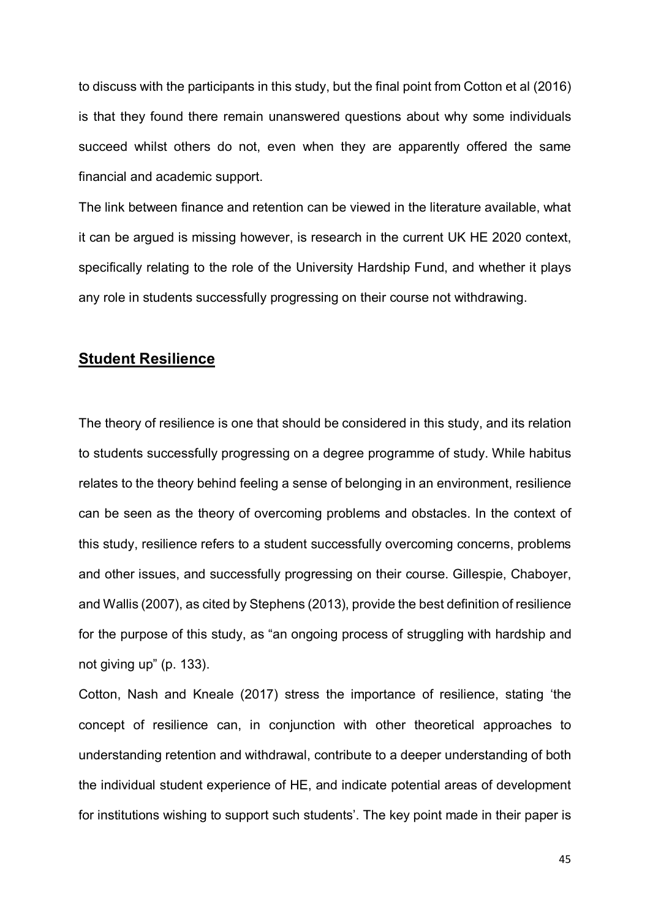to discuss with the participants in this study, but the final point from Cotton et al (2016) is that they found there remain unanswered questions about why some individuals succeed whilst others do not, even when they are apparently offered the same financial and academic support.

The link between finance and retention can be viewed in the literature available, what it can be argued is missing however, is research in the current UK HE 2020 context, specifically relating to the role of the University Hardship Fund, and whether it plays any role in students successfully progressing on their course not withdrawing.

## Student Resilience

The theory of resilience is one that should be considered in this study, and its relation to students successfully progressing on a degree programme of study. While habitus relates to the theory behind feeling a sense of belonging in an environment, resilience can be seen as the theory of overcoming problems and obstacles. In the context of this study, resilience refers to a student successfully overcoming concerns, problems and other issues, and successfully progressing on their course. Gillespie, Chaboyer, and Wallis (2007), as cited by Stephens (2013), provide the best definition of resilience for the purpose of this study, as "an ongoing process of struggling with hardship and not giving up" (p. 133).

Cotton, Nash and Kneale (2017) stress the importance of resilience, stating 'the concept of resilience can, in conjunction with other theoretical approaches to understanding retention and withdrawal, contribute to a deeper understanding of both the individual student experience of HE, and indicate potential areas of development for institutions wishing to support such students'. The key point made in their paper is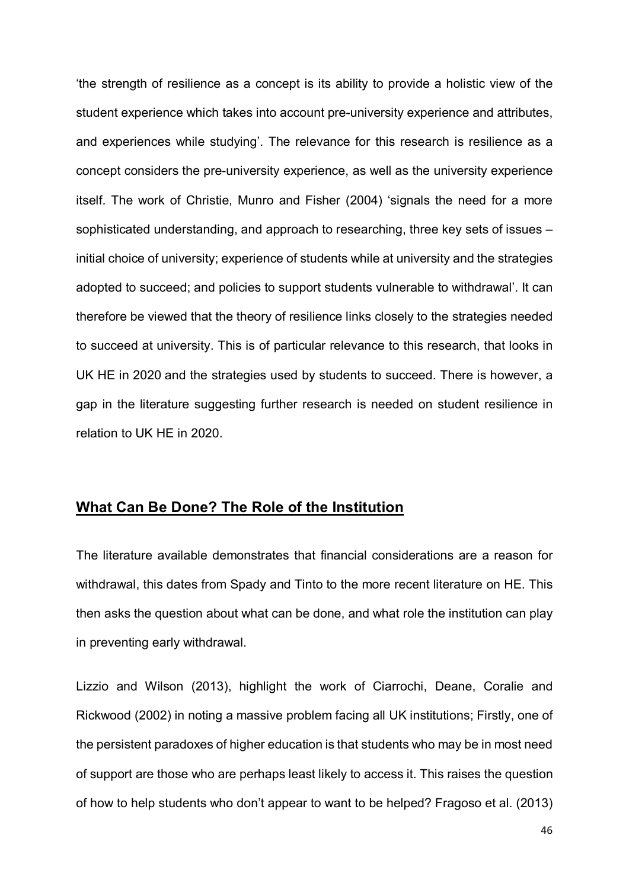'the strength of resilience as a concept is its ability to provide a holistic view of the student experience which takes into account pre-university experience and attributes, and experiences while studying'. The relevance for this research is resilience as a concept considers the pre-university experience, as well as the university experience itself. The work of Christie, Munro and Fisher (2004) 'signals the need for a more sophisticated understanding, and approach to researching, three key sets of issues – initial choice of university; experience of students while at university and the strategies adopted to succeed; and policies to support students vulnerable to withdrawal'. It can therefore be viewed that the theory of resilience links closely to the strategies needed to succeed at university. This is of particular relevance to this research, that looks in UK HE in 2020 and the strategies used by students to succeed. There is however, a gap in the literature suggesting further research is needed on student resilience in relation to UK HE in 2020.

## What Can Be Done? The Role of the Institution

The literature available demonstrates that financial considerations are a reason for withdrawal, this dates from Spady and Tinto to the more recent literature on HE. This then asks the question about what can be done, and what role the institution can play in preventing early withdrawal.

Lizzio and Wilson (2013), highlight the work of Ciarrochi, Deane, Coralie and Rickwood (2002) in noting a massive problem facing all UK institutions; Firstly, one of the persistent paradoxes of higher education is that students who may be in most need of support are those who are perhaps least likely to access it. This raises the question of how to help students who don't appear to want to be helped? Fragoso et al. (2013)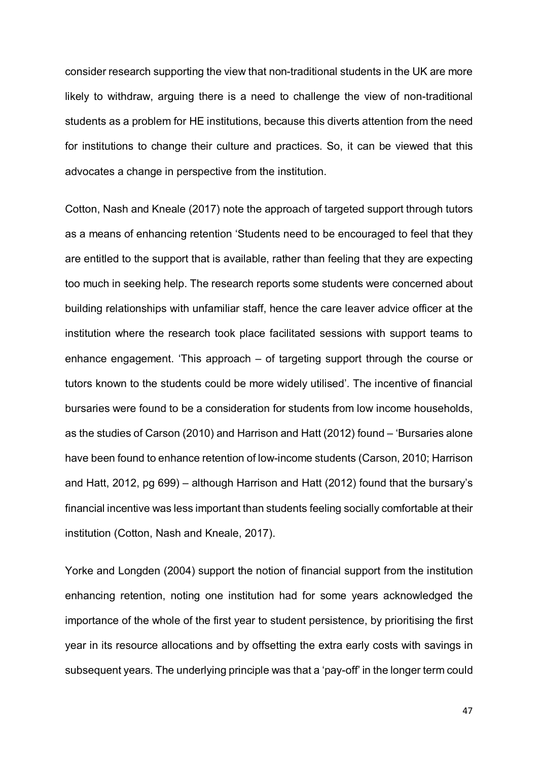consider research supporting the view that non-traditional students in the UK are more likely to withdraw, arguing there is a need to challenge the view of non-traditional students as a problem for HE institutions, because this diverts attention from the need for institutions to change their culture and practices. So, it can be viewed that this advocates a change in perspective from the institution.

Cotton, Nash and Kneale (2017) note the approach of targeted support through tutors as a means of enhancing retention 'Students need to be encouraged to feel that they are entitled to the support that is available, rather than feeling that they are expecting too much in seeking help. The research reports some students were concerned about building relationships with unfamiliar staff, hence the care leaver advice officer at the institution where the research took place facilitated sessions with support teams to enhance engagement. 'This approach – of targeting support through the course or tutors known to the students could be more widely utilised'. The incentive of financial bursaries were found to be a consideration for students from low income households, as the studies of Carson (2010) and Harrison and Hatt (2012) found – 'Bursaries alone have been found to enhance retention of low-income students (Carson, 2010; Harrison and Hatt, 2012, pg 699) – although Harrison and Hatt (2012) found that the bursary's financial incentive was less important than students feeling socially comfortable at their institution (Cotton, Nash and Kneale, 2017).

Yorke and Longden (2004) support the notion of financial support from the institution enhancing retention, noting one institution had for some years acknowledged the importance of the whole of the first year to student persistence, by prioritising the first year in its resource allocations and by offsetting the extra early costs with savings in subsequent years. The underlying principle was that a 'pay-off' in the longer term could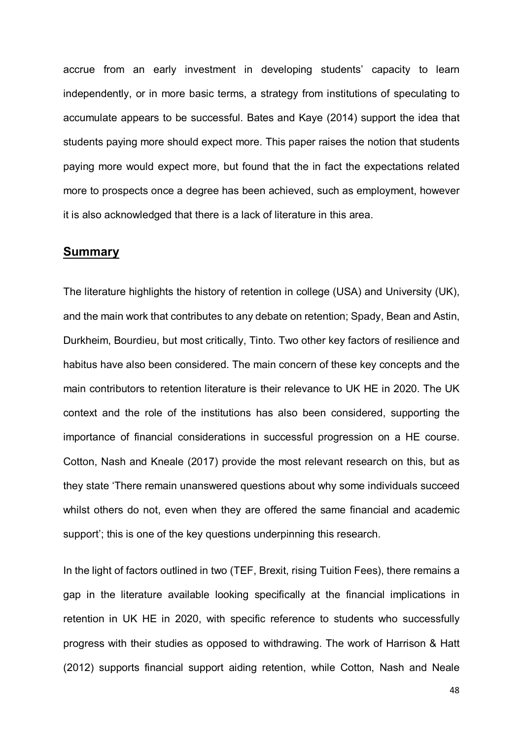accrue from an early investment in developing students' capacity to learn independently, or in more basic terms, a strategy from institutions of speculating to accumulate appears to be successful. Bates and Kaye (2014) support the idea that students paying more should expect more. This paper raises the notion that students paying more would expect more, but found that the in fact the expectations related more to prospects once a degree has been achieved, such as employment, however it is also acknowledged that there is a lack of literature in this area.

## Summary

The literature highlights the history of retention in college (USA) and University (UK), and the main work that contributes to any debate on retention; Spady, Bean and Astin, Durkheim, Bourdieu, but most critically, Tinto. Two other key factors of resilience and habitus have also been considered. The main concern of these key concepts and the main contributors to retention literature is their relevance to UK HE in 2020. The UK context and the role of the institutions has also been considered, supporting the importance of financial considerations in successful progression on a HE course. Cotton, Nash and Kneale (2017) provide the most relevant research on this, but as they state 'There remain unanswered questions about why some individuals succeed whilst others do not, even when they are offered the same financial and academic support'; this is one of the key questions underpinning this research.

In the light of factors outlined in two (TEF, Brexit, rising Tuition Fees), there remains a gap in the literature available looking specifically at the financial implications in retention in UK HE in 2020, with specific reference to students who successfully progress with their studies as opposed to withdrawing. The work of Harrison & Hatt (2012) supports financial support aiding retention, while Cotton, Nash and Neale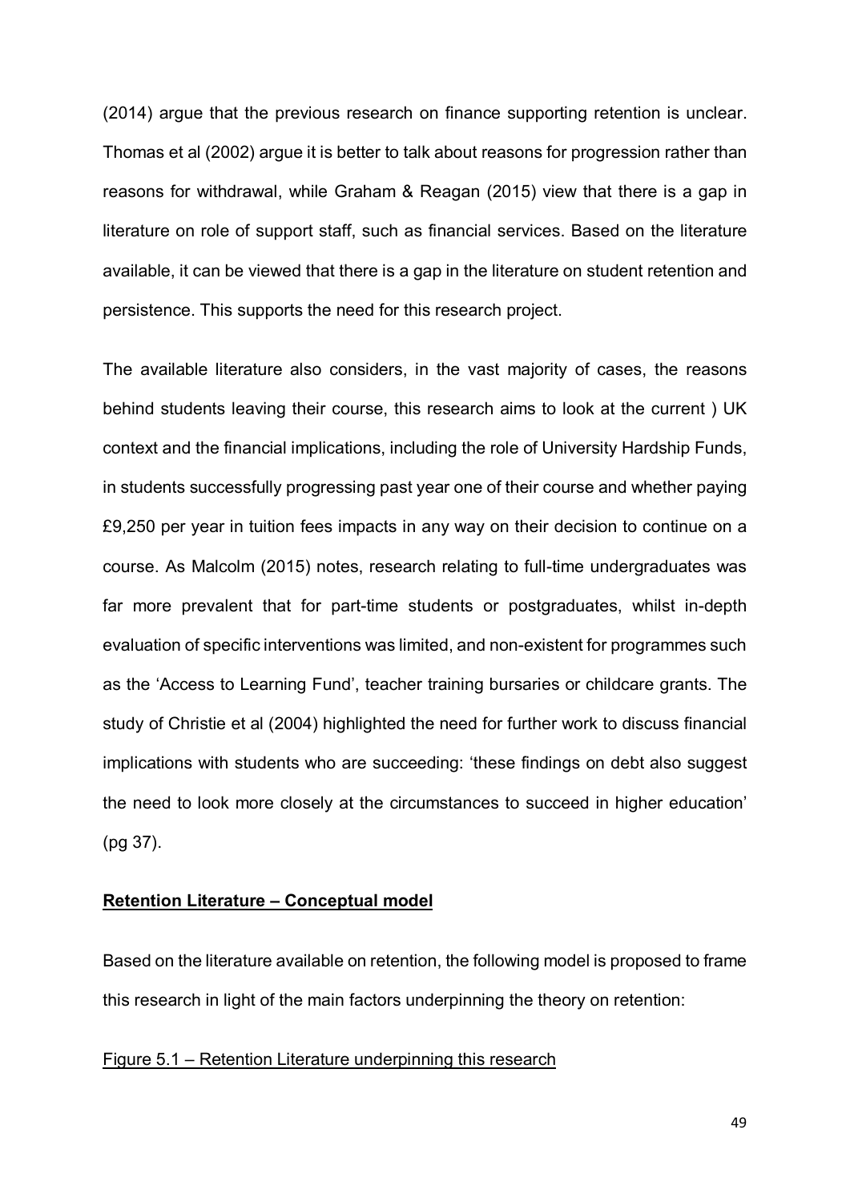(2014) argue that the previous research on finance supporting retention is unclear. Thomas et al (2002) argue it is better to talk about reasons for progression rather than reasons for withdrawal, while Graham & Reagan (2015) view that there is a gap in literature on role of support staff, such as financial services. Based on the literature available, it can be viewed that there is a gap in the literature on student retention and persistence. This supports the need for this research project.

The available literature also considers, in the vast majority of cases, the reasons behind students leaving their course, this research aims to look at the current ) UK context and the financial implications, including the role of University Hardship Funds, in students successfully progressing past year one of their course and whether paying £9,250 per year in tuition fees impacts in any way on their decision to continue on a course. As Malcolm (2015) notes, research relating to full-time undergraduates was far more prevalent that for part-time students or postgraduates, whilst in-depth evaluation of specific interventions was limited, and non-existent for programmes such as the 'Access to Learning Fund', teacher training bursaries or childcare grants. The study of Christie et al (2004) highlighted the need for further work to discuss financial implications with students who are succeeding: 'these findings on debt also suggest the need to look more closely at the circumstances to succeed in higher education' (pg 37).

**Retention Literature – Conceptual model**

Based on the literature available on retention, the following model is proposed to frame this research in light of the main factors underpinning the theory on retention:

Figure 5.1 – Retention Literature underpinning this research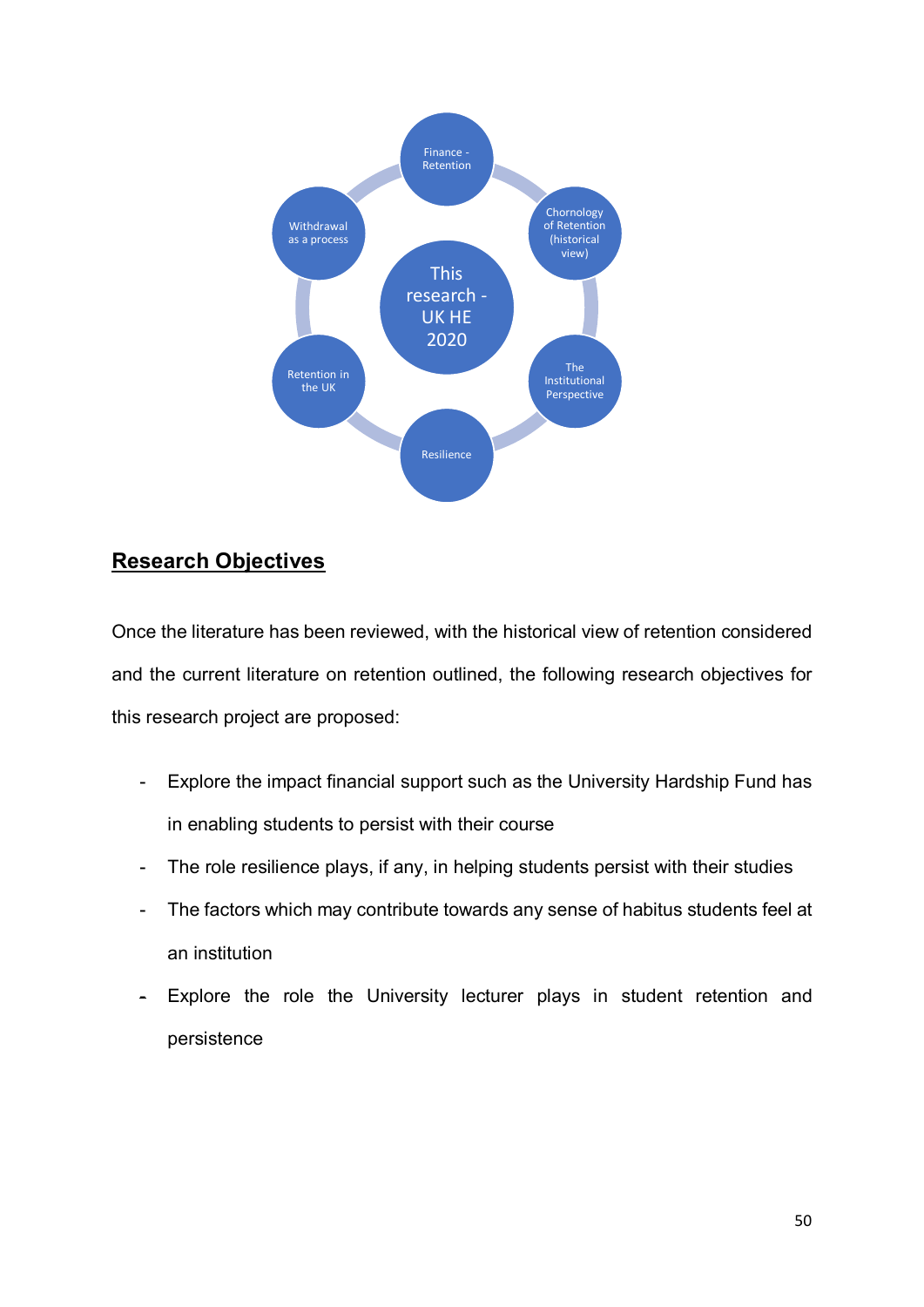## Research Objectives

Once the literature has been reviewed, with the historical view of retention considered and the current literature on retention outlined, the following research objectives for this research project are proposed:

- Explore the impact financial support such as the University Hardship Fund has in enabling students to persist with their course
- The role resilience plays, if any, in helping students persist with their studies
- The factors which may contribute towards any sense of habitus students feel at an institution
- Explore the role the University lecturer plays in student retention and persistence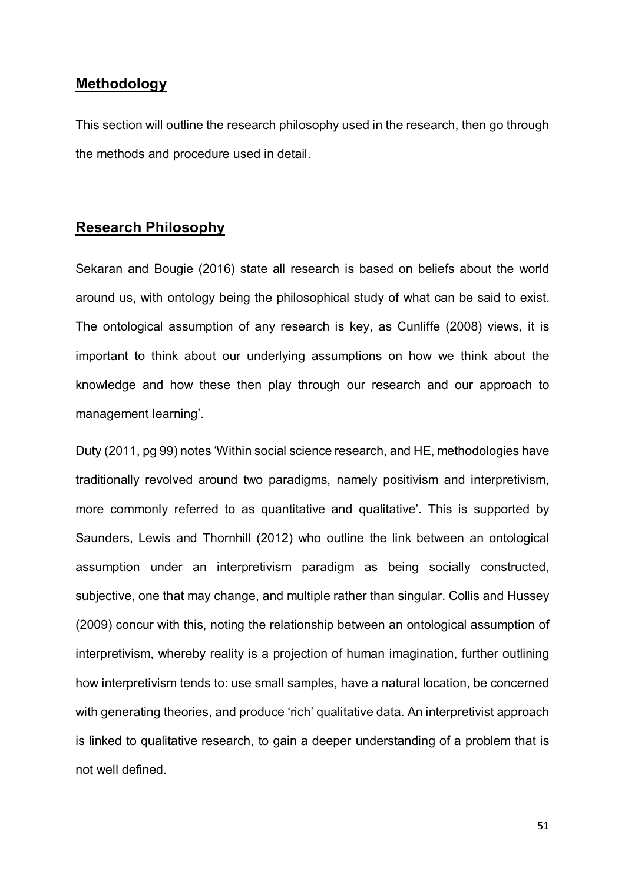## Methodology

This section will outline the research philosophy used in the research, then go through the methods and procedure used in detail.

## Research Philosophy

Sekaran and Bougie (2016) state all research is based on beliefs about the world around us, with ontology being the philosophical study of what can be said to exist. The ontological assumption of any research is key, as Cunliffe (2008) views, it is important to think about our underlying assumptions on how we think about the knowledge and how these then play through our research and our approach to management learning'.

Duty (2011, pg 99) notes 'Within social science research, and HE, methodologies have traditionally revolved around two paradigms, namely positivism and interpretivism, more commonly referred to as quantitative and qualitative'. This is supported by Saunders, Lewis and Thornhill (2012) who outline the link between an ontological assumption under an interpretivism paradigm as being socially constructed, subjective, one that may change, and multiple rather than singular. Collis and Hussey (2009) concur with this, noting the relationship between an ontological assumption of interpretivism, whereby reality is a projection of human imagination, further outlining how interpretivism tends to: use small samples, have a natural location, be concerned with generating theories, and produce 'rich' qualitative data. An interpretivist approach is linked to qualitative research, to gain a deeper understanding of a problem that is not well defined.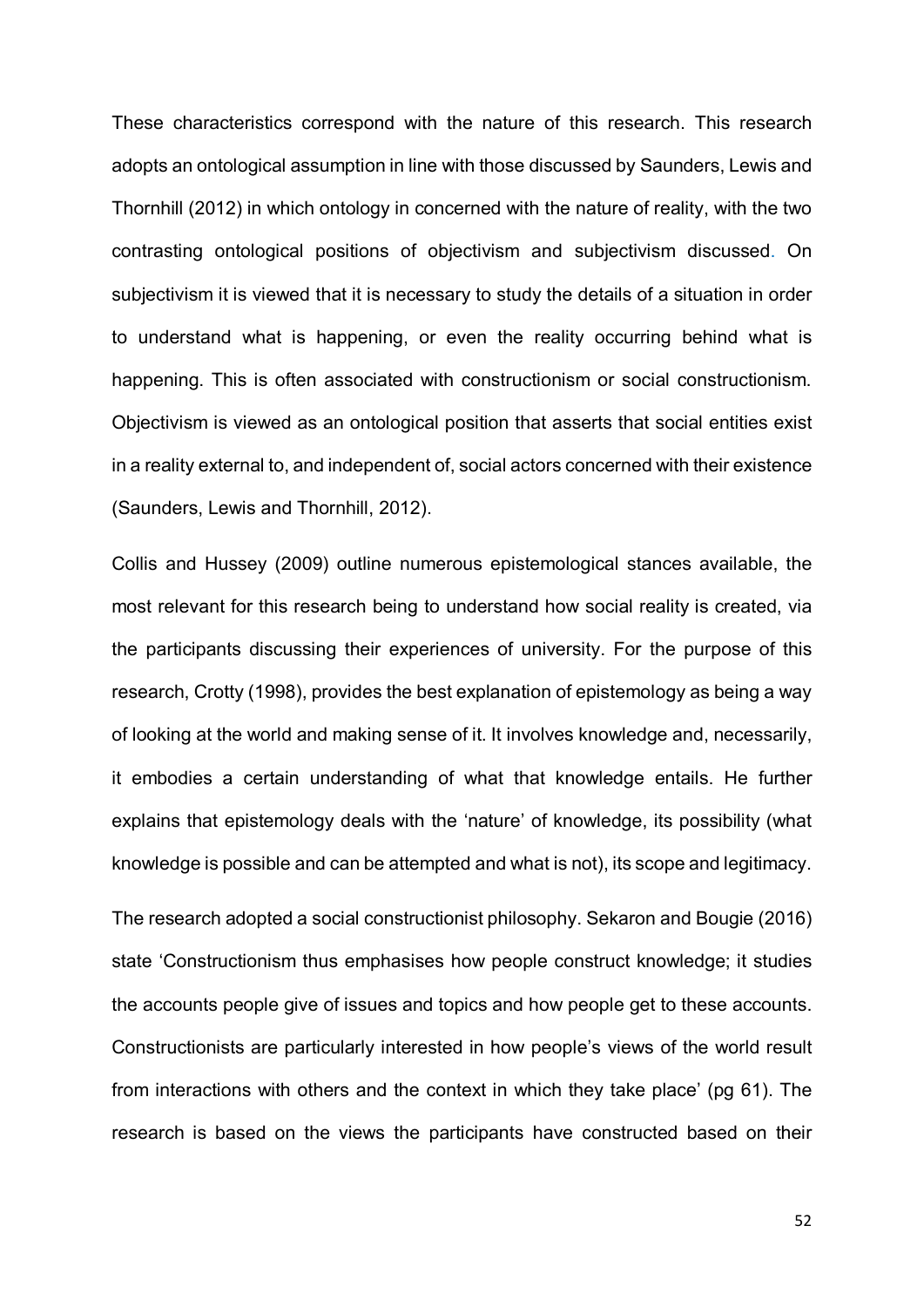These characteristics correspond with the nature of this research. This research adopts an ontological assumption in line with those discussed by Saunders, Lewis and Thornhill (2012) in which ontology in concerned with the nature of reality, with the two contrasting ontological positions of objectivism and subjectivism discussed. On subjectivism it is viewed that it is necessary to study the details of a situation in order to understand what is happening, or even the reality occurring behind what is happening. This is often associated with constructionism or social constructionism. Objectivism is viewed as an ontological position that asserts that social entities exist in a reality external to, and independent of, social actors concerned with their existence (Saunders, Lewis and Thornhill, 2012).

Collis and Hussey (2009) outline numerous epistemological stances available, the most relevant for this research being to understand how social reality is created, via the participants discussing their experiences of university. For the purpose of this research, Crotty (1998), provides the best explanation of epistemology as being a way of looking at the world and making sense of it. It involves knowledge and, necessarily, it embodies a certain understanding of what that knowledge entails. He further explains that epistemology deals with the 'nature' of knowledge, its possibility (what knowledge is possible and can be attempted and what is not), its scope and legitimacy.

The research adopted a social constructionist philosophy. Sekaron and Bougie (2016) state 'Constructionism thus emphasises how people construct knowledge; it studies the accounts people give of issues and topics and how people get to these accounts. Constructionists are particularly interested in how people's views of the world result from interactions with others and the context in which they take place' (pg 61). The research is based on the views the participants have constructed based on their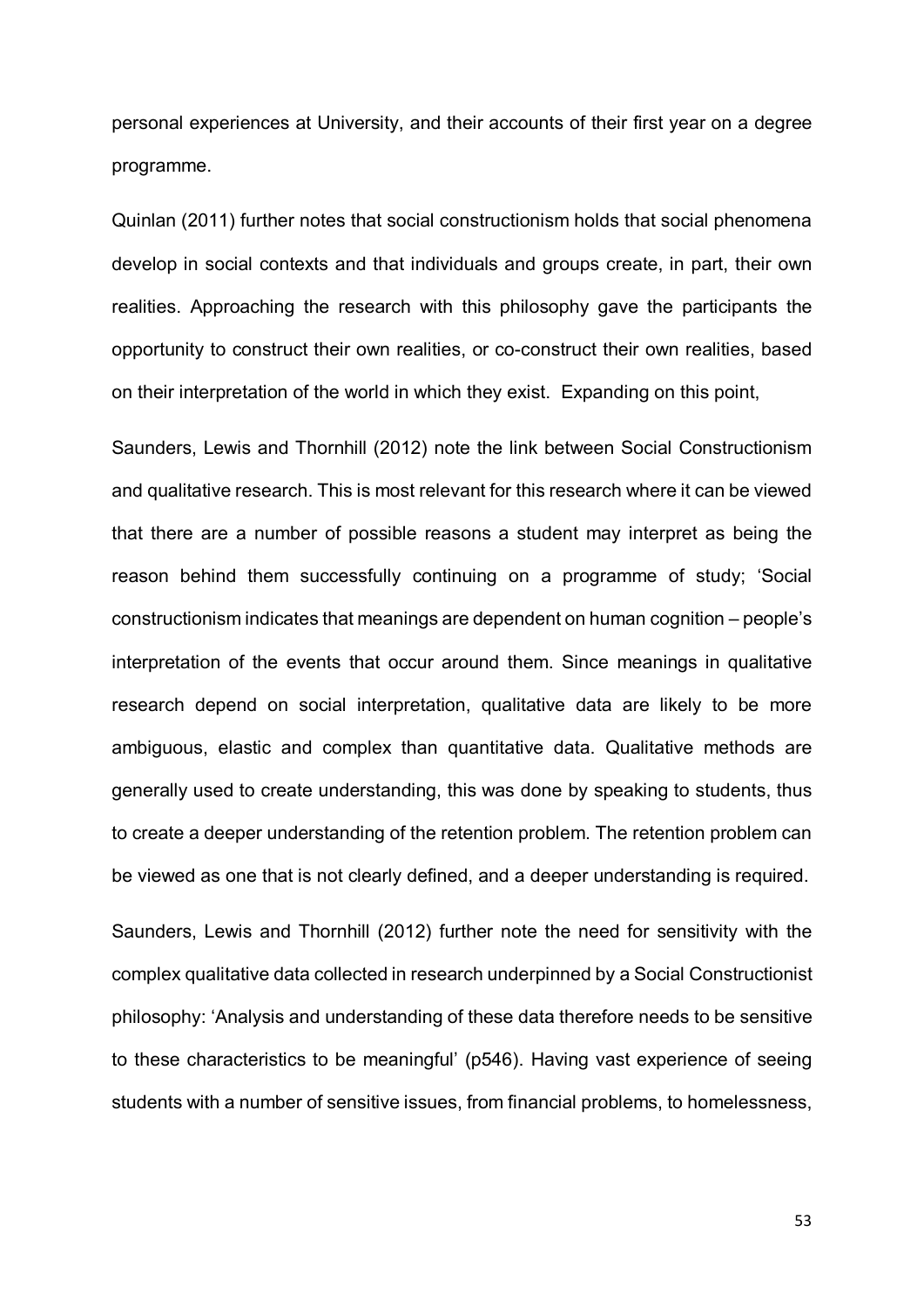personal experiences at University, and their accounts of their first year on a degree programme.

Quinlan (2011) further notes that social constructionism holds that social phenomena develop in social contexts and that individuals and groups create, in part, their own realities. Approaching the research with this philosophy gave the participants the opportunity to construct their own realities, or co-construct their own realities, based on their interpretation of the world in which they exist. Expanding on this point,

Saunders, Lewis and Thornhill (2012) note the link between Social Constructionism and qualitative research. This is most relevant for this research where it can be viewed that there are a number of possible reasons a student may interpret as being the reason behind them successfully continuing on a programme of study; 'Social constructionism indicates that meanings are dependent on human cognition – people's interpretation of the events that occur around them. Since meanings in qualitative research depend on social interpretation, qualitative data are likely to be more ambiguous, elastic and complex than quantitative data. Qualitative methods are generally used to create understanding, this was done by speaking to students, thus to create a deeper understanding of the retention problem. The retention problem can be viewed as one that is not clearly defined, and a deeper understanding is required.

Saunders, Lewis and Thornhill (2012) further note the need for sensitivity with the complex qualitative data collected in research underpinned by a Social Constructionist philosophy: 'Analysis and understanding of these data therefore needs to be sensitive to these characteristics to be meaningful' (p546). Having vast experience of seeing students with a number of sensitive issues, from financial problems, to homelessness,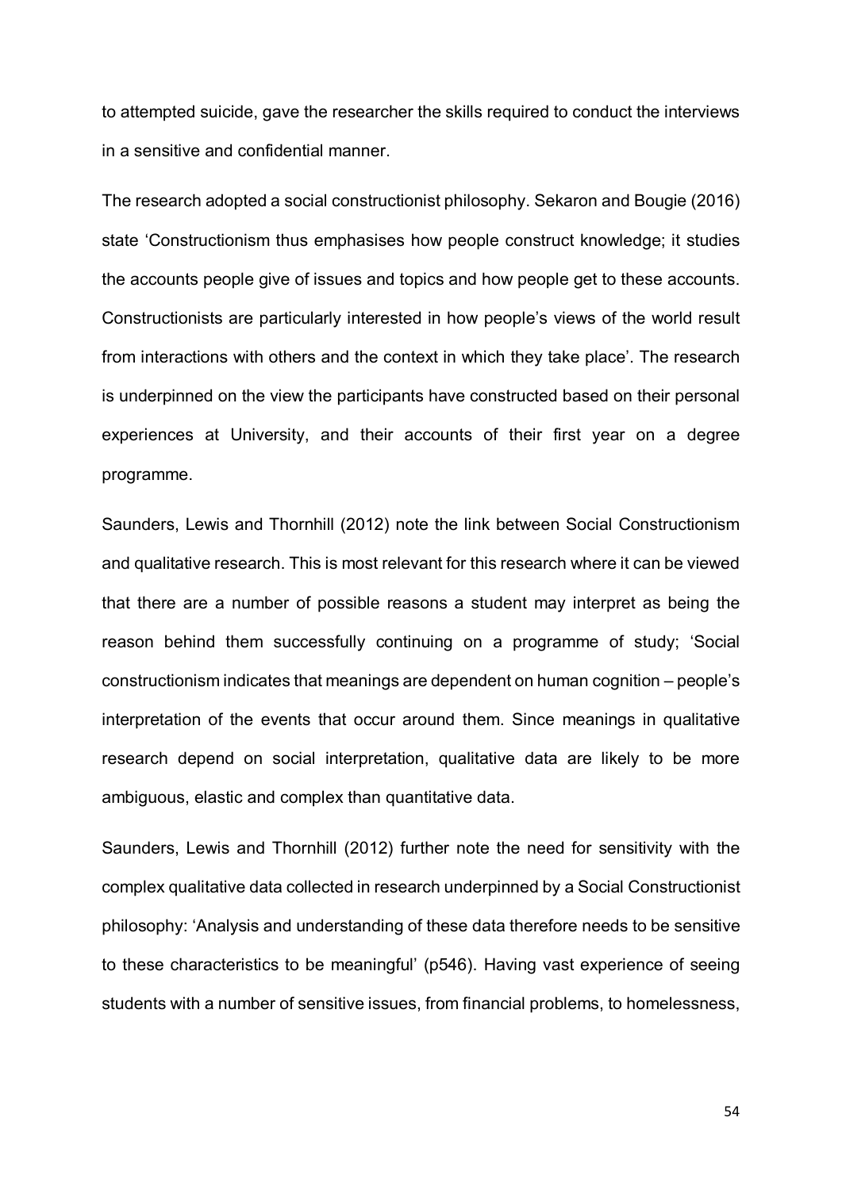to attempted suicide, gave the researcher the skills required to conduct the interviews in a sensitive and confidential manner.

The research adopted a social constructionist philosophy. Sekaron and Bougie (2016) state 'Constructionism thus emphasises how people construct knowledge; it studies the accounts people give of issues and topics and how people get to these accounts. Constructionists are particularly interested in how people's views of the world result from interactions with others and the context in which they take place'. The research is underpinned on the view the participants have constructed based on their personal experiences at University, and their accounts of their first year on a degree programme.

Saunders, Lewis and Thornhill (2012) note the link between Social Constructionism and qualitative research. This is most relevant for this research where it can be viewed that there are a number of possible reasons a student may interpret as being the reason behind them successfully continuing on a programme of study; 'Social constructionism indicates that meanings are dependent on human cognition – people's interpretation of the events that occur around them. Since meanings in qualitative research depend on social interpretation, qualitative data are likely to be more ambiguous, elastic and complex than quantitative data.

Saunders, Lewis and Thornhill (2012) further note the need for sensitivity with the complex qualitative data collected in research underpinned by a Social Constructionist philosophy: 'Analysis and understanding of these data therefore needs to be sensitive to these characteristics to be meaningful' (p546). Having vast experience of seeing students with a number of sensitive issues, from financial problems, to homelessness,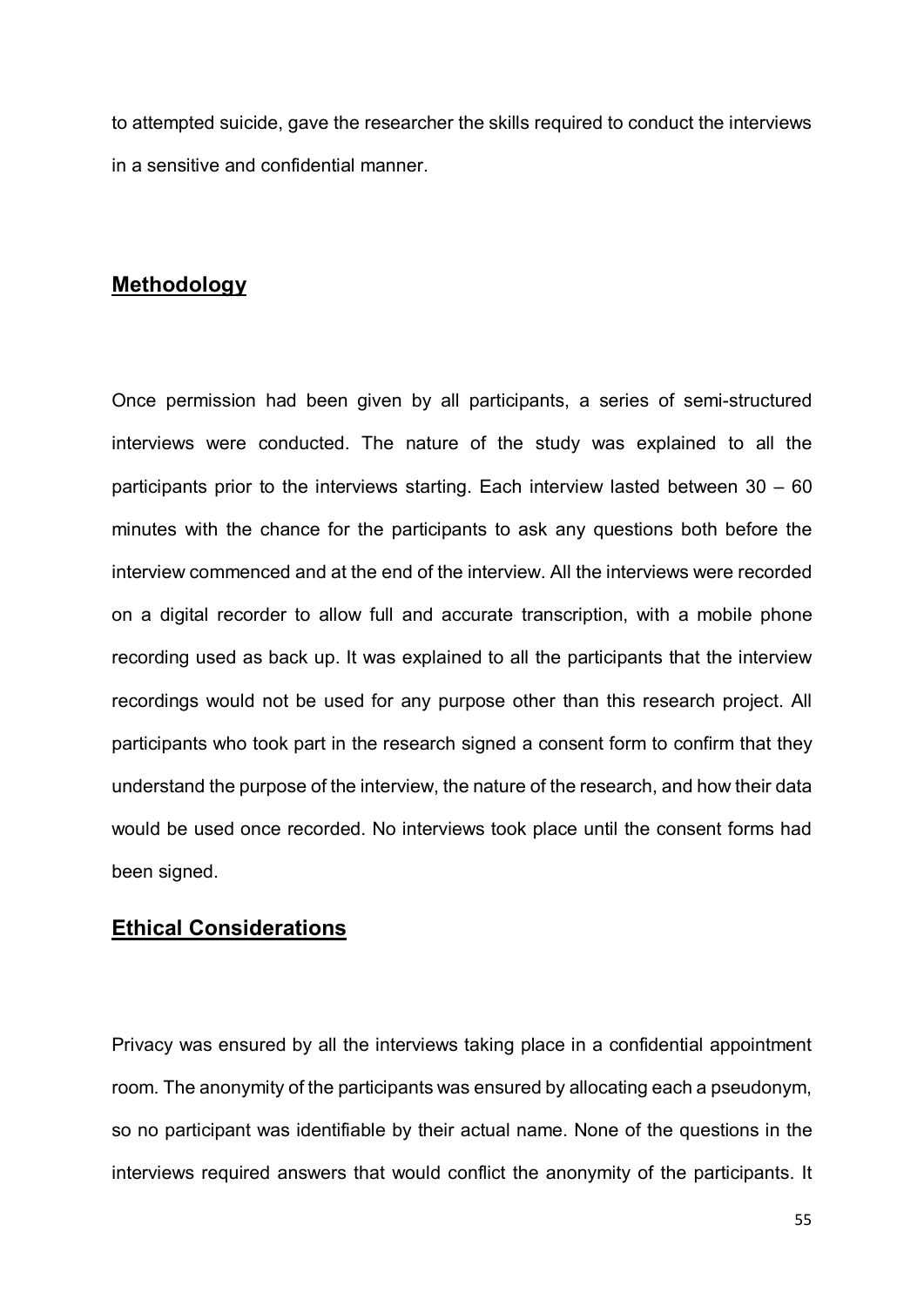to attempted suicide, gave the researcher the skills required to conduct the interviews in a sensitive and confidential manner.

## **Methodology**

Once permission had been given by all participants, a series of semi-structured interviews were conducted. The nature of the study was explained to all the participants prior to the interviews starting. Each interview lasted between 30 – 60 minutes with the chance for the participants to ask any questions both before the interview commenced and at the end of the interview. All the interviews were recorded on a digital recorder to allow full and accurate transcription, with a mobile phone recording used as back up. It was explained to all the participants that the interview recordings would not be used for any purpose other than this research project. All participants who took part in the research signed a consent form to confirm that they understand the purpose of the interview, the nature of the research, and how their data would be used once recorded. No interviews took place until the consent forms had been signed.

## **Ethical Considerations**

Privacy was ensured by all the interviews taking place in a confidential appointment room. The anonymity of the participants was ensured by allocating each a pseudonym, so no participant was identifiable by their actual name. None of the questions in the interviews required answers that would conflict the anonymity of the participants. It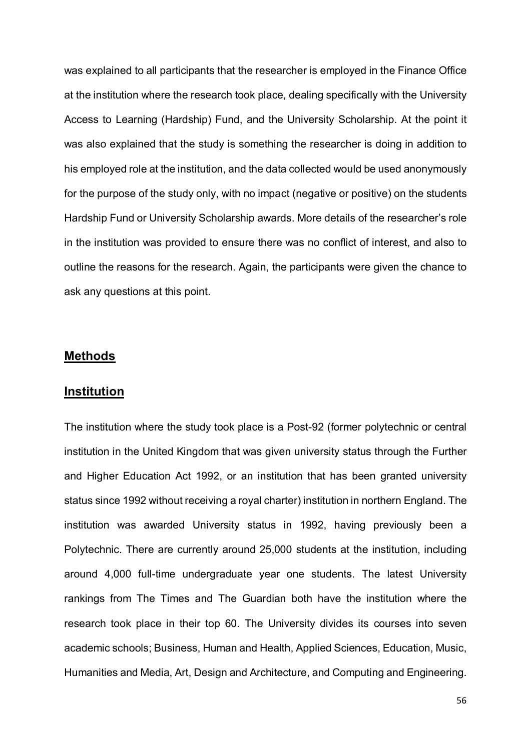was explained to all participants that the researcher is employed in the Finance Office at the institution where the research took place, dealing specifically with the University Access to Learning (Hardship) Fund, and the University Scholarship. At the point it was also explained that the study is something the researcher is doing in addition to his employed role at the institution, and the data collected would be used anonymously for the purpose of the study only, with no impact (negative or positive) on the students Hardship Fund or University Scholarship awards. More details of the researcher's role in the institution was provided to ensure there was no conflict of interest, and also to outline the reasons for the research. Again, the participants were given the chance to ask any questions at this point.

## Methods

## Institution

The institution where the study took place is a Post-92 (former polytechnic or central institution in the United Kingdom that was given university status through the Further and Higher Education Act 1992, or an institution that has been granted university status since 1992 without receiving a royal charter) institution in northern England. The institution was awarded University status in 1992, having previously been a Polytechnic. There are currently around 25,000 students at the institution, including around 4,000 full-time undergraduate year one students. The latest University rankings from The Times and The Guardian both have the institution where the research took place in their top 60. The University divides its courses into seven academic schools; Business, Human and Health, Applied Sciences, Education, Music, Humanities and Media, Art, Design and Architecture, and Computing and Engineering.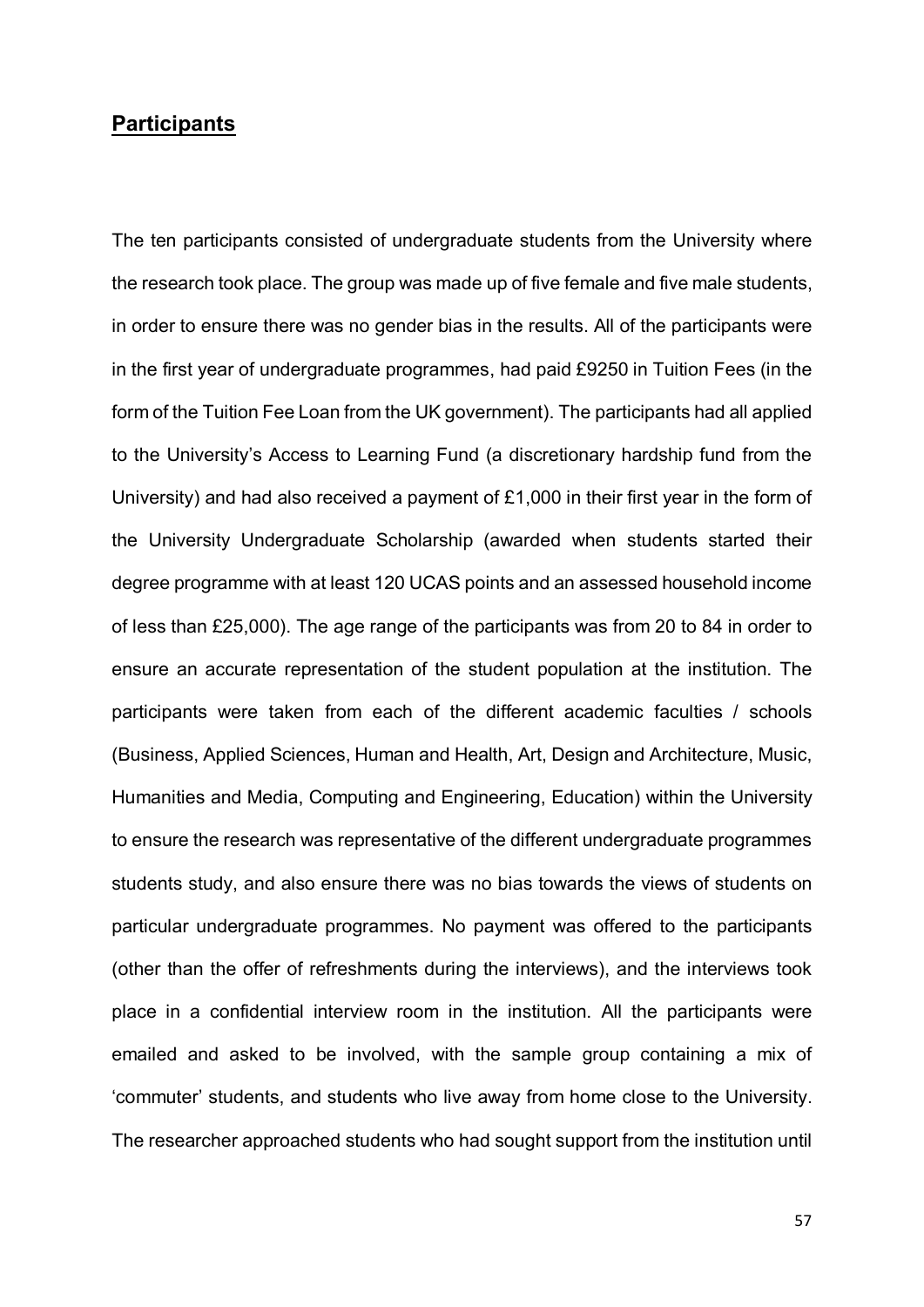## **Participants**

The ten participants consisted of undergraduate students from the University where the research took place. The group was made up of five female and five male students, in order to ensure there was no gender bias in the results. All of the participants were in the first year of undergraduate programmes, had paid £9250 in Tuition Fees (in the form of the Tuition Fee Loan from the UK government). The participants had all applied to the University's Access to Learning Fund (a discretionary hardship fund from the University) and had also received a payment of £1,000 in their first year in the form of the University Undergraduate Scholarship (awarded when students started their degree programme with at least 120 UCAS points and an assessed household income of less than £25,000). The age range of the participants was from 20 to 84 in order to ensure an accurate representation of the student population at the institution. The participants were taken from each of the different academic faculties / schools (Business, Applied Sciences, Human and Health, Art, Design and Architecture, Music, Humanities and Media, Computing and Engineering, Education) within the University to ensure the research was representative of the different undergraduate programmes students study, and also ensure there was no bias towards the views of students on particular undergraduate programmes. No payment was offered to the participants (other than the offer of refreshments during the interviews), and the interviews took place in a confidential interview room in the institution. All the participants were emailed and asked to be involved, with the sample group containing a mix of 'commuter' students, and students who live away from home close to the University. The researcher approached students who had sought support from the institution until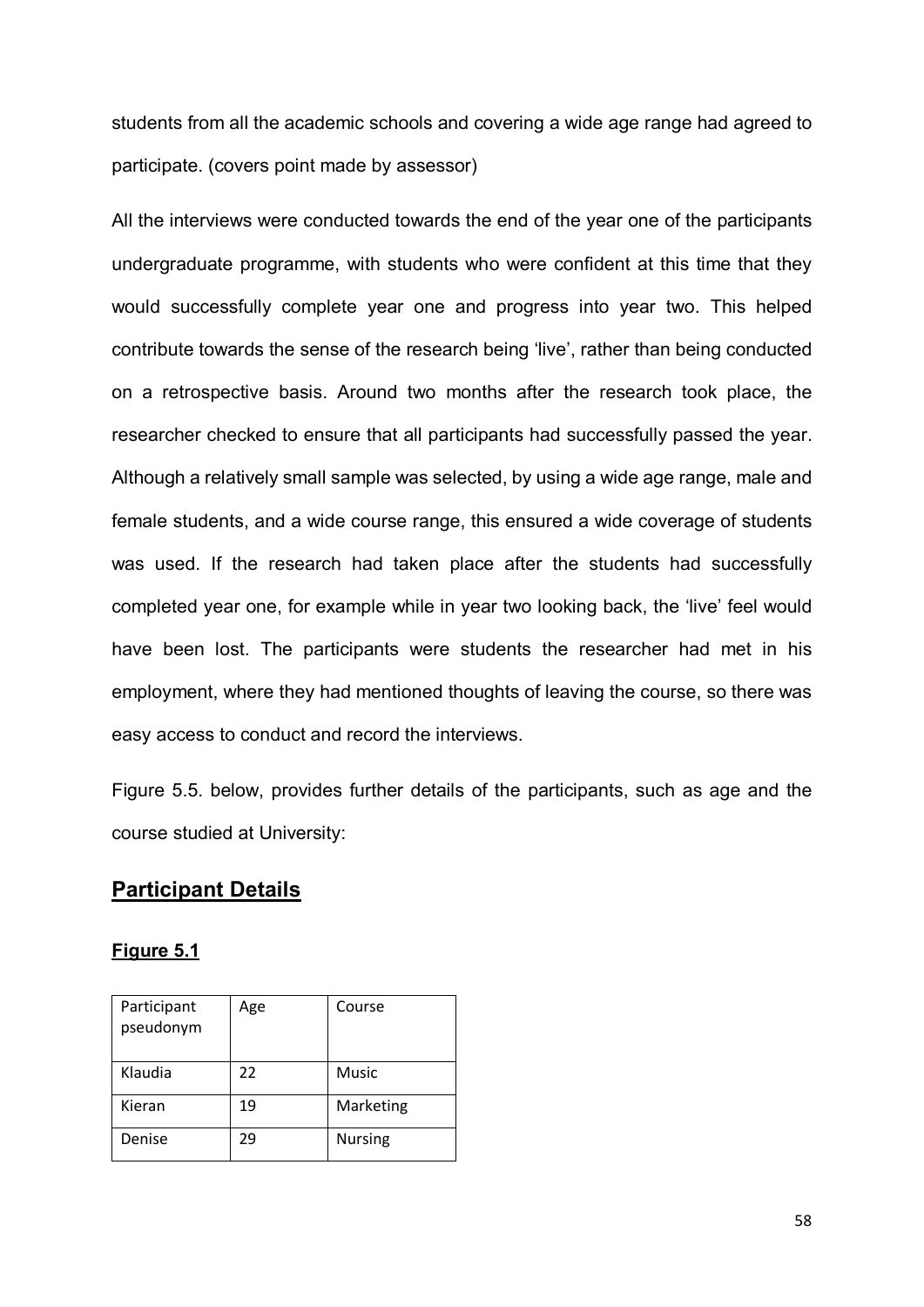students from all the academic schools and covering a wide age range had agreed to participate. (covers point made by assessor)

All the interviews were conducted towards the end of the year one of the participants undergraduate programme, with students who were confident at this time that they would successfully complete year one and progress into year two. This helped contribute towards the sense of the research being 'live', rather than being conducted on a retrospective basis. Around two months after the research took place, the researcher checked to ensure that all participants had successfully passed the year. Although a relatively small sample was selected, by using a wide age range, male and female students, and a wide course range, this ensured a wide coverage of students was used. If the research had taken place after the students had successfully completed year one, for example while in year two looking back, the 'live' feel would have been lost. The participants were students the researcher had met in his employment, where they had mentioned thoughts of leaving the course, so there was easy access to conduct and record the interviews.

Figure 5.5. below, provides further details of the participants, such as age and the course studied at University:

## **Participant Details**

**Figure 5.1**

| Participant pseudonym | Age | Course |
|---|---|---|
| Klaudia | 22 | Music |
| Kieran | 19 | Marketing |
| Denise | 29 | Nursing |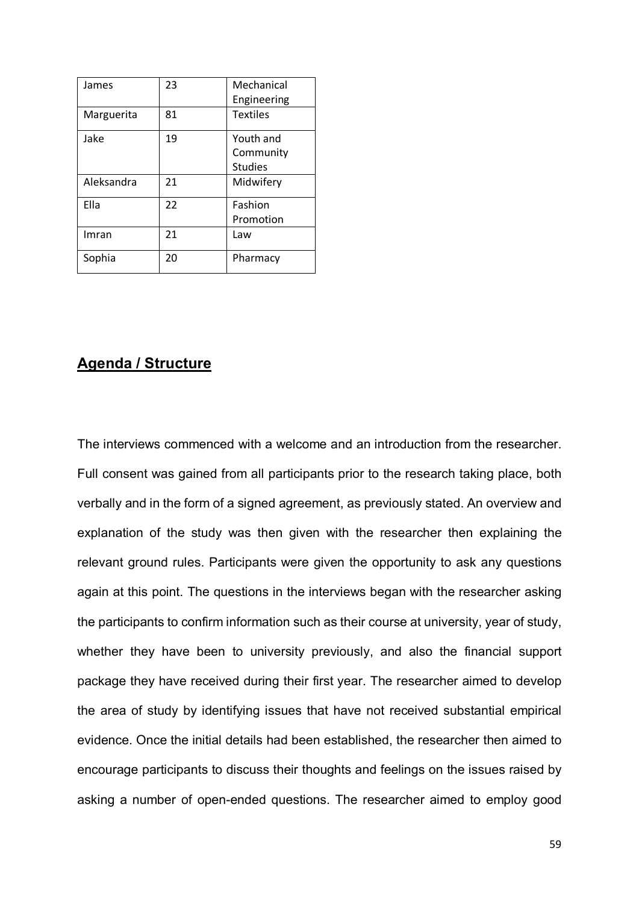| James | 23 | Mechanical Engineering |
|---|---|---|
| Marguerita | 81 | Textiles |
| Jake | 19 | Youth and Community Studies |
| Aleksandra | 21 | Midwifery |
| Ella | 22 | Fashion Promotion |
| Imran | 21 | Law |
| Sophia | 20 | Pharmacy |

## Agenda / Structure

The interviews commenced with a welcome and an introduction from the researcher. Full consent was gained from all participants prior to the research taking place, both verbally and in the form of a signed agreement, as previously stated. An overview and explanation of the study was then given with the researcher then explaining the relevant ground rules. Participants were given the opportunity to ask any questions again at this point. The questions in the interviews began with the researcher asking the participants to confirm information such as their course at university, year of study, whether they have been to university previously, and also the financial support package they have received during their first year. The researcher aimed to develop the area of study by identifying issues that have not received substantial empirical evidence. Once the initial details had been established, the researcher then aimed to encourage participants to discuss their thoughts and feelings on the issues raised by asking a number of open-ended questions. The researcher aimed to employ good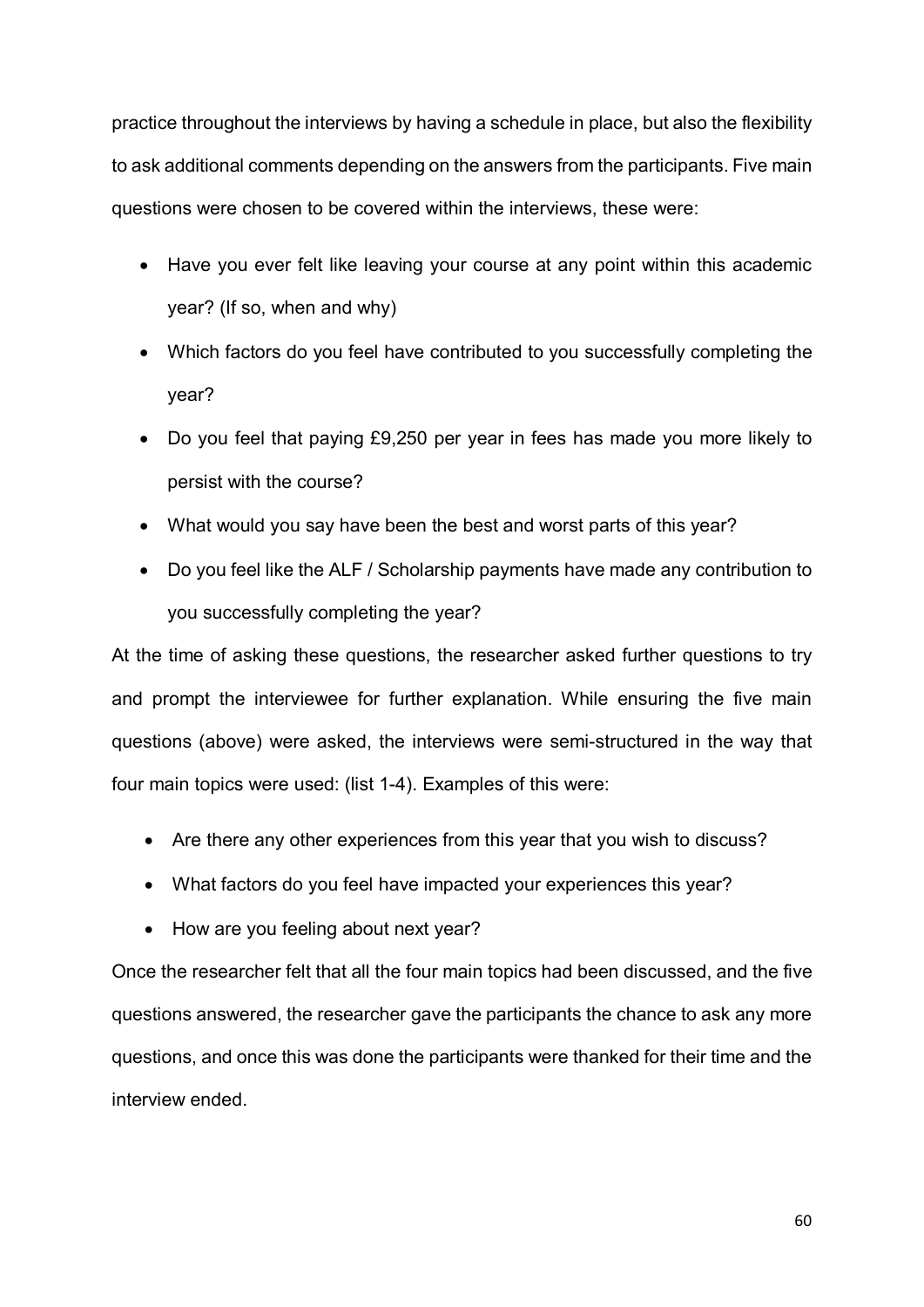practice throughout the interviews by having a schedule in place, but also the flexibility to ask additional comments depending on the answers from the participants. Five main questions were chosen to be covered within the interviews, these were:

- Have you ever felt like leaving your course at any point within this academic year? (If so, when and why)
- Which factors do you feel have contributed to you successfully completing the year?
- Do you feel that paying £9,250 per year in fees has made you more likely to persist with the course?
- What would you say have been the best and worst parts of this year?
- Do you feel like the ALF / Scholarship payments have made any contribution to you successfully completing the year?

At the time of asking these questions, the researcher asked further questions to try and prompt the interviewee for further explanation. While ensuring the five main questions (above) were asked, the interviews were semi-structured in the way that four main topics were used: (list 1-4). Examples of this were:

- Are there any other experiences from this year that you wish to discuss?
- What factors do you feel have impacted your experiences this year?
- How are you feeling about next year?

Once the researcher felt that all the four main topics had been discussed, and the five questions answered, the researcher gave the participants the chance to ask any more questions, and once this was done the participants were thanked for their time and the interview ended.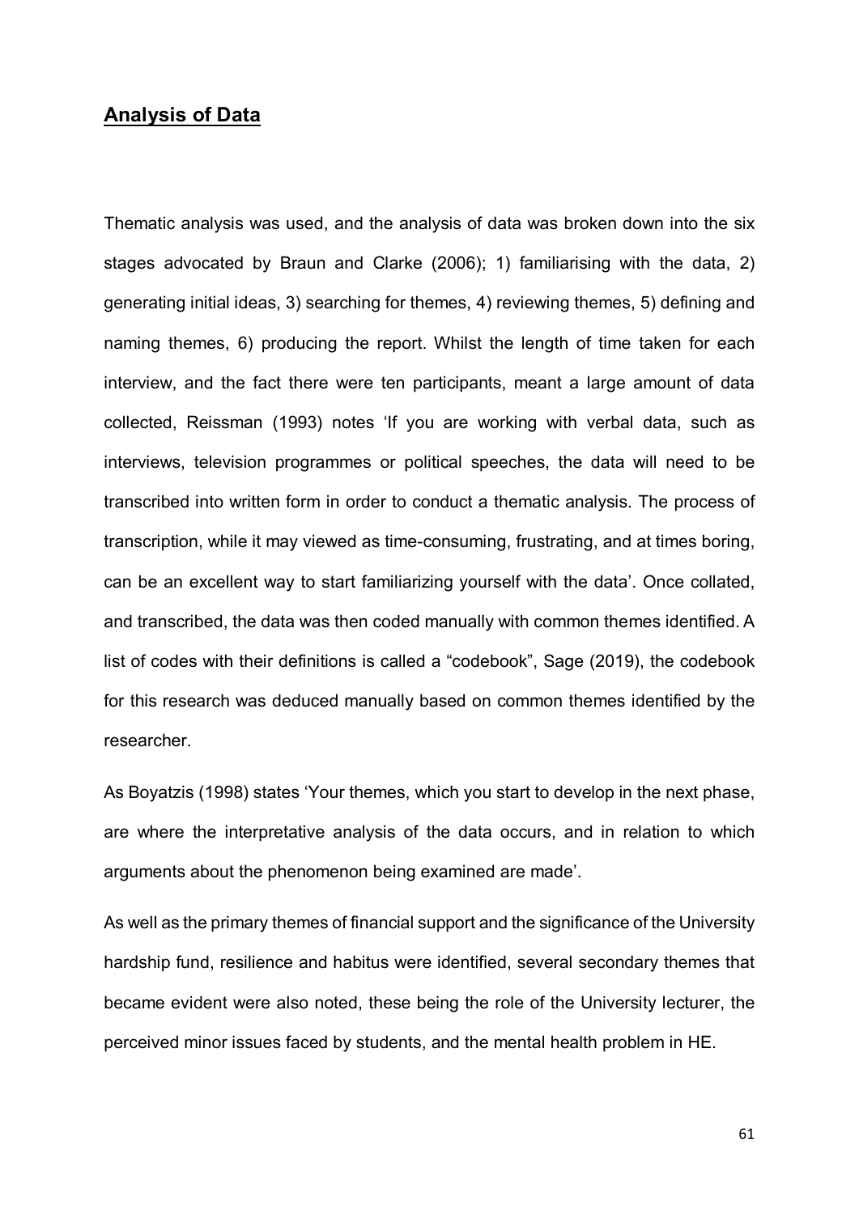## Analysis of Data

Thematic analysis was used, and the analysis of data was broken down into the six stages advocated by Braun and Clarke (2006); 1) familiarising with the data, 2) generating initial ideas, 3) searching for themes, 4) reviewing themes, 5) defining and naming themes, 6) producing the report. Whilst the length of time taken for each interview, and the fact there were ten participants, meant a large amount of data collected, Reissman (1993) notes 'If you are working with verbal data, such as interviews, television programmes or political speeches, the data will need to be transcribed into written form in order to conduct a thematic analysis. The process of transcription, while it may viewed as time-consuming, frustrating, and at times boring, can be an excellent way to start familiarizing yourself with the data'. Once collated, and transcribed, the data was then coded manually with common themes identified. A list of codes with their definitions is called a "codebook", Sage (2019), the codebook for this research was deduced manually based on common themes identified by the researcher.

As Boyatzis (1998) states 'Your themes, which you start to develop in the next phase, are where the interpretative analysis of the data occurs, and in relation to which arguments about the phenomenon being examined are made'.

As well as the primary themes of financial support and the significance of the University hardship fund, resilience and habitus were identified, several secondary themes that became evident were also noted, these being the role of the University lecturer, the perceived minor issues faced by students, and the mental health problem in HE.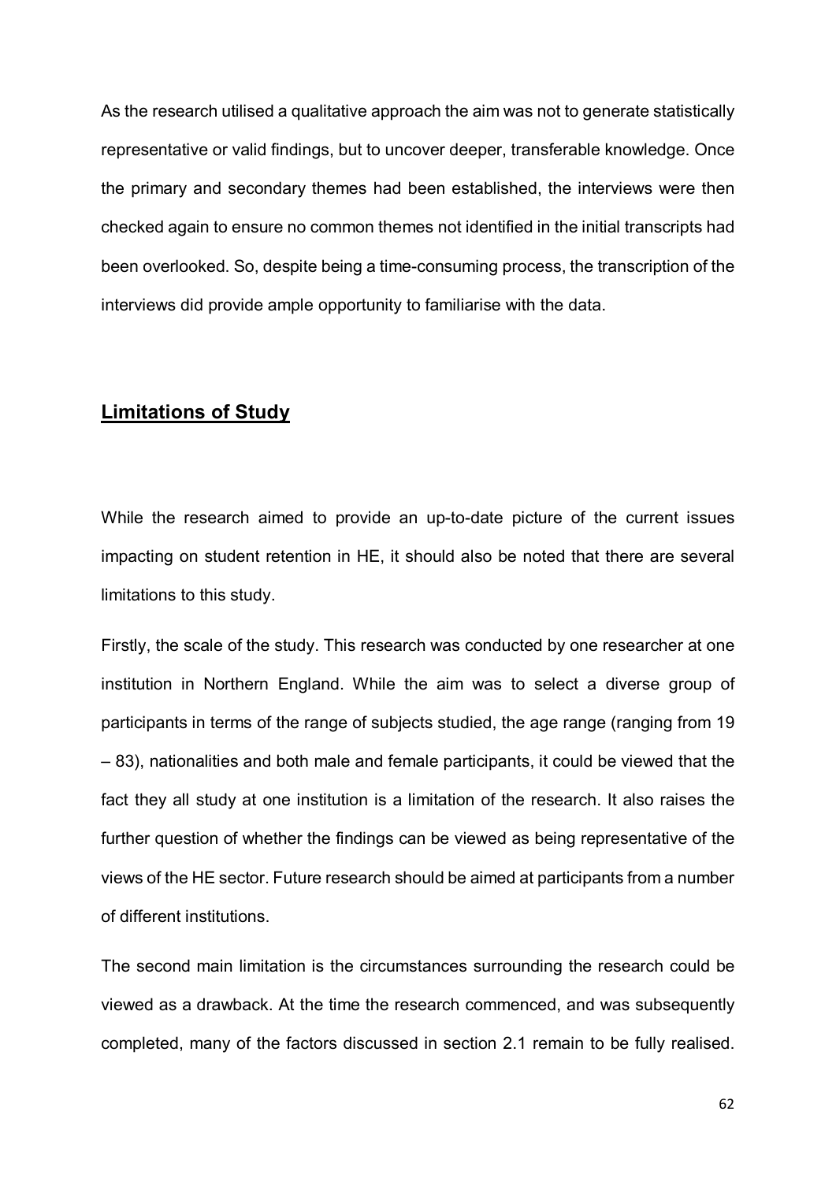As the research utilised a qualitative approach the aim was not to generate statistically representative or valid findings, but to uncover deeper, transferable knowledge. Once the primary and secondary themes had been established, the interviews were then checked again to ensure no common themes not identified in the initial transcripts had been overlooked. So, despite being a time-consuming process, the transcription of the interviews did provide ample opportunity to familiarise with the data.

## **Limitations of Study**

While the research aimed to provide an up-to-date picture of the current issues impacting on student retention in HE, it should also be noted that there are several limitations to this study.

Firstly, the scale of the study. This research was conducted by one researcher at one institution in Northern England. While the aim was to select a diverse group of participants in terms of the range of subjects studied, the age range (ranging from 19 – 83), nationalities and both male and female participants, it could be viewed that the fact they all study at one institution is a limitation of the research. It also raises the further question of whether the findings can be viewed as being representative of the views of the HE sector. Future research should be aimed at participants from a number of different institutions.

The second main limitation is the circumstances surrounding the research could be viewed as a drawback. At the time the research commenced, and was subsequently completed, many of the factors discussed in section 2.1 remain to be fully realised.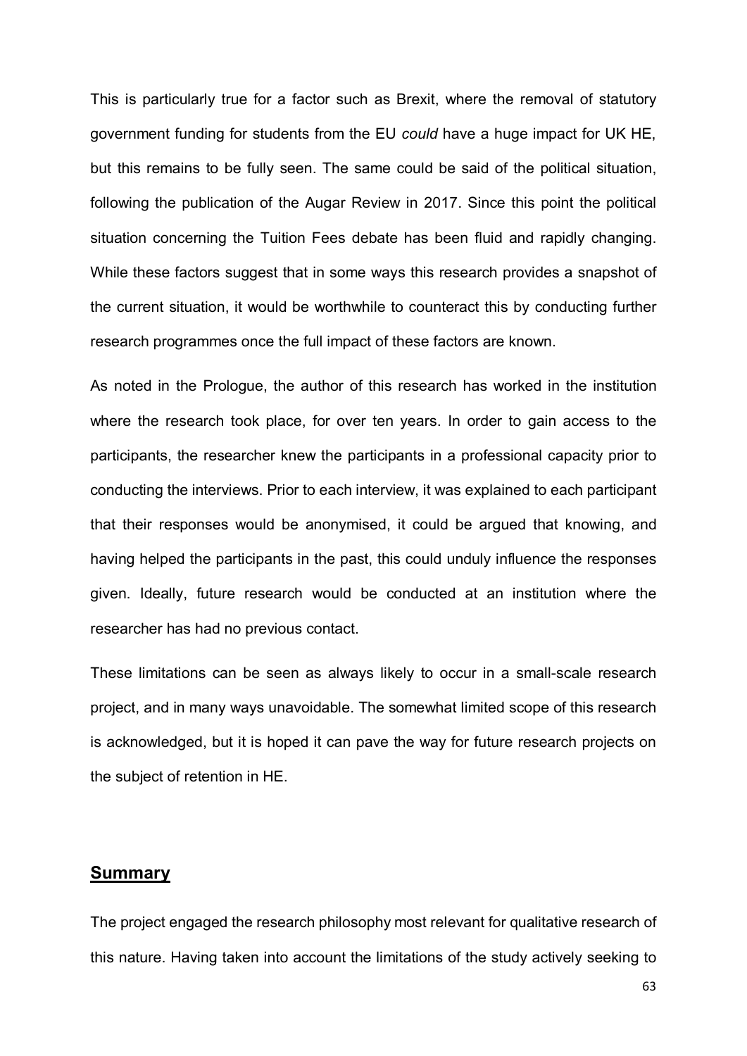This is particularly true for a factor such as Brexit, where the removal of statutory government funding for students from the EU *could* have a huge impact for UK HE, but this remains to be fully seen. The same could be said of the political situation, following the publication of the Augar Review in 2017. Since this point the political situation concerning the Tuition Fees debate has been fluid and rapidly changing. While these factors suggest that in some ways this research provides a snapshot of the current situation, it would be worthwhile to counteract this by conducting further research programmes once the full impact of these factors are known.

As noted in the Prologue, the author of this research has worked in the institution where the research took place, for over ten years. In order to gain access to the participants, the researcher knew the participants in a professional capacity prior to conducting the interviews. Prior to each interview, it was explained to each participant that their responses would be anonymised, it could be argued that knowing, and having helped the participants in the past, this could unduly influence the responses given. Ideally, future research would be conducted at an institution where the researcher has had no previous contact.

These limitations can be seen as always likely to occur in a small-scale research project, and in many ways unavoidable. The somewhat limited scope of this research is acknowledged, but it is hoped it can pave the way for future research projects on the subject of retention in HE.

## Summary

The project engaged the research philosophy most relevant for qualitative research of this nature. Having taken into account the limitations of the study actively seeking to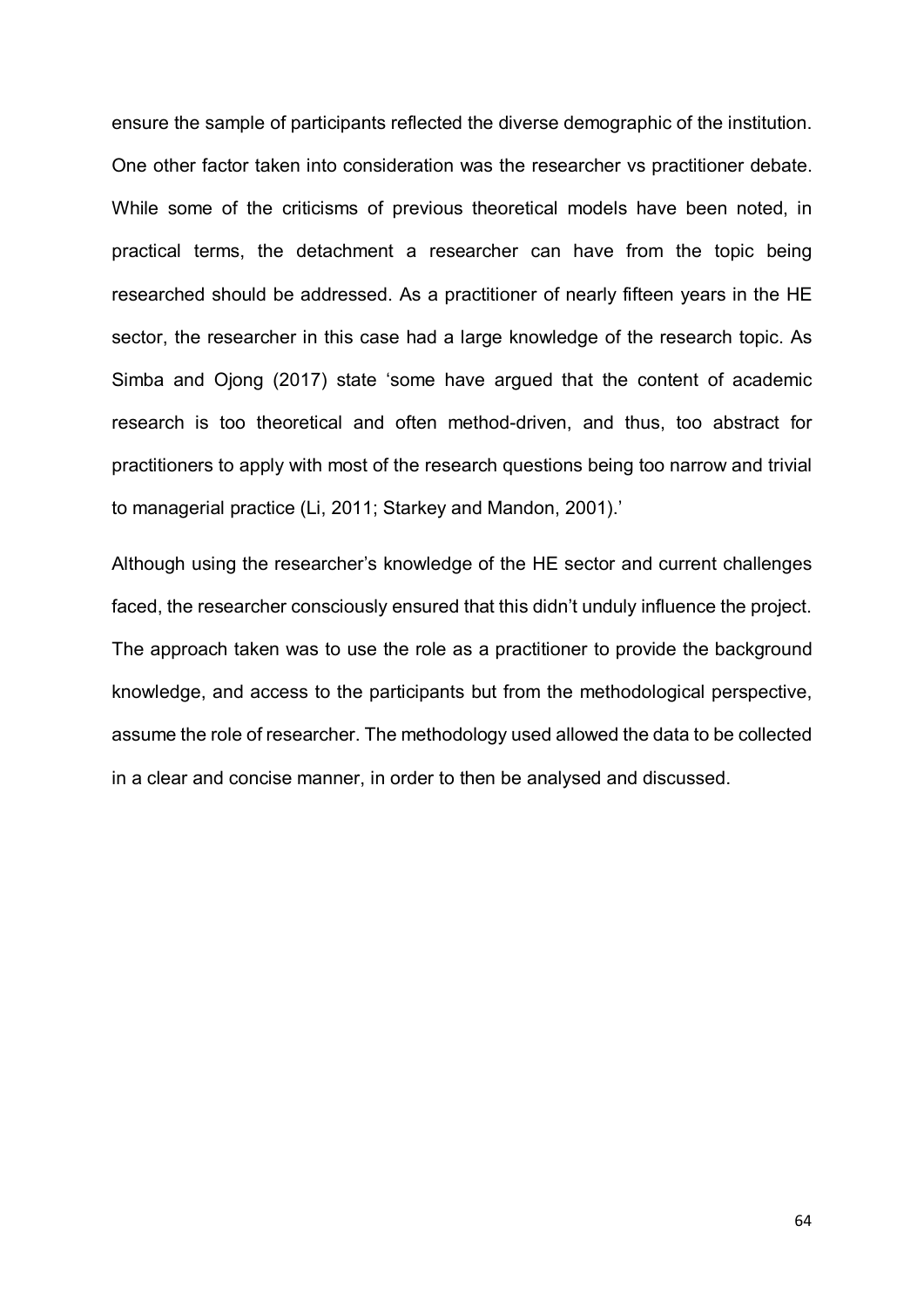ensure the sample of participants reflected the diverse demographic of the institution. One other factor taken into consideration was the researcher vs practitioner debate. While some of the criticisms of previous theoretical models have been noted, in practical terms, the detachment a researcher can have from the topic being researched should be addressed. As a practitioner of nearly fifteen years in the HE sector, the researcher in this case had a large knowledge of the research topic. As Simba and Ojong (2017) state 'some have argued that the content of academic research is too theoretical and often method-driven, and thus, too abstract for practitioners to apply with most of the research questions being too narrow and trivial to managerial practice (Li, 2011; Starkey and Mandon, 2001).'

Although using the researcher's knowledge of the HE sector and current challenges faced, the researcher consciously ensured that this didn't unduly influence the project. The approach taken was to use the role as a practitioner to provide the background knowledge, and access to the participants but from the methodological perspective, assume the role of researcher. The methodology used allowed the data to be collected in a clear and concise manner, in order to then be analysed and discussed.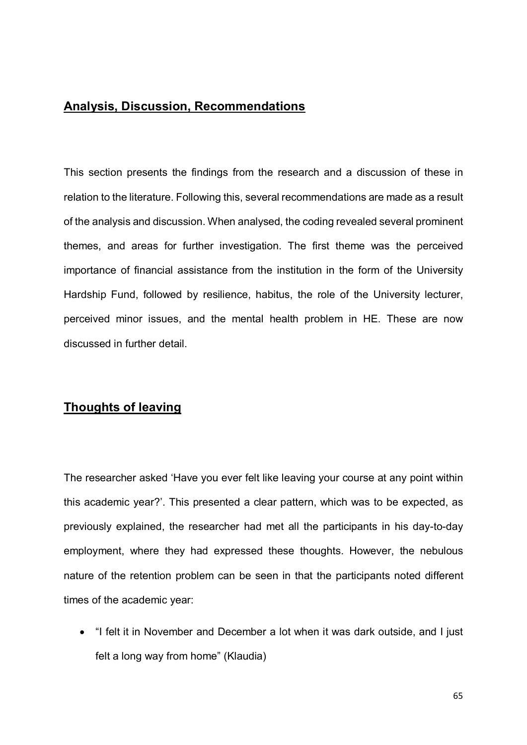## Analysis, Discussion, Recommendations

This section presents the findings from the research and a discussion of these in relation to the literature. Following this, several recommendations are made as a result of the analysis and discussion. When analysed, the coding revealed several prominent themes, and areas for further investigation. The first theme was the perceived importance of financial assistance from the institution in the form of the University Hardship Fund, followed by resilience, habitus, the role of the University lecturer, perceived minor issues, and the mental health problem in HE. These are now discussed in further detail.

## Thoughts of leaving

The researcher asked 'Have you ever felt like leaving your course at any point within this academic year?'. This presented a clear pattern, which was to be expected, as previously explained, the researcher had met all the participants in his day-to-day employment, where they had expressed these thoughts. However, the nebulous nature of the retention problem can be seen in that the participants noted different times of the academic year:

- "I felt it in November and December a lot when it was dark outside, and I just felt a long way from home" (Klaudia)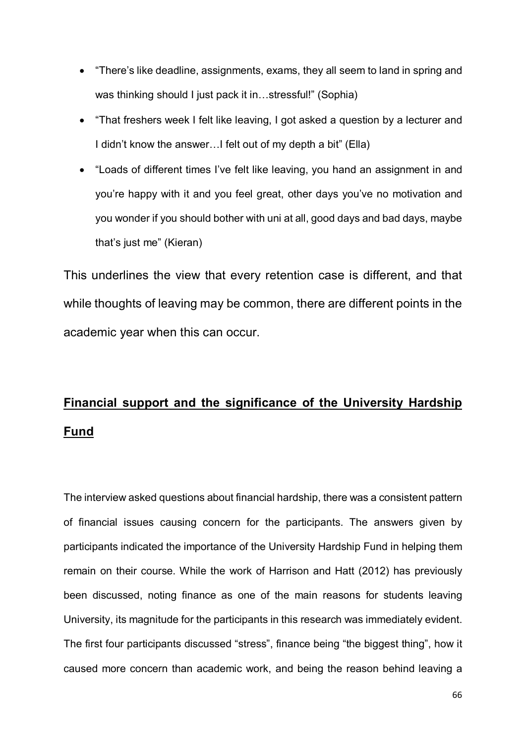- "There's like deadline, assignments, exams, they all seem to land in spring and was thinking should I just pack it in…stressful!" (Sophia)
- "That freshers week I felt like leaving, I got asked a question by a lecturer and I didn't know the answer…I felt out of my depth a bit" (Ella)
- "Loads of different times I've felt like leaving, you hand an assignment in and you're happy with it and you feel great, other days you've no motivation and you wonder if you should bother with uni at all, good days and bad days, maybe that's just me" (Kieran)

This underlines the view that every retention case is different, and that while thoughts of leaving may be common, there are different points in the academic year when this can occur.

## **Financial support and the significance of the University Hardship Fund**

The interview asked questions about financial hardship, there was a consistent pattern of financial issues causing concern for the participants. The answers given by participants indicated the importance of the University Hardship Fund in helping them remain on their course. While the work of Harrison and Hatt (2012) has previously been discussed, noting finance as one of the main reasons for students leaving University, its magnitude for the participants in this research was immediately evident. The first four participants discussed "stress", finance being "the biggest thing", how it caused more concern than academic work, and being the reason behind leaving a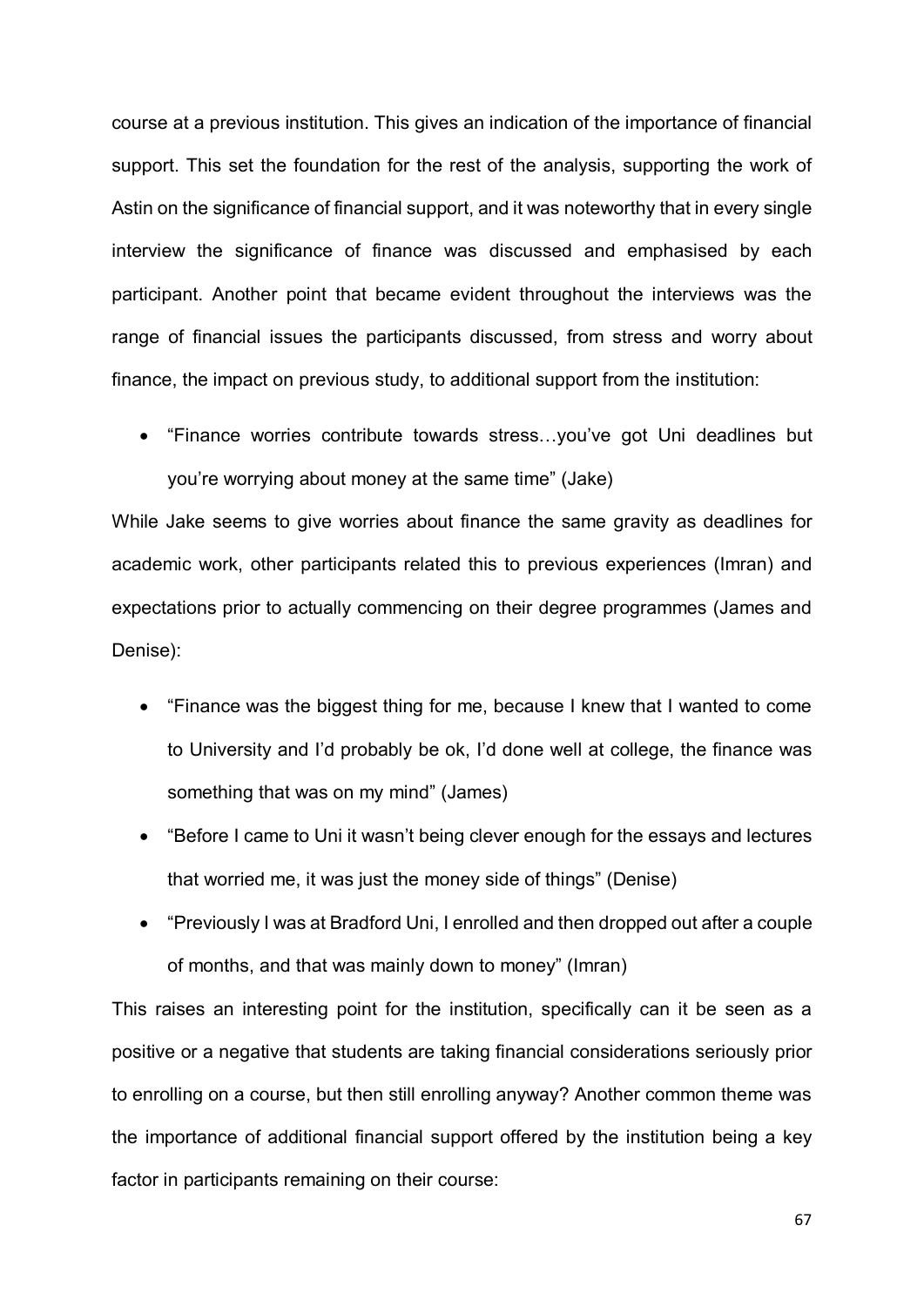course at a previous institution. This gives an indication of the importance of financial support. This set the foundation for the rest of the analysis, supporting the work of Astin on the significance of financial support, and it was noteworthy that in every single interview the significance of finance was discussed and emphasised by each participant. Another point that became evident throughout the interviews was the range of financial issues the participants discussed, from stress and worry about finance, the impact on previous study, to additional support from the institution:

- "Finance worries contribute towards stress…you've got Uni deadlines but you're worrying about money at the same time" (Jake)

While Jake seems to give worries about finance the same gravity as deadlines for academic work, other participants related this to previous experiences (Imran) and expectations prior to actually commencing on their degree programmes (James and Denise):

- "Finance was the biggest thing for me, because I knew that I wanted to come to University and I'd probably be ok, I'd done well at college, the finance was something that was on my mind" (James)
- "Before I came to Uni it wasn't being clever enough for the essays and lectures that worried me, it was just the money side of things" (Denise)
- "Previously I was at Bradford Uni, I enrolled and then dropped out after a couple of months, and that was mainly down to money" (Imran)

This raises an interesting point for the institution, specifically can it be seen as a positive or a negative that students are taking financial considerations seriously prior to enrolling on a course, but then still enrolling anyway? Another common theme was the importance of additional financial support offered by the institution being a key factor in participants remaining on their course: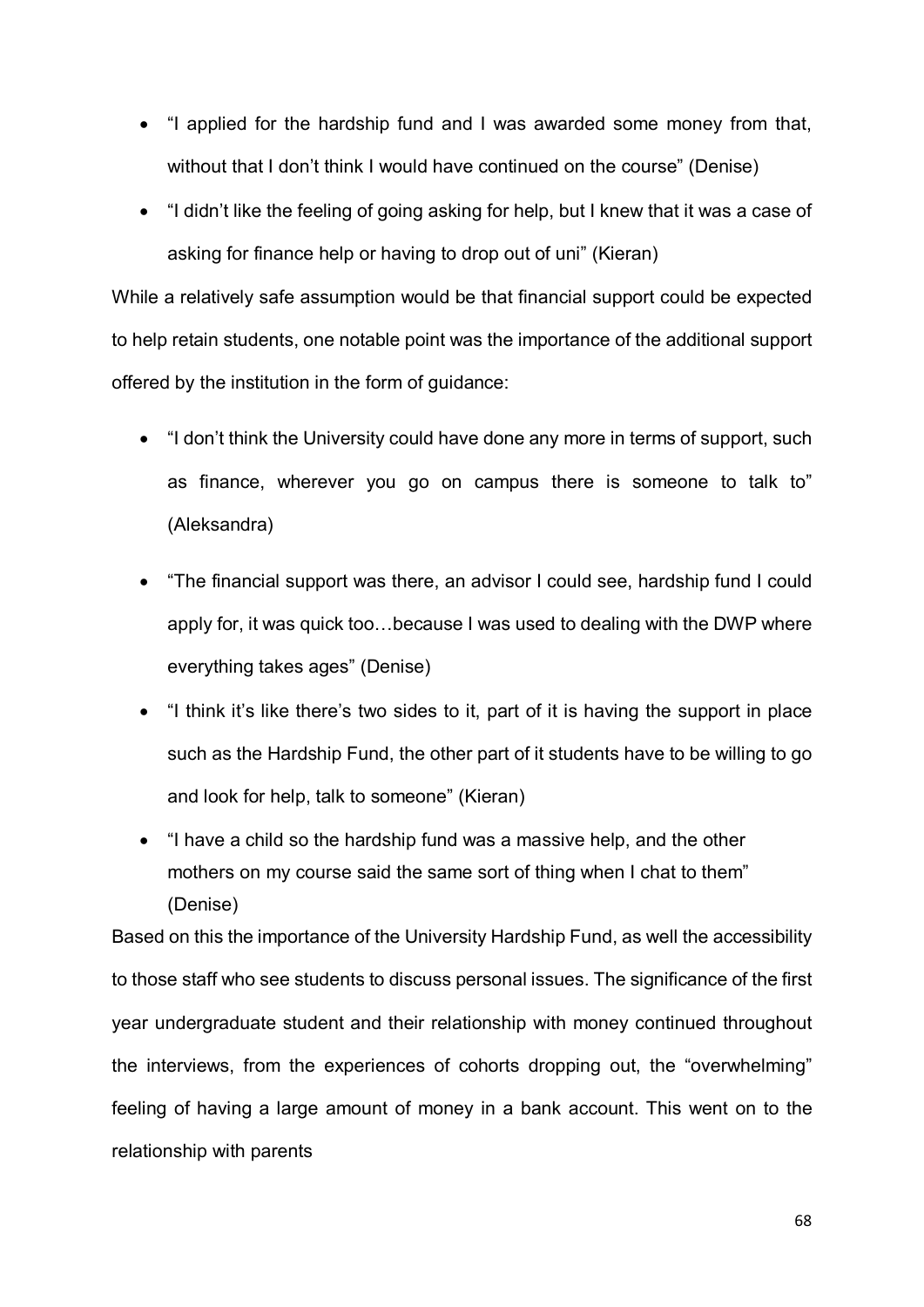- "I applied for the hardship fund and I was awarded some money from that, without that I don't think I would have continued on the course" (Denise)
- "I didn't like the feeling of going asking for help, but I knew that it was a case of asking for finance help or having to drop out of uni" (Kieran)

While a relatively safe assumption would be that financial support could be expected to help retain students, one notable point was the importance of the additional support offered by the institution in the form of guidance:

- "I don't think the University could have done any more in terms of support, such as finance, wherever you go on campus there is someone to talk to" (Aleksandra)
- "The financial support was there, an advisor I could see, hardship fund I could apply for, it was quick too…because I was used to dealing with the DWP where everything takes ages" (Denise)
- "I think it's like there's two sides to it, part of it is having the support in place such as the Hardship Fund, the other part of it students have to be willing to go and look for help, talk to someone" (Kieran)
- "I have a child so the hardship fund was a massive help, and the other mothers on my course said the same sort of thing when I chat to them" (Denise)

Based on this the importance of the University Hardship Fund, as well the accessibility to those staff who see students to discuss personal issues. The significance of the first year undergraduate student and their relationship with money continued throughout the interviews, from the experiences of cohorts dropping out, the "overwhelming" feeling of having a large amount of money in a bank account. This went on to the relationship with parents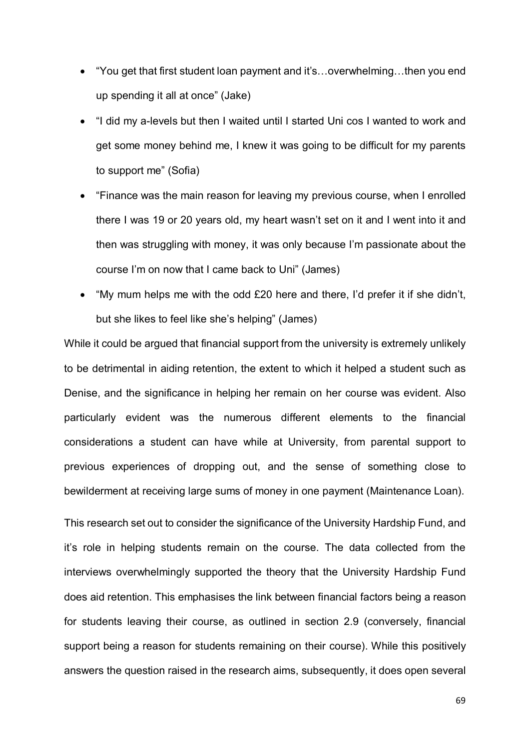- "You get that first student loan payment and it's…overwhelming…then you end up spending it all at once" (Jake)
- "I did my a-levels but then I waited until I started Uni cos I wanted to work and get some money behind me, I knew it was going to be difficult for my parents to support me" (Sofia)
- "Finance was the main reason for leaving my previous course, when I enrolled there I was 19 or 20 years old, my heart wasn't set on it and I went into it and then was struggling with money, it was only because I'm passionate about the course I'm on now that I came back to Uni" (James)
- "My mum helps me with the odd £20 here and there, I'd prefer it if she didn't, but she likes to feel like she's helping" (James)

While it could be argued that financial support from the university is extremely unlikely to be detrimental in aiding retention, the extent to which it helped a student such as Denise, and the significance in helping her remain on her course was evident. Also particularly evident was the numerous different elements to the financial considerations a student can have while at University, from parental support to previous experiences of dropping out, and the sense of something close to bewilderment at receiving large sums of money in one payment (Maintenance Loan).

This research set out to consider the significance of the University Hardship Fund, and it's role in helping students remain on the course. The data collected from the interviews overwhelmingly supported the theory that the University Hardship Fund does aid retention. This emphasises the link between financial factors being a reason for students leaving their course, as outlined in section 2.9 (conversely, financial support being a reason for students remaining on their course). While this positively answers the question raised in the research aims, subsequently, it does open several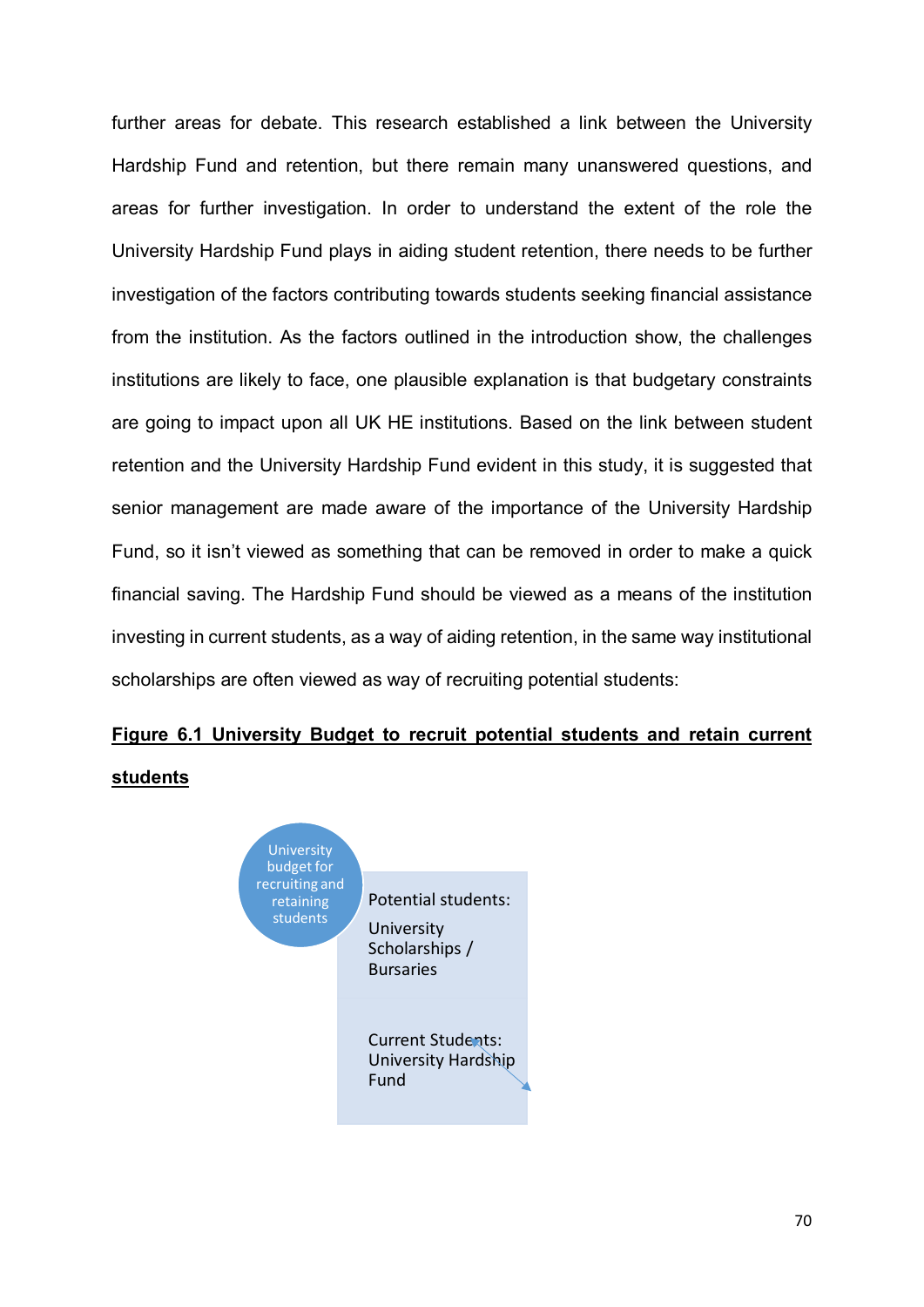further areas for debate. This research established a link between the University Hardship Fund and retention, but there remain many unanswered questions, and areas for further investigation. In order to understand the extent of the role the University Hardship Fund plays in aiding student retention, there needs to be further investigation of the factors contributing towards students seeking financial assistance from the institution. As the factors outlined in the introduction show, the challenges institutions are likely to face, one plausible explanation is that budgetary constraints are going to impact upon all UK HE institutions. Based on the link between student retention and the University Hardship Fund evident in this study, it is suggested that senior management are made aware of the importance of the University Hardship Fund, so it isn't viewed as something that can be removed in order to make a quick financial saving. The Hardship Fund should be viewed as a means of the institution investing in current students, as a way of aiding retention, in the same way institutional scholarships are often viewed as way of recruiting potential students:

**Figure 6.1 University Budget to recruit potential students and retain current students**

University budget for recruiting and retaining students

Potential students:
University Scholarships / Bursaries

Current Students:
University Hardship Fund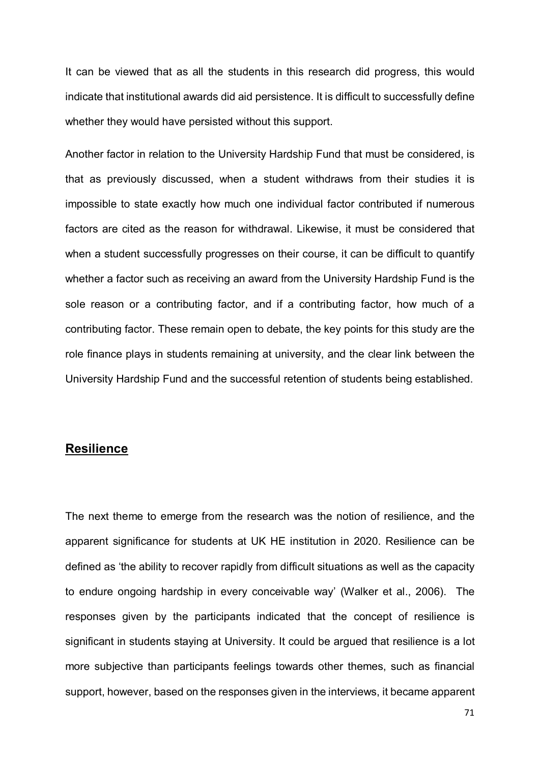It can be viewed that as all the students in this research did progress, this would indicate that institutional awards did aid persistence. It is difficult to successfully define whether they would have persisted without this support.

Another factor in relation to the University Hardship Fund that must be considered, is that as previously discussed, when a student withdraws from their studies it is impossible to state exactly how much one individual factor contributed if numerous factors are cited as the reason for withdrawal. Likewise, it must be considered that when a student successfully progresses on their course, it can be difficult to quantify whether a factor such as receiving an award from the University Hardship Fund is the sole reason or a contributing factor, and if a contributing factor, how much of a contributing factor. These remain open to debate, the key points for this study are the role finance plays in students remaining at university, and the clear link between the University Hardship Fund and the successful retention of students being established.

## **Resilience**

The next theme to emerge from the research was the notion of resilience, and the apparent significance for students at UK HE institution in 2020. Resilience can be defined as 'the ability to recover rapidly from difficult situations as well as the capacity to endure ongoing hardship in every conceivable way' (Walker et al., 2006). The responses given by the participants indicated that the concept of resilience is significant in students staying at University. It could be argued that resilience is a lot more subjective than participants feelings towards other themes, such as financial support, however, based on the responses given in the interviews, it became apparent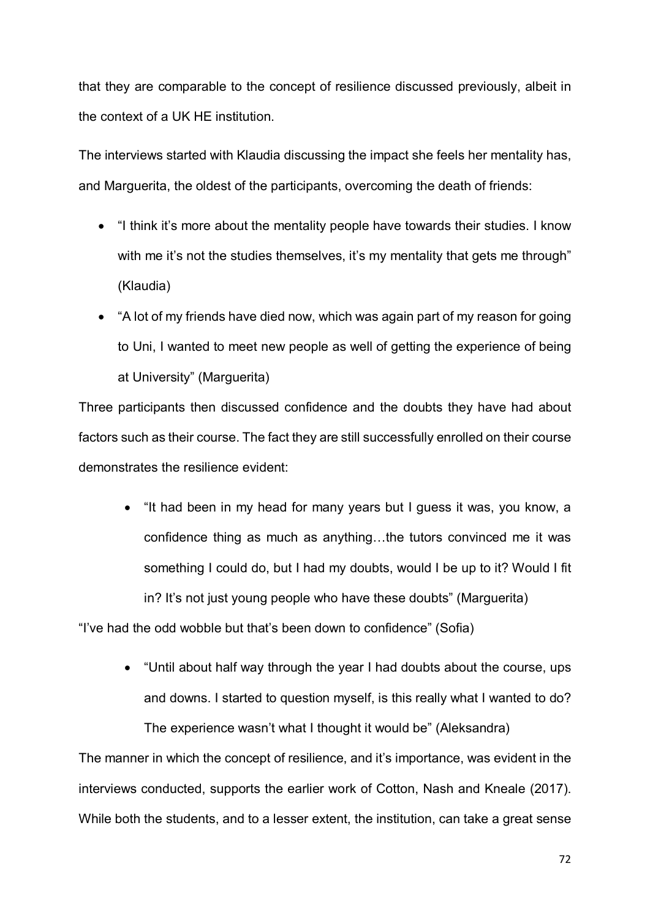that they are comparable to the concept of resilience discussed previously, albeit in the context of a UK HE institution.

The interviews started with Klaudia discussing the impact she feels her mentality has, and Marguerita, the oldest of the participants, overcoming the death of friends:

- "I think it's more about the mentality people have towards their studies. I know with me it's not the studies themselves, it's my mentality that gets me through" (Klaudia)
- "A lot of my friends have died now, which was again part of my reason for going to Uni, I wanted to meet new people as well of getting the experience of being at University" (Marguerita)

Three participants then discussed confidence and the doubts they have had about factors such as their course. The fact they are still successfully enrolled on their course demonstrates the resilience evident:

- "It had been in my head for many years but I guess it was, you know, a confidence thing as much as anything…the tutors convinced me it was something I could do, but I had my doubts, would I be up to it? Would I fit in? It's not just young people who have these doubts" (Marguerita)

"I've had the odd wobble but that's been down to confidence" (Sofia)

- "Until about half way through the year I had doubts about the course, ups and downs. I started to question myself, is this really what I wanted to do? The experience wasn't what I thought it would be" (Aleksandra)

The manner in which the concept of resilience, and it's importance, was evident in the interviews conducted, supports the earlier work of Cotton, Nash and Kneale (2017). While both the students, and to a lesser extent, the institution, can take a great sense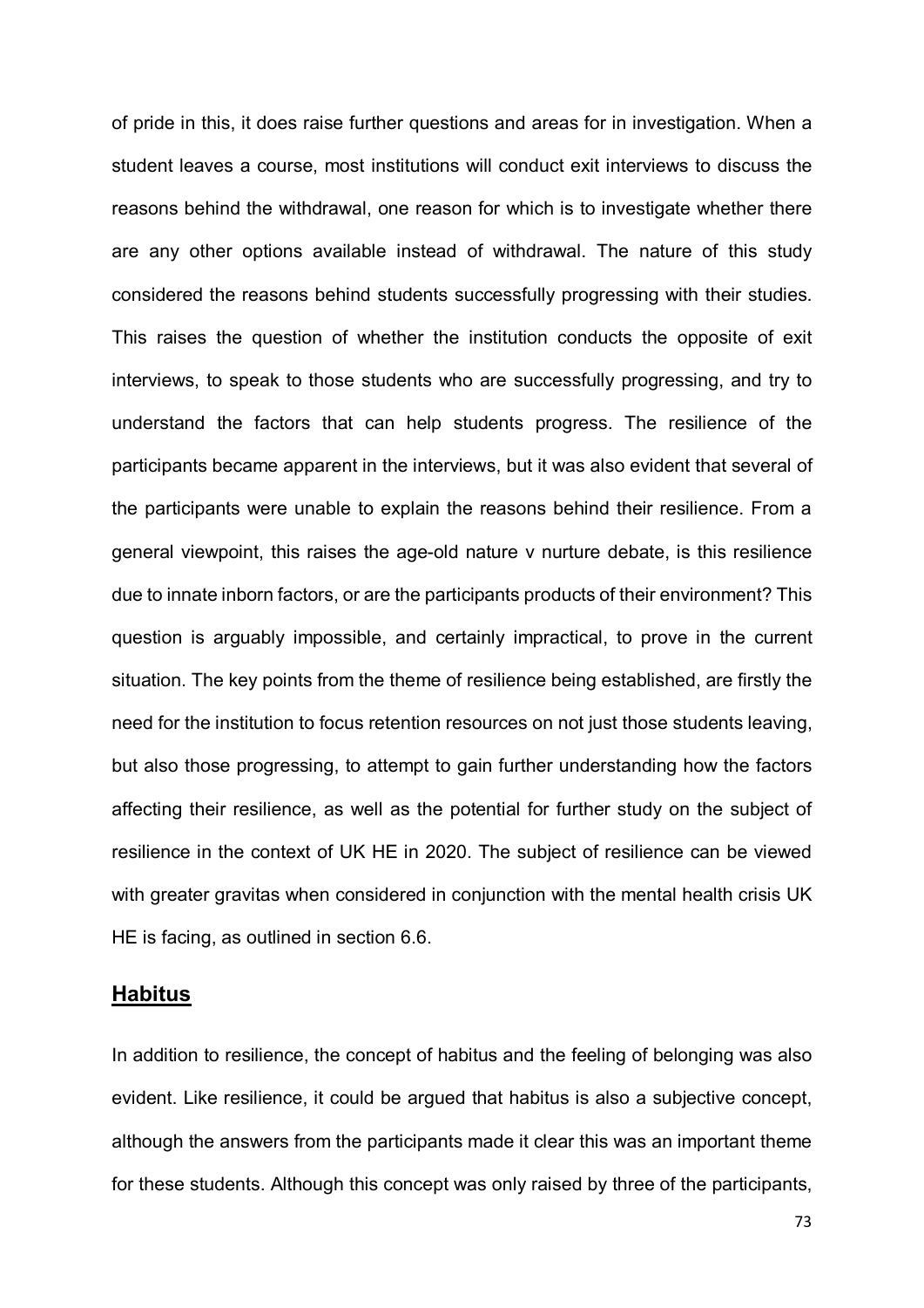of pride in this, it does raise further questions and areas for in investigation. When a student leaves a course, most institutions will conduct exit interviews to discuss the reasons behind the withdrawal, one reason for which is to investigate whether there are any other options available instead of withdrawal. The nature of this study considered the reasons behind students successfully progressing with their studies. This raises the question of whether the institution conducts the opposite of exit interviews, to speak to those students who are successfully progressing, and try to understand the factors that can help students progress. The resilience of the participants became apparent in the interviews, but it was also evident that several of the participants were unable to explain the reasons behind their resilience. From a general viewpoint, this raises the age-old nature v nurture debate, is this resilience due to innate inborn factors, or are the participants products of their environment? This question is arguably impossible, and certainly impractical, to prove in the current situation. The key points from the theme of resilience being established, are firstly the need for the institution to focus retention resources on not just those students leaving, but also those progressing, to attempt to gain further understanding how the factors affecting their resilience, as well as the potential for further study on the subject of resilience in the context of UK HE in 2020. The subject of resilience can be viewed with greater gravitas when considered in conjunction with the mental health crisis UK HE is facing, as outlined in section 6.6.

## Habitus

In addition to resilience, the concept of habitus and the feeling of belonging was also evident. Like resilience, it could be argued that habitus is also a subjective concept, although the answers from the participants made it clear this was an important theme for these students. Although this concept was only raised by three of the participants,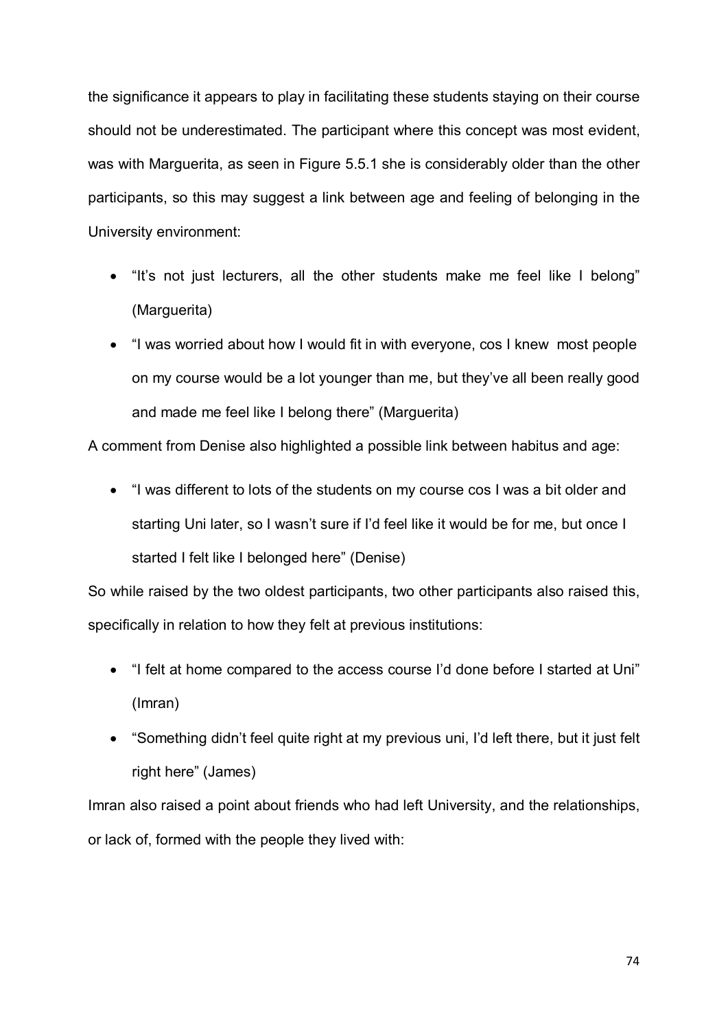the significance it appears to play in facilitating these students staying on their course should not be underestimated. The participant where this concept was most evident, was with Marguerita, as seen in Figure 5.5.1 she is considerably older than the other participants, so this may suggest a link between age and feeling of belonging in the University environment:

- "It's not just lecturers, all the other students make me feel like I belong" (Marguerita)
- "I was worried about how I would fit in with everyone, cos I knew most people on my course would be a lot younger than me, but they've all been really good and made me feel like I belong there" (Marguerita)

A comment from Denise also highlighted a possible link between habitus and age:

- "I was different to lots of the students on my course cos I was a bit older and starting Uni later, so I wasn't sure if I'd feel like it would be for me, but once I started I felt like I belonged here" (Denise)

So while raised by the two oldest participants, two other participants also raised this, specifically in relation to how they felt at previous institutions:

- "I felt at home compared to the access course I'd done before I started at Uni" (Imran)
- "Something didn't feel quite right at my previous uni, I'd left there, but it just felt right here" (James)

Imran also raised a point about friends who had left University, and the relationships, or lack of, formed with the people they lived with: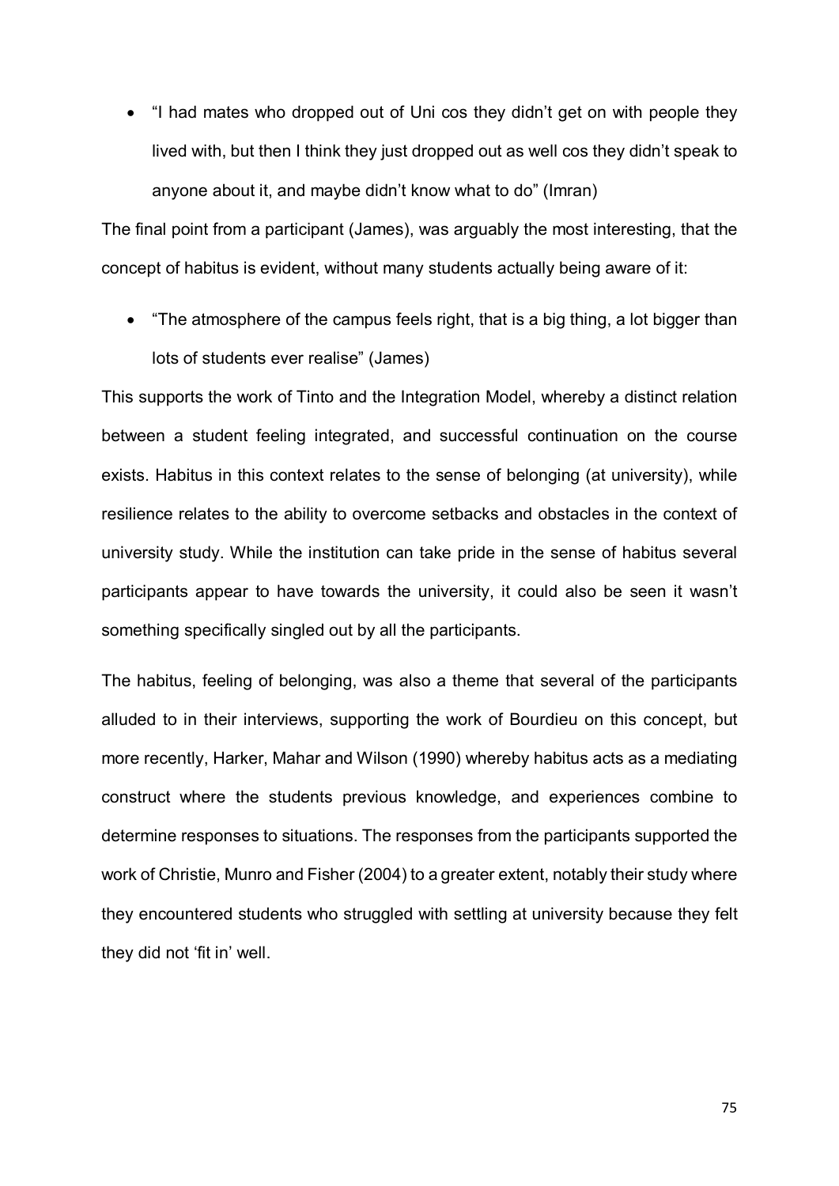- "I had mates who dropped out of Uni cos they didn't get on with people they lived with, but then I think they just dropped out as well cos they didn't speak to anyone about it, and maybe didn't know what to do" (Imran)

The final point from a participant (James), was arguably the most interesting, that the concept of habitus is evident, without many students actually being aware of it:

- "The atmosphere of the campus feels right, that is a big thing, a lot bigger than lots of students ever realise" (James)

This supports the work of Tinto and the Integration Model, whereby a distinct relation between a student feeling integrated, and successful continuation on the course exists. Habitus in this context relates to the sense of belonging (at university), while resilience relates to the ability to overcome setbacks and obstacles in the context of university study. While the institution can take pride in the sense of habitus several participants appear to have towards the university, it could also be seen it wasn't something specifically singled out by all the participants.

The habitus, feeling of belonging, was also a theme that several of the participants alluded to in their interviews, supporting the work of Bourdieu on this concept, but more recently, Harker, Mahar and Wilson (1990) whereby habitus acts as a mediating construct where the students previous knowledge, and experiences combine to determine responses to situations. The responses from the participants supported the work of Christie, Munro and Fisher (2004) to a greater extent, notably their study where they encountered students who struggled with settling at university because they felt they did not 'fit in' well.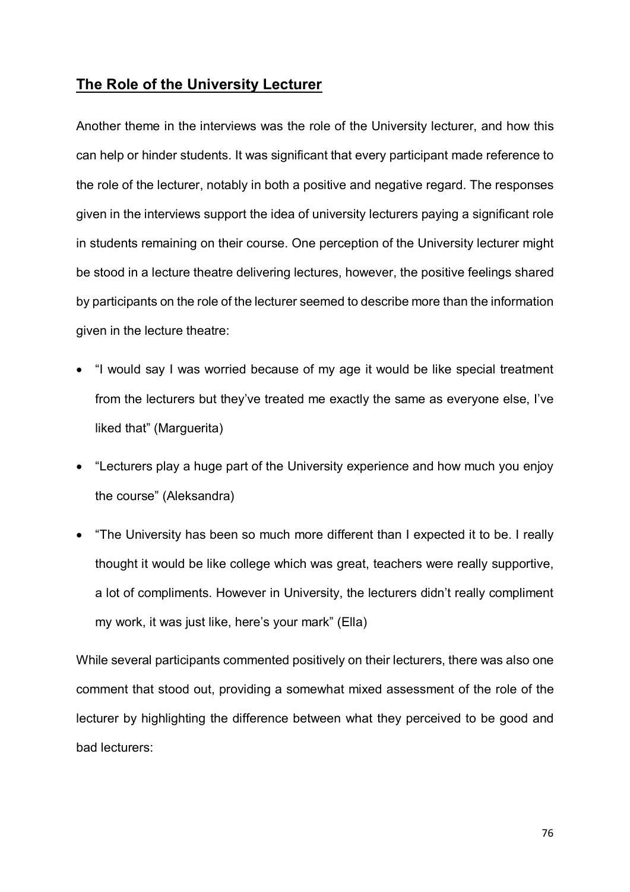## The Role of the University Lecturer

Another theme in the interviews was the role of the University lecturer, and how this can help or hinder students. It was significant that every participant made reference to the role of the lecturer, notably in both a positive and negative regard. The responses given in the interviews support the idea of university lecturers paying a significant role in students remaining on their course. One perception of the University lecturer might be stood in a lecture theatre delivering lectures, however, the positive feelings shared by participants on the role of the lecturer seemed to describe more than the information given in the lecture theatre:

- "I would say I was worried because of my age it would be like special treatment from the lecturers but they've treated me exactly the same as everyone else, I've liked that" (Marguerita)
- "Lecturers play a huge part of the University experience and how much you enjoy the course" (Aleksandra)
- "The University has been so much more different than I expected it to be. I really thought it would be like college which was great, teachers were really supportive, a lot of compliments. However in University, the lecturers didn't really compliment my work, it was just like, here's your mark" (Ella)

While several participants commented positively on their lecturers, there was also one comment that stood out, providing a somewhat mixed assessment of the role of the lecturer by highlighting the difference between what they perceived to be good and bad lecturers: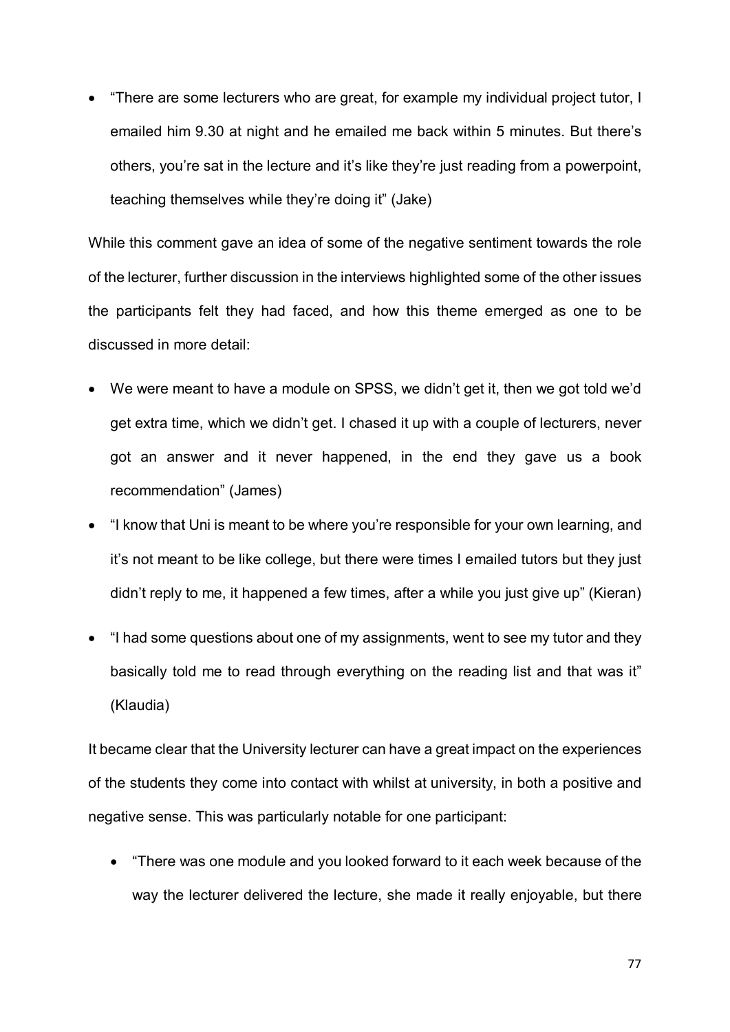- “There are some lecturers who are great, for example my individual project tutor, I emailed him 9.30 at night and he emailed me back within 5 minutes. But there’s others, you’re sat in the lecture and it’s like they’re just reading from a powerpoint, teaching themselves while they’re doing it” (Jake)

While this comment gave an idea of some of the negative sentiment towards the role of the lecturer, further discussion in the interviews highlighted some of the other issues the participants felt they had faced, and how this theme emerged as one to be discussed in more detail:

- We were meant to have a module on SPSS, we didn’t get it, then we got told we’d get extra time, which we didn’t get. I chased it up with a couple of lecturers, never got an answer and it never happened, in the end they gave us a book recommendation” (James)
- “I know that Uni is meant to be where you’re responsible for your own learning, and it’s not meant to be like college, but there were times I emailed tutors but they just didn’t reply to me, it happened a few times, after a while you just give up” (Kieran)
- “I had some questions about one of my assignments, went to see my tutor and they basically told me to read through everything on the reading list and that was it” (Klaudia)

It became clear that the University lecturer can have a great impact on the experiences of the students they come into contact with whilst at university, in both a positive and negative sense. This was particularly notable for one participant:

- “There was one module and you looked forward to it each week because of the way the lecturer delivered the lecture, she made it really enjoyable, but there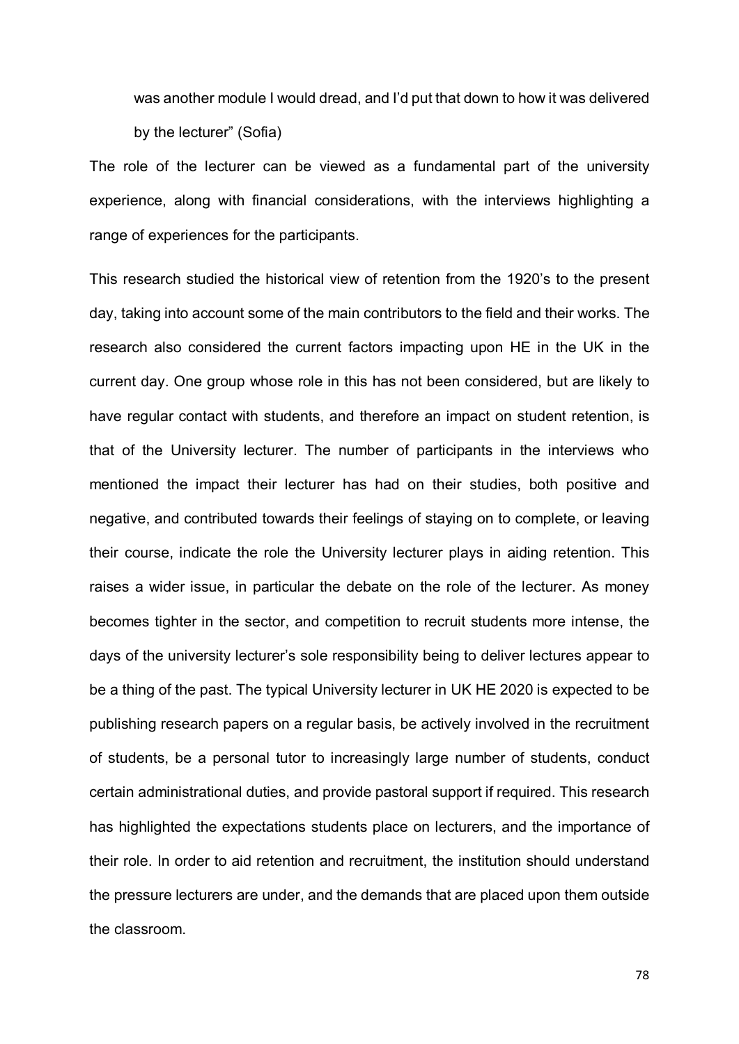> was another module I would dread, and I'd put that down to how it was delivered by the lecturer" (Sofia)

The role of the lecturer can be viewed as a fundamental part of the university experience, along with financial considerations, with the interviews highlighting a range of experiences for the participants.

This research studied the historical view of retention from the 1920's to the present day, taking into account some of the main contributors to the field and their works. The research also considered the current factors impacting upon HE in the UK in the current day. One group whose role in this has not been considered, but are likely to have regular contact with students, and therefore an impact on student retention, is that of the University lecturer. The number of participants in the interviews who mentioned the impact their lecturer has had on their studies, both positive and negative, and contributed towards their feelings of staying on to complete, or leaving their course, indicate the role the University lecturer plays in aiding retention. This raises a wider issue, in particular the debate on the role of the lecturer. As money becomes tighter in the sector, and competition to recruit students more intense, the days of the university lecturer's sole responsibility being to deliver lectures appear to be a thing of the past. The typical University lecturer in UK HE 2020 is expected to be publishing research papers on a regular basis, be actively involved in the recruitment of students, be a personal tutor to increasingly large number of students, conduct certain administrational duties, and provide pastoral support if required. This research has highlighted the expectations students place on lecturers, and the importance of their role. In order to aid retention and recruitment, the institution should understand the pressure lecturers are under, and the demands that are placed upon them outside the classroom.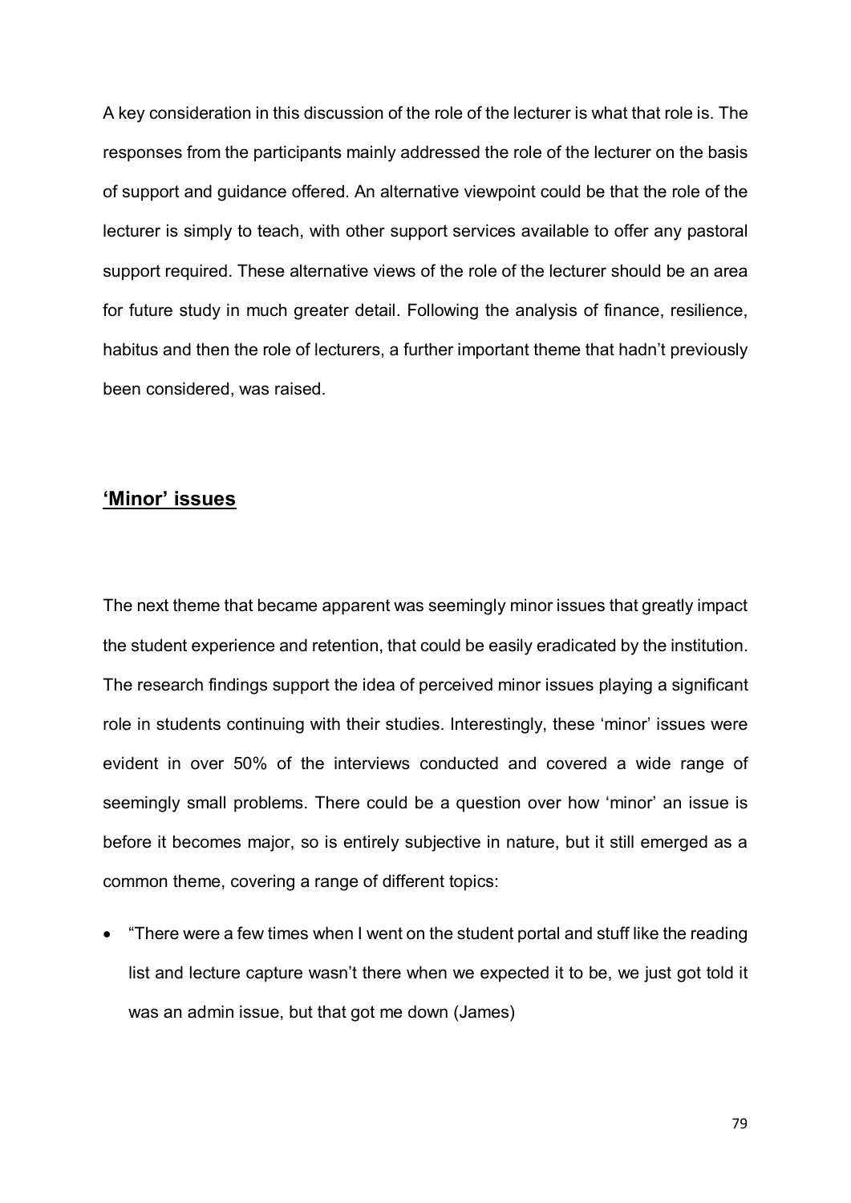A key consideration in this discussion of the role of the lecturer is what that role is. The responses from the participants mainly addressed the role of the lecturer on the basis of support and guidance offered. An alternative viewpoint could be that the role of the lecturer is simply to teach, with other support services available to offer any pastoral support required. These alternative views of the role of the lecturer should be an area for future study in much greater detail. Following the analysis of finance, resilience, habitus and then the role of lecturers, a further important theme that hadn't previously been considered, was raised.

## **'Minor' issues**

The next theme that became apparent was seemingly minor issues that greatly impact the student experience and retention, that could be easily eradicated by the institution. The research findings support the idea of perceived minor issues playing a significant role in students continuing with their studies. Interestingly, these 'minor' issues were evident in over 50% of the interviews conducted and covered a wide range of seemingly small problems. There could be a question over how 'minor' an issue is before it becomes major, so is entirely subjective in nature, but it still emerged as a common theme, covering a range of different topics:

- "There were a few times when I went on the student portal and stuff like the reading list and lecture capture wasn't there when we expected it to be, we just got told it was an admin issue, but that got me down (James)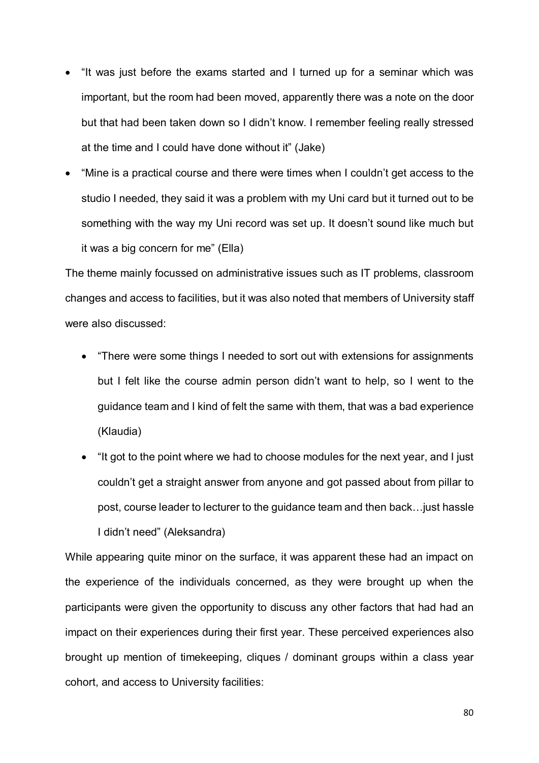- "It was just before the exams started and I turned up for a seminar which was important, but the room had been moved, apparently there was a note on the door but that had been taken down so I didn't know. I remember feeling really stressed at the time and I could have done without it" (Jake)
- "Mine is a practical course and there were times when I couldn't get access to the studio I needed, they said it was a problem with my Uni card but it turned out to be something with the way my Uni record was set up. It doesn't sound like much but it was a big concern for me" (Ella)

The theme mainly focussed on administrative issues such as IT problems, classroom changes and access to facilities, but it was also noted that members of University staff were also discussed:

- "There were some things I needed to sort out with extensions for assignments but I felt like the course admin person didn't want to help, so I went to the guidance team and I kind of felt the same with them, that was a bad experience (Klaudia)
- "It got to the point where we had to choose modules for the next year, and I just couldn't get a straight answer from anyone and got passed about from pillar to post, course leader to lecturer to the guidance team and then back…just hassle I didn't need" (Aleksandra)

While appearing quite minor on the surface, it was apparent these had an impact on the experience of the individuals concerned, as they were brought up when the participants were given the opportunity to discuss any other factors that had had an impact on their experiences during their first year. These perceived experiences also brought up mention of timekeeping, cliques / dominant groups within a class year cohort, and access to University facilities: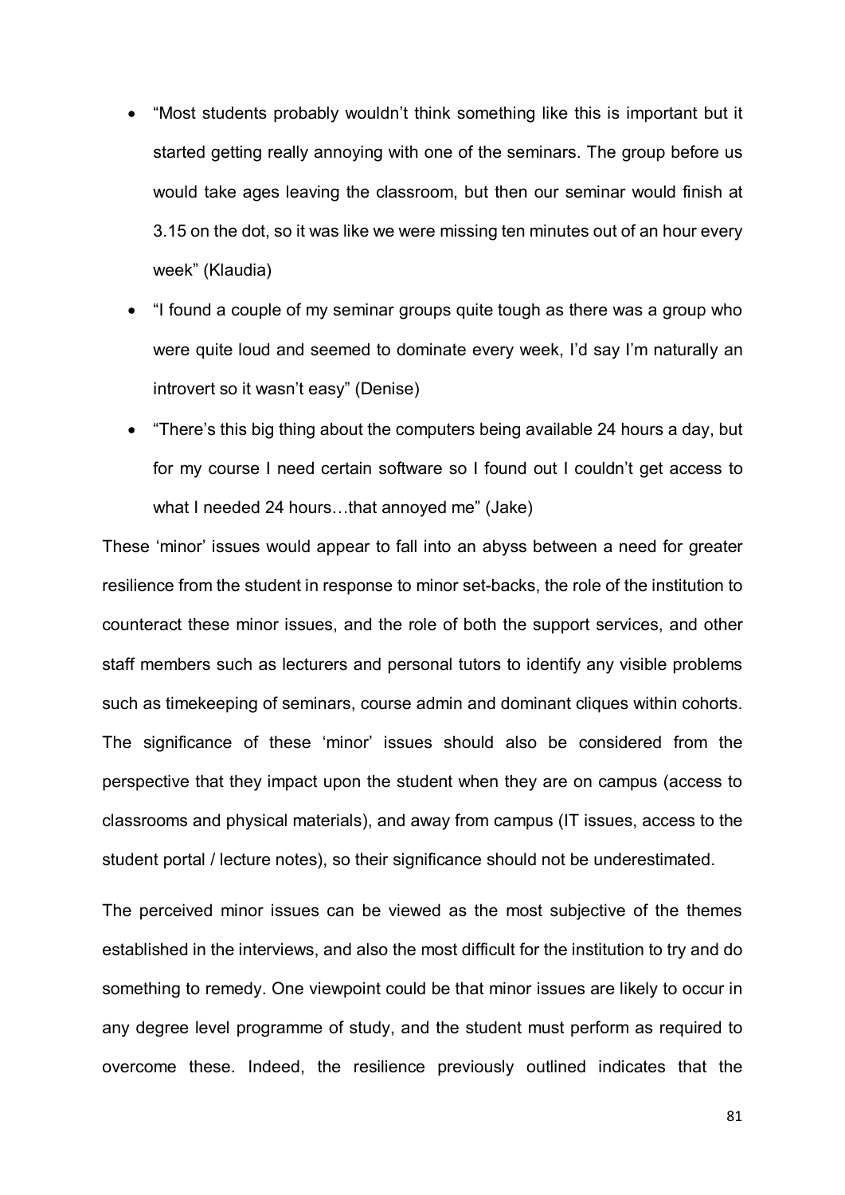- "Most students probably wouldn't think something like this is important but it started getting really annoying with one of the seminars. The group before us would take ages leaving the classroom, but then our seminar would finish at 3.15 on the dot, so it was like we were missing ten minutes out of an hour every week" (Klaudia)
- "I found a couple of my seminar groups quite tough as there was a group who were quite loud and seemed to dominate every week, I'd say I'm naturally an introvert so it wasn't easy" (Denise)
- "There's this big thing about the computers being available 24 hours a day, but for my course I need certain software so I found out I couldn't get access to what I needed 24 hours…that annoyed me" (Jake)

These 'minor' issues would appear to fall into an abyss between a need for greater resilience from the student in response to minor set-backs, the role of the institution to counteract these minor issues, and the role of both the support services, and other staff members such as lecturers and personal tutors to identify any visible problems such as timekeeping of seminars, course admin and dominant cliques within cohorts. The significance of these 'minor' issues should also be considered from the perspective that they impact upon the student when they are on campus (access to classrooms and physical materials), and away from campus (IT issues, access to the student portal / lecture notes), so their significance should not be underestimated.

The perceived minor issues can be viewed as the most subjective of the themes established in the interviews, and also the most difficult for the institution to try and do something to remedy. One viewpoint could be that minor issues are likely to occur in any degree level programme of study, and the student must perform as required to overcome these. Indeed, the resilience previously outlined indicates that the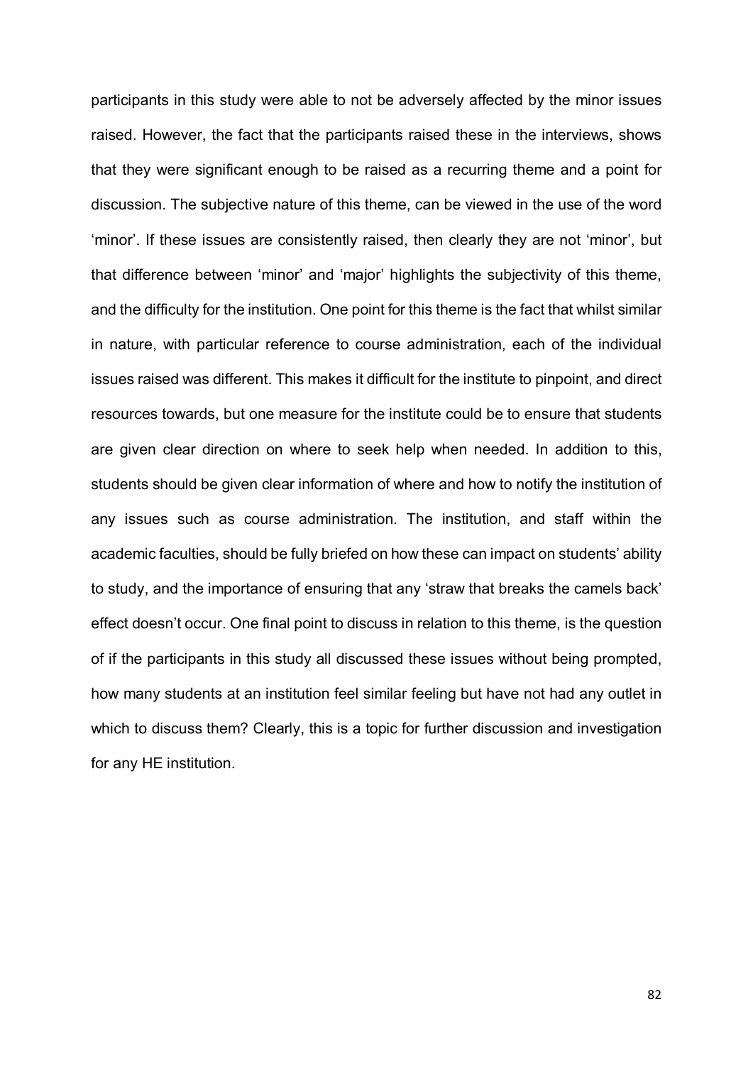participants in this study were able to not be adversely affected by the minor issues raised. However, the fact that the participants raised these in the interviews, shows that they were significant enough to be raised as a recurring theme and a point for discussion. The subjective nature of this theme, can be viewed in the use of the word 'minor'. If these issues are consistently raised, then clearly they are not 'minor', but that difference between 'minor' and 'major' highlights the subjectivity of this theme, and the difficulty for the institution. One point for this theme is the fact that whilst similar in nature, with particular reference to course administration, each of the individual issues raised was different. This makes it difficult for the institute to pinpoint, and direct resources towards, but one measure for the institute could be to ensure that students are given clear direction on where to seek help when needed. In addition to this, students should be given clear information of where and how to notify the institution of any issues such as course administration. The institution, and staff within the academic faculties, should be fully briefed on how these can impact on students' ability to study, and the importance of ensuring that any 'straw that breaks the camels back' effect doesn't occur. One final point to discuss in relation to this theme, is the question of if the participants in this study all discussed these issues without being prompted, how many students at an institution feel similar feeling but have not had any outlet in which to discuss them? Clearly, this is a topic for further discussion and investigation for any HE institution.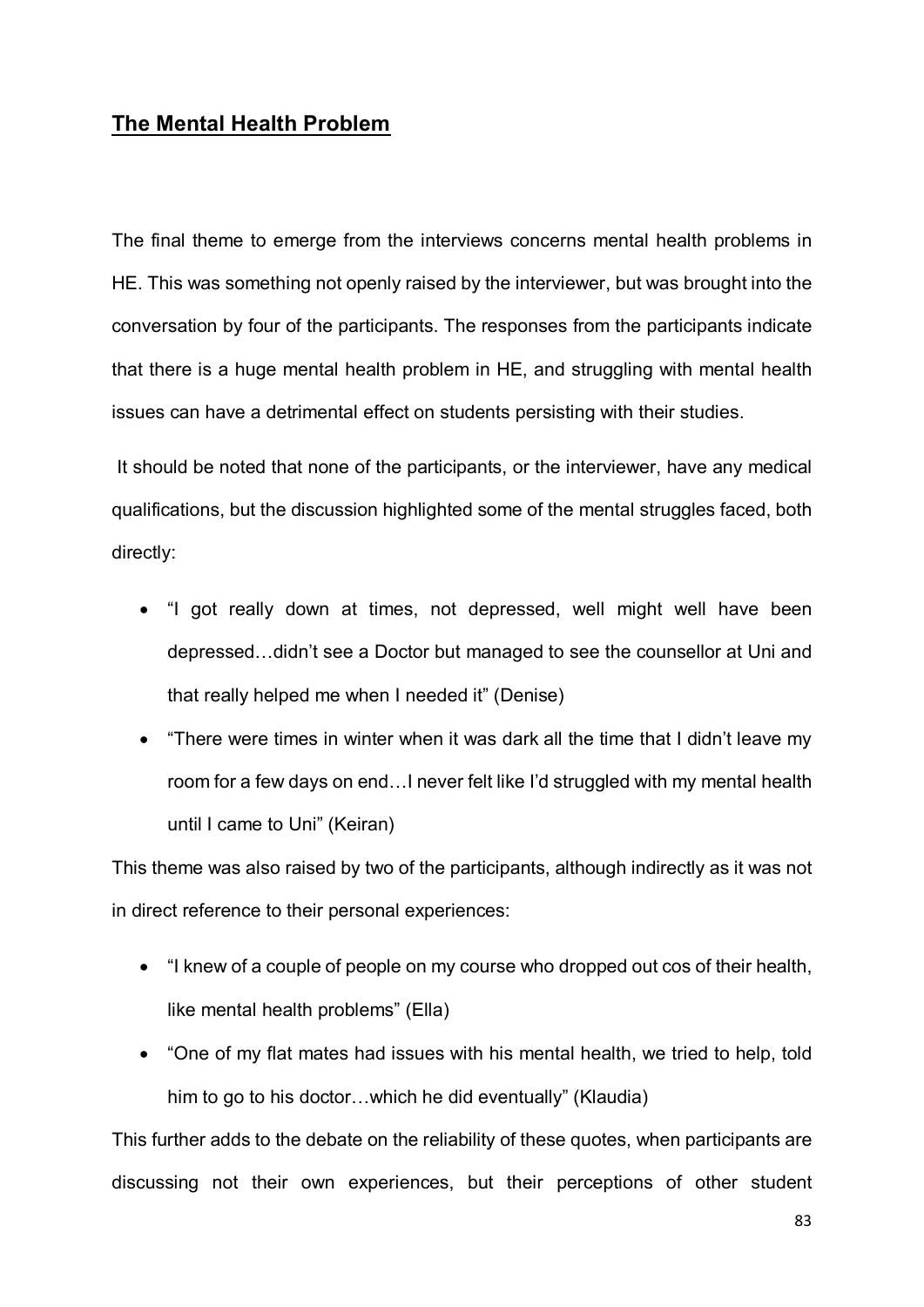## The Mental Health Problem

The final theme to emerge from the interviews concerns mental health problems in HE. This was something not openly raised by the interviewer, but was brought into the conversation by four of the participants. The responses from the participants indicate that there is a huge mental health problem in HE, and struggling with mental health issues can have a detrimental effect on students persisting with their studies.

It should be noted that none of the participants, or the interviewer, have any medical qualifications, but the discussion highlighted some of the mental struggles faced, both directly:

- "I got really down at times, not depressed, well might well have been depressed…didn't see a Doctor but managed to see the counsellor at Uni and that really helped me when I needed it" (Denise)
- "There were times in winter when it was dark all the time that I didn't leave my room for a few days on end…I never felt like I'd struggled with my mental health until I came to Uni" (Keiran)

This theme was also raised by two of the participants, although indirectly as it was not in direct reference to their personal experiences:

- "I knew of a couple of people on my course who dropped out cos of their health, like mental health problems" (Ella)
- "One of my flat mates had issues with his mental health, we tried to help, told him to go to his doctor…which he did eventually" (Klaudia)

This further adds to the debate on the reliability of these quotes, when participants are discussing not their own experiences, but their perceptions of other student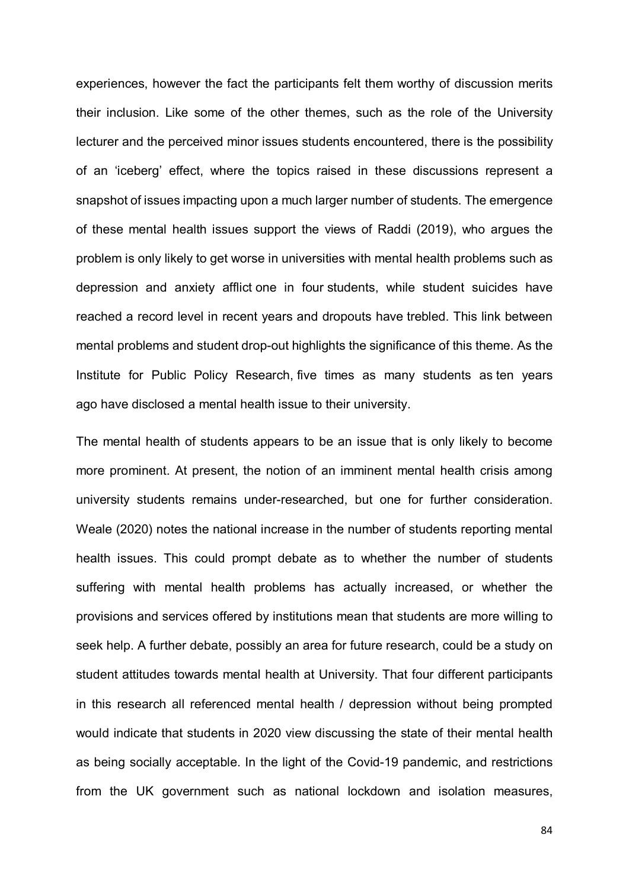experiences, however the fact the participants felt them worthy of discussion merits their inclusion. Like some of the other themes, such as the role of the University lecturer and the perceived minor issues students encountered, there is the possibility of an 'iceberg' effect, where the topics raised in these discussions represent a snapshot of issues impacting upon a much larger number of students. The emergence of these mental health issues support the views of Raddi (2019), who argues the problem is only likely to get worse in universities with mental health problems such as depression and anxiety afflict one in four students, while student suicides have reached a record level in recent years and dropouts have trebled. This link between mental problems and student drop-out highlights the significance of this theme. As the Institute for Public Policy Research, five times as many students as ten years ago have disclosed a mental health issue to their university.

The mental health of students appears to be an issue that is only likely to become more prominent. At present, the notion of an imminent mental health crisis among university students remains under-researched, but one for further consideration. Weale (2020) notes the national increase in the number of students reporting mental health issues. This could prompt debate as to whether the number of students suffering with mental health problems has actually increased, or whether the provisions and services offered by institutions mean that students are more willing to seek help. A further debate, possibly an area for future research, could be a study on student attitudes towards mental health at University. That four different participants in this research all referenced mental health / depression without being prompted would indicate that students in 2020 view discussing the state of their mental health as being socially acceptable. In the light of the Covid-19 pandemic, and restrictions from the UK government such as national lockdown and isolation measures,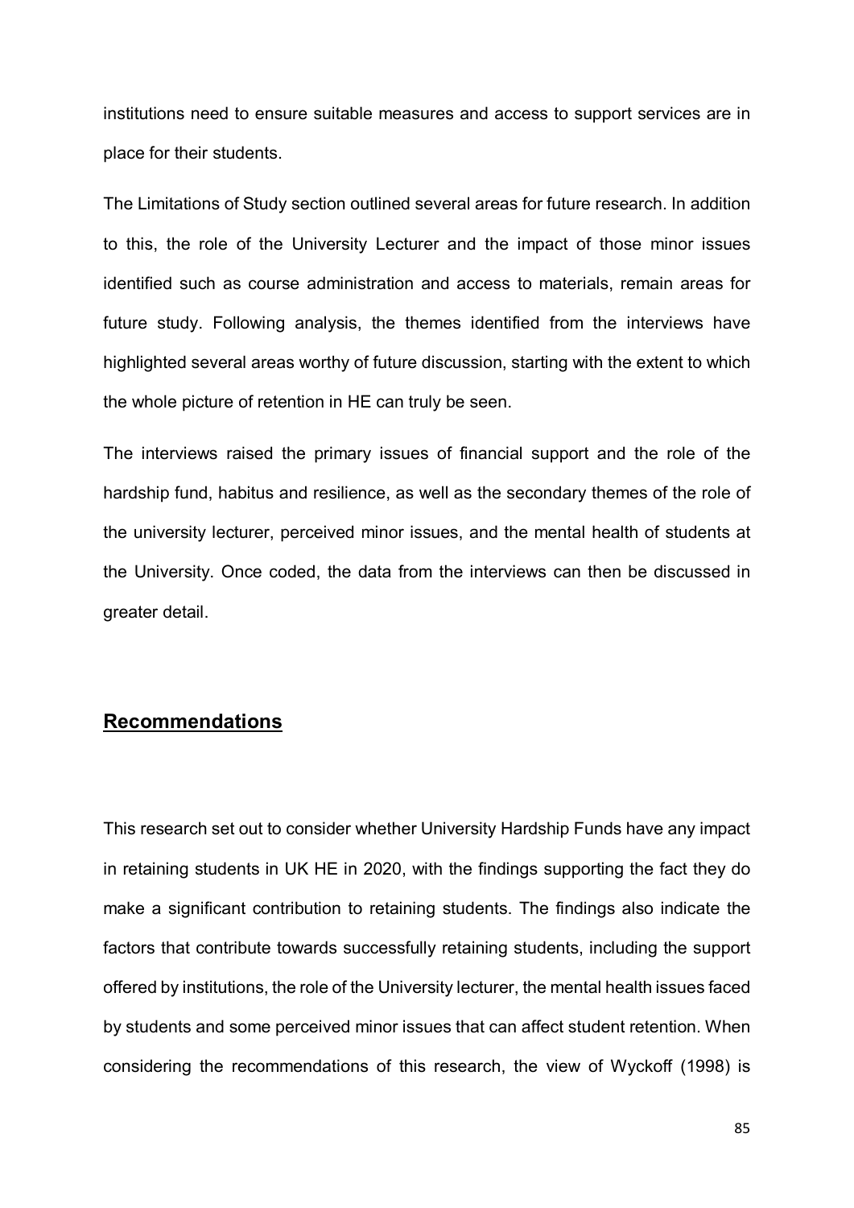institutions need to ensure suitable measures and access to support services are in place for their students.

The Limitations of Study section outlined several areas for future research. In addition to this, the role of the University Lecturer and the impact of those minor issues identified such as course administration and access to materials, remain areas for future study. Following analysis, the themes identified from the interviews have highlighted several areas worthy of future discussion, starting with the extent to which the whole picture of retention in HE can truly be seen.

The interviews raised the primary issues of financial support and the role of the hardship fund, habitus and resilience, as well as the secondary themes of the role of the university lecturer, perceived minor issues, and the mental health of students at the University. Once coded, the data from the interviews can then be discussed in greater detail.

## Recommendations

This research set out to consider whether University Hardship Funds have any impact in retaining students in UK HE in 2020, with the findings supporting the fact they do make a significant contribution to retaining students. The findings also indicate the factors that contribute towards successfully retaining students, including the support offered by institutions, the role of the University lecturer, the mental health issues faced by students and some perceived minor issues that can affect student retention. When considering the recommendations of this research, the view of Wyckoff (1998) is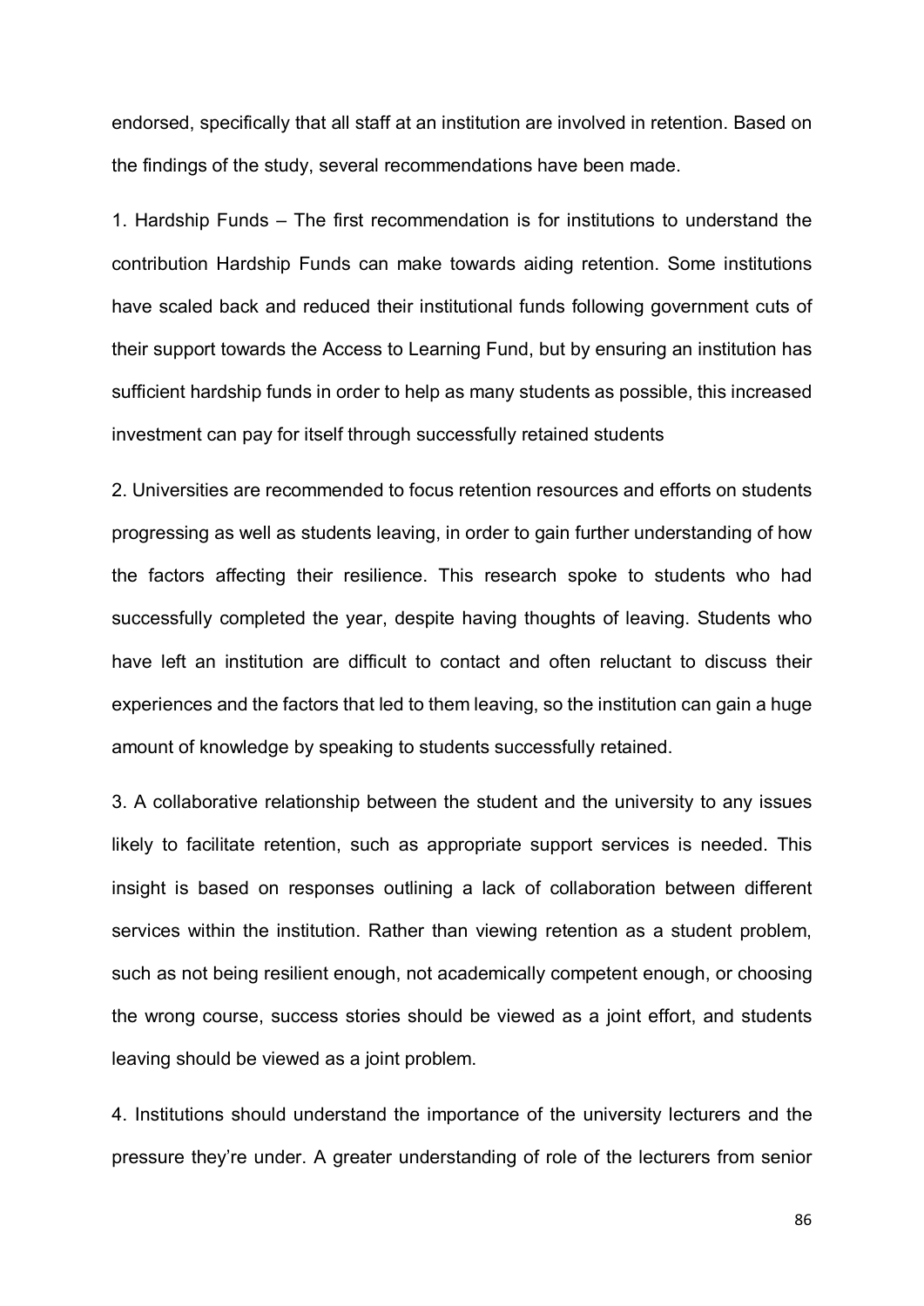endorsed, specifically that all staff at an institution are involved in retention. Based on the findings of the study, several recommendations have been made.

1. Hardship Funds – The first recommendation is for institutions to understand the contribution Hardship Funds can make towards aiding retention. Some institutions have scaled back and reduced their institutional funds following government cuts of their support towards the Access to Learning Fund, but by ensuring an institution has sufficient hardship funds in order to help as many students as possible, this increased investment can pay for itself through successfully retained students

2. Universities are recommended to focus retention resources and efforts on students progressing as well as students leaving, in order to gain further understanding of how the factors affecting their resilience. This research spoke to students who had successfully completed the year, despite having thoughts of leaving. Students who have left an institution are difficult to contact and often reluctant to discuss their experiences and the factors that led to them leaving, so the institution can gain a huge amount of knowledge by speaking to students successfully retained.

3. A collaborative relationship between the student and the university to any issues likely to facilitate retention, such as appropriate support services is needed. This insight is based on responses outlining a lack of collaboration between different services within the institution. Rather than viewing retention as a student problem, such as not being resilient enough, not academically competent enough, or choosing the wrong course, success stories should be viewed as a joint effort, and students leaving should be viewed as a joint problem.

4. Institutions should understand the importance of the university lecturers and the pressure they're under. A greater understanding of role of the lecturers from senior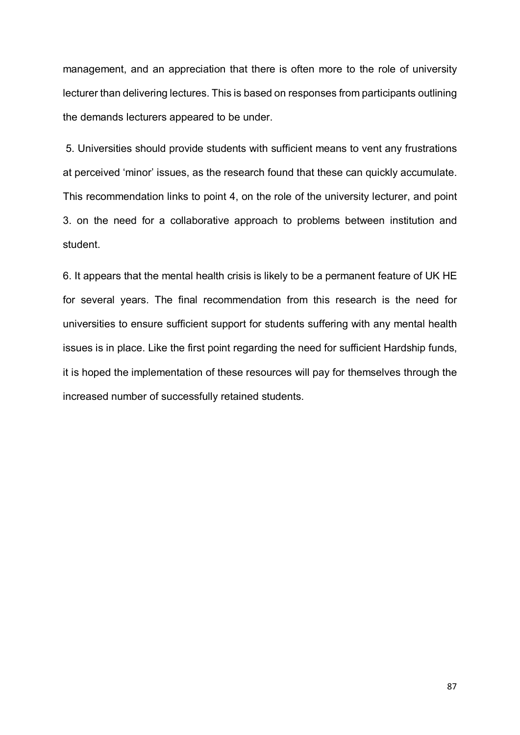management, and an appreciation that there is often more to the role of university lecturer than delivering lectures. This is based on responses from participants outlining the demands lecturers appeared to be under.

5. Universities should provide students with sufficient means to vent any frustrations at perceived 'minor' issues, as the research found that these can quickly accumulate. This recommendation links to point 4, on the role of the university lecturer, and point 3. on the need for a collaborative approach to problems between institution and student.

6. It appears that the mental health crisis is likely to be a permanent feature of UK HE for several years. The final recommendation from this research is the need for universities to ensure sufficient support for students suffering with any mental health issues is in place. Like the first point regarding the need for sufficient Hardship funds, it is hoped the implementation of these resources will pay for themselves through the increased number of successfully retained students.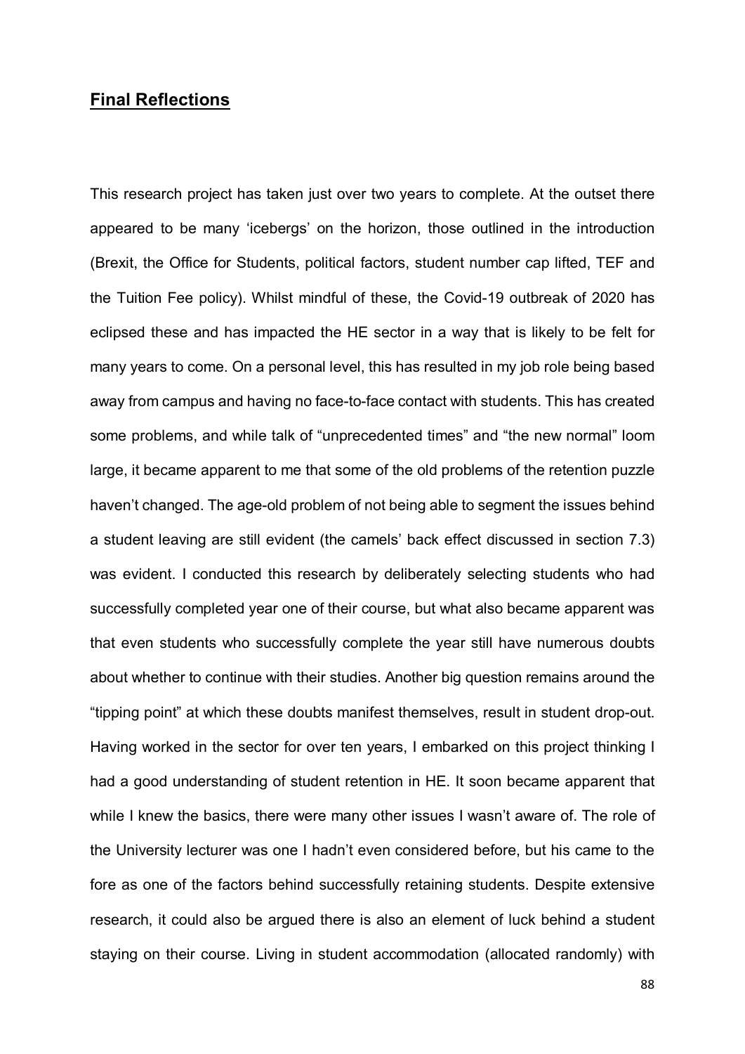## Final Reflections

This research project has taken just over two years to complete. At the outset there appeared to be many 'icebergs' on the horizon, those outlined in the introduction (Brexit, the Office for Students, political factors, student number cap lifted, TEF and the Tuition Fee policy). Whilst mindful of these, the Covid-19 outbreak of 2020 has eclipsed these and has impacted the HE sector in a way that is likely to be felt for many years to come. On a personal level, this has resulted in my job role being based away from campus and having no face-to-face contact with students. This has created some problems, and while talk of "unprecedented times" and "the new normal" loom large, it became apparent to me that some of the old problems of the retention puzzle haven't changed. The age-old problem of not being able to segment the issues behind a student leaving are still evident (the camels' back effect discussed in section 7.3) was evident. I conducted this research by deliberately selecting students who had successfully completed year one of their course, but what also became apparent was that even students who successfully complete the year still have numerous doubts about whether to continue with their studies. Another big question remains around the "tipping point" at which these doubts manifest themselves, result in student drop-out. Having worked in the sector for over ten years, I embarked on this project thinking I had a good understanding of student retention in HE. It soon became apparent that while I knew the basics, there were many other issues I wasn't aware of. The role of the University lecturer was one I hadn't even considered before, but his came to the fore as one of the factors behind successfully retaining students. Despite extensive research, it could also be argued there is also an element of luck behind a student staying on their course. Living in student accommodation (allocated randomly) with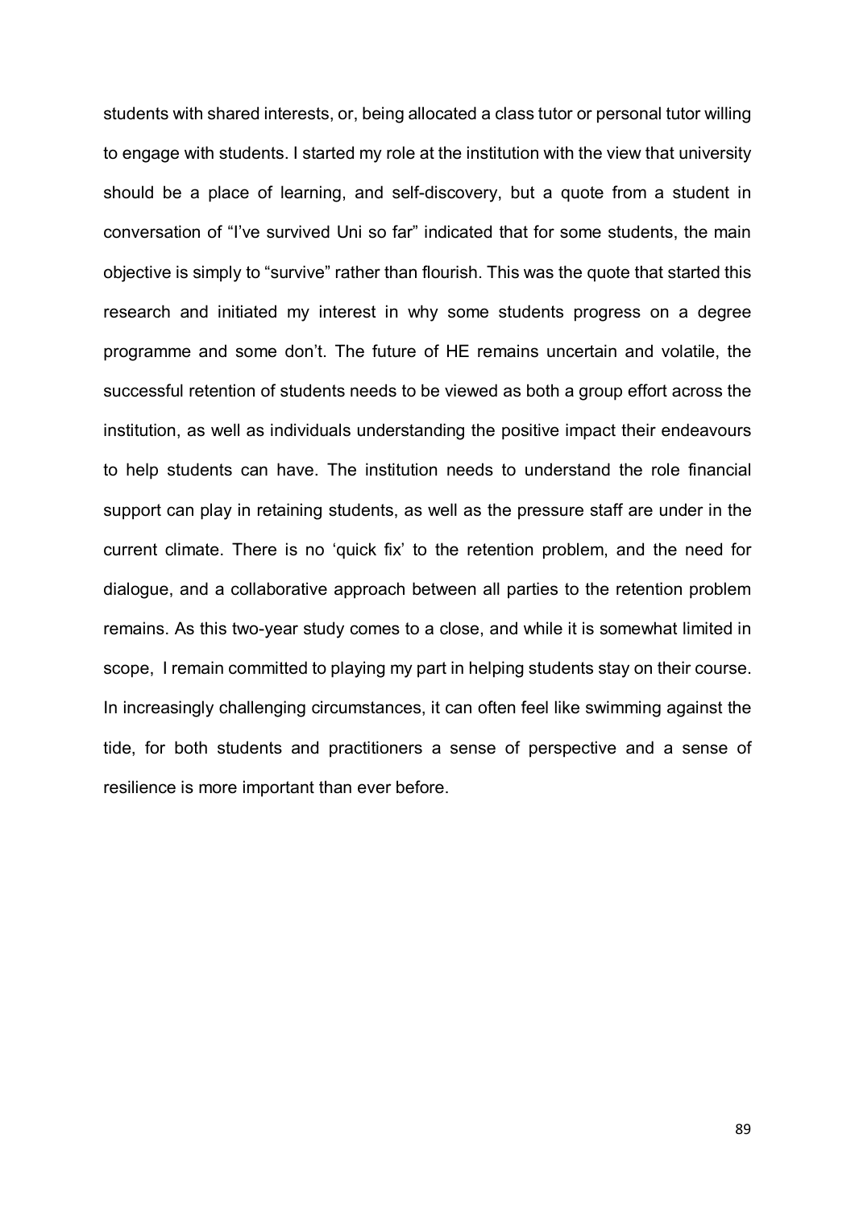students with shared interests, or, being allocated a class tutor or personal tutor willing to engage with students. I started my role at the institution with the view that university should be a place of learning, and self-discovery, but a quote from a student in conversation of "I've survived Uni so far" indicated that for some students, the main objective is simply to "survive" rather than flourish. This was the quote that started this research and initiated my interest in why some students progress on a degree programme and some don't. The future of HE remains uncertain and volatile, the successful retention of students needs to be viewed as both a group effort across the institution, as well as individuals understanding the positive impact their endeavours to help students can have. The institution needs to understand the role financial support can play in retaining students, as well as the pressure staff are under in the current climate. There is no 'quick fix' to the retention problem, and the need for dialogue, and a collaborative approach between all parties to the retention problem remains. As this two-year study comes to a close, and while it is somewhat limited in scope, I remain committed to playing my part in helping students stay on their course. In increasingly challenging circumstances, it can often feel like swimming against the tide, for both students and practitioners a sense of perspective and a sense of resilience is more important than ever before.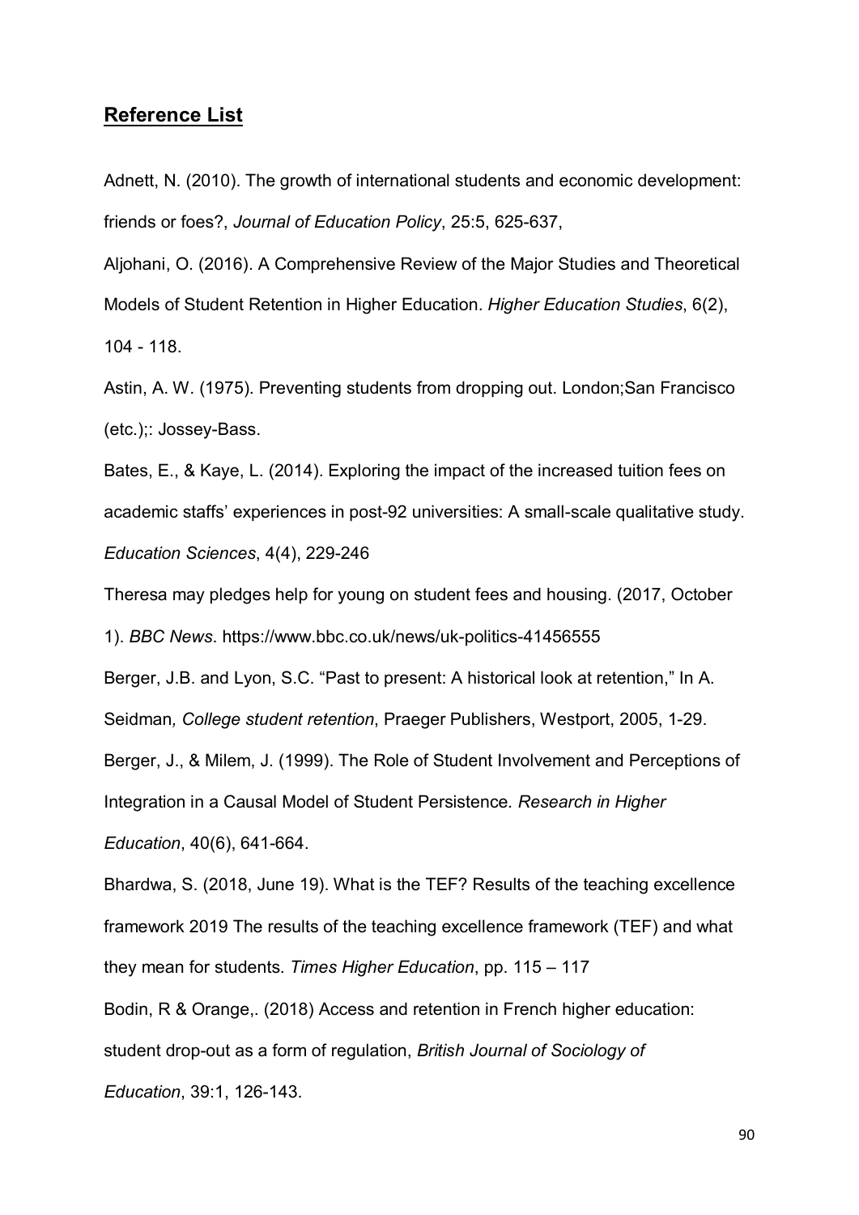## **Reference List**

Adnett, N. (2010). The growth of international students and economic development: friends or foes?, *Journal of Education Policy*, 25:5, 625-637,

Aljohani, O. (2016). A Comprehensive Review of the Major Studies and Theoretical Models of Student Retention in Higher Education. *Higher Education Studies*, 6(2), 104 - 118.

Astin, A. W. (1975). Preventing students from dropping out. London;San Francisco (etc.);: Jossey-Bass.

Bates, E., & Kaye, L. (2014). Exploring the impact of the increased tuition fees on academic staffs' experiences in post-92 universities: A small-scale qualitative study. *Education Sciences*, 4(4), 229-246

Theresa may pledges help for young on student fees and housing. (2017, October 1). *BBC News*. https://www.bbc.co.uk/news/uk-politics-41456555

Berger, J.B. and Lyon, S.C. "Past to present: A historical look at retention," In A. Seidman*, College student retention*, Praeger Publishers, Westport, 2005, 1-29.

Berger, J., & Milem, J. (1999). The Role of Student Involvement and Perceptions of Integration in a Causal Model of Student Persistence*. Research in Higher Education*, 40(6), 641-664.

Bhardwa, S. (2018, June 19). What is the TEF? Results of the teaching excellence framework 2019 The results of the teaching excellence framework (TEF) and what they mean for students. *Times Higher Education*, pp. 115 – 117

Bodin, R & Orange,. (2018) Access and retention in French higher education: student drop-out as a form of regulation, *British Journal of Sociology of Education*, 39:1, 126-143.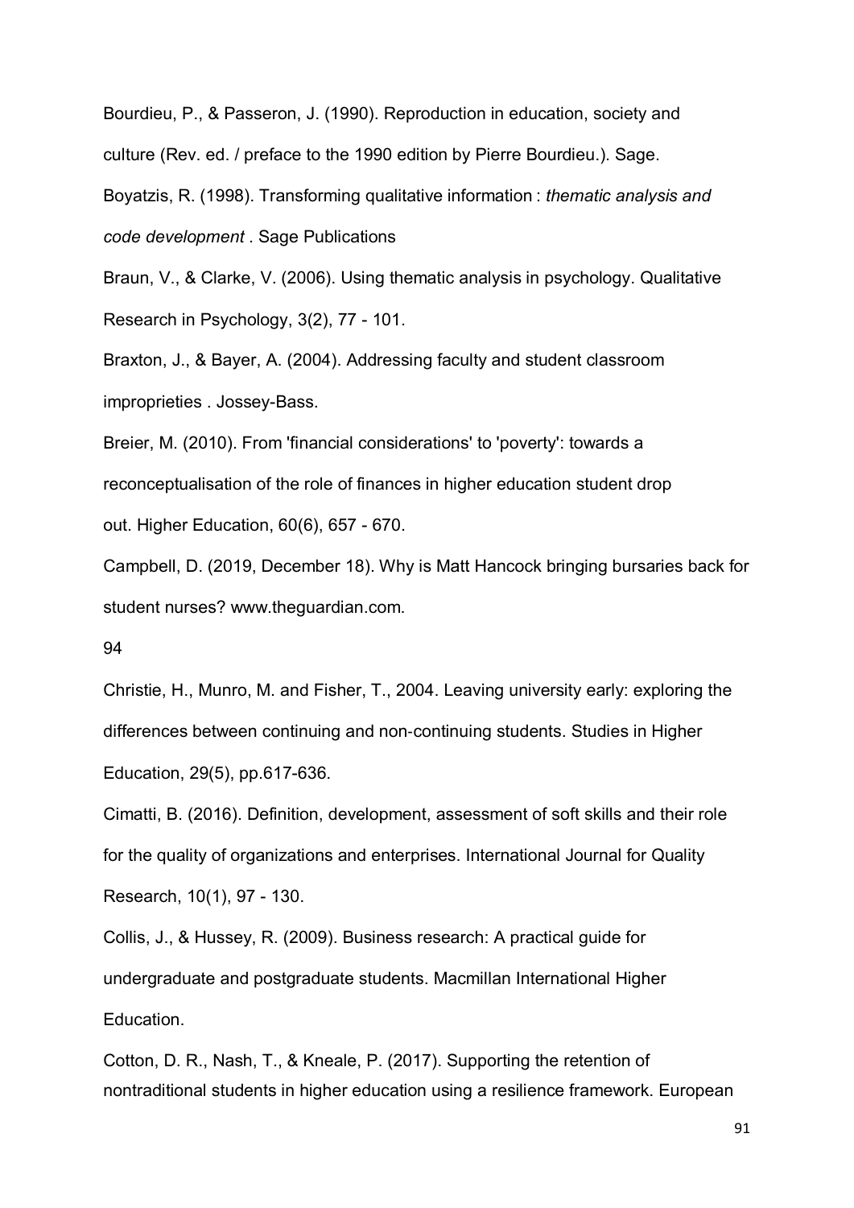Bourdieu, P., & Passeron, J. (1990). Reproduction in education, society and culture (Rev. ed. / preface to the 1990 edition by Pierre Bourdieu.). Sage.

Boyatzis, R. (1998). Transforming qualitative information : *thematic analysis and code development* . Sage Publications

Braun, V., & Clarke, V. (2006). Using thematic analysis in psychology. Qualitative Research in Psychology, 3(2), 77 - 101.

Braxton, J., & Bayer, A. (2004). Addressing faculty and student classroom improprieties . Jossey-Bass.

Breier, M. (2010). From 'financial considerations' to 'poverty': towards a reconceptualisation of the role of finances in higher education student drop out. Higher Education, 60(6), 657 - 670.

Campbell, D. (2019, December 18). Why is Matt Hancock bringing bursaries back for student nurses? www.theguardian.com.

Christie, H., Munro, M. and Fisher, T., 2004. Leaving university early: exploring the differences between continuing and non-continuing students. Studies in Higher Education, 29(5), pp.617-636.

Cimatti, B. (2016). Definition, development, assessment of soft skills and their role for the quality of organizations and enterprises. International Journal for Quality Research, 10(1), 97 - 130.

Collis, J., & Hussey, R. (2009). Business research: A practical guide for undergraduate and postgraduate students. Macmillan International Higher Education.

Cotton, D. R., Nash, T., & Kneale, P. (2017). Supporting the retention of nontraditional students in higher education using a resilience framework. European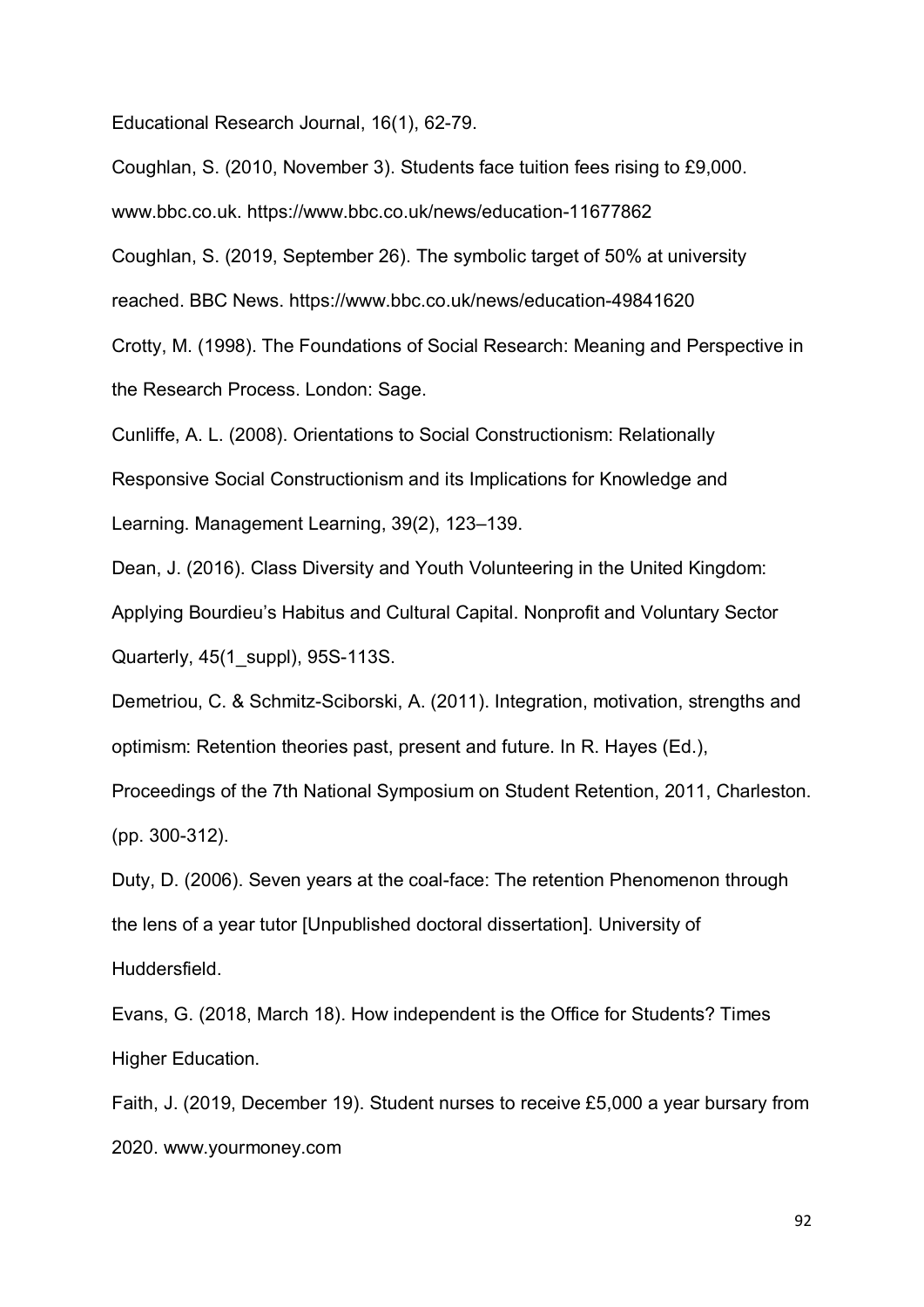Educational Research Journal, 16(1), 62-79.

Coughlan, S. (2010, November 3). Students face tuition fees rising to £9,000. www.bbc.co.uk. https://www.bbc.co.uk/news/education-11677862

Coughlan, S. (2019, September 26). The symbolic target of 50% at university reached. BBC News. https://www.bbc.co.uk/news/education-49841620

Crotty, M. (1998). The Foundations of Social Research: Meaning and Perspective in the Research Process. London: Sage.

Cunliffe, A. L. (2008). Orientations to Social Constructionism: Relationally Responsive Social Constructionism and its Implications for Knowledge and Learning. Management Learning, 39(2), 123–139.

Dean, J. (2016). Class Diversity and Youth Volunteering in the United Kingdom: Applying Bourdieu's Habitus and Cultural Capital. Nonprofit and Voluntary Sector Quarterly, 45(1_suppl), 95S-113S.

Demetriou, C. & Schmitz-Sciborski, A. (2011). Integration, motivation, strengths and optimism: Retention theories past, present and future. In R. Hayes (Ed.), Proceedings of the 7th National Symposium on Student Retention, 2011, Charleston. (pp. 300-312).

Duty, D. (2006). Seven years at the coal-face: The retention Phenomenon through the lens of a year tutor [Unpublished doctoral dissertation]. University of Huddersfield.

Evans, G. (2018, March 18). How independent is the Office for Students? Times Higher Education.

Faith, J. (2019, December 19). Student nurses to receive £5,000 a year bursary from 2020. www.yourmoney.com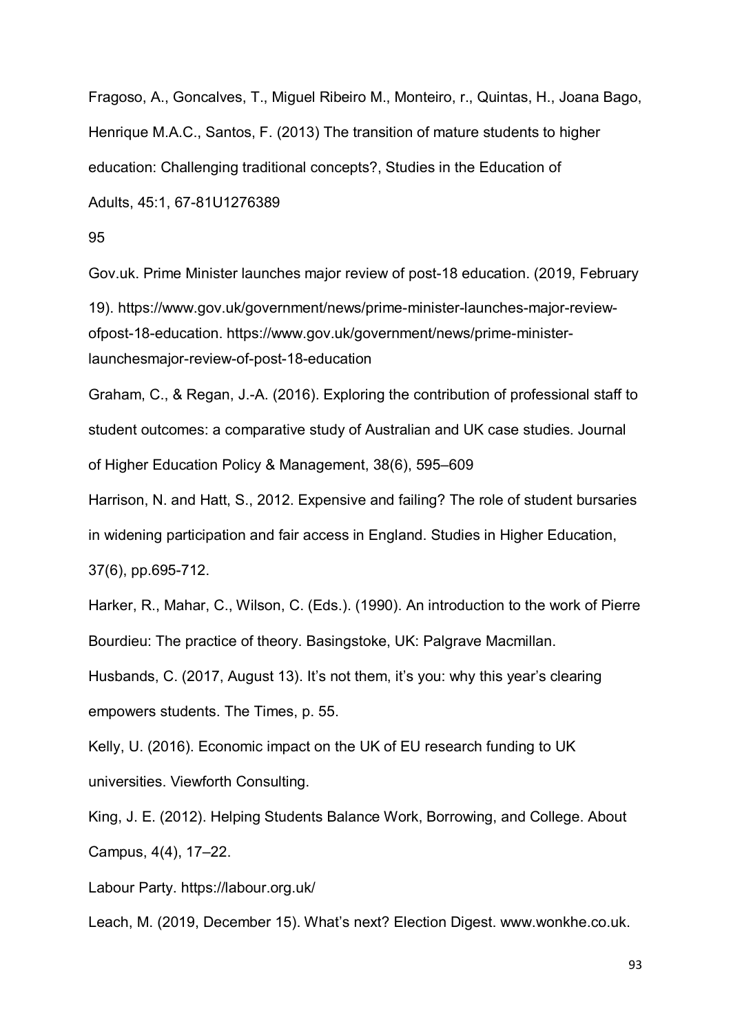Fragoso, A., Goncalves, T., Miguel Ribeiro M., Monteiro, r., Quintas, H., Joana Bago, Henrique M.A.C., Santos, F. (2013) The transition of mature students to higher education: Challenging traditional concepts?, Studies in the Education of Adults, 45:1, 67-81U1276389

Gov.uk. Prime Minister launches major review of post-18 education. (2019, February 19). https://www.gov.uk/government/news/prime-minister-launches-major-review-ofpost-18-education. https://www.gov.uk/government/news/prime-minister-launchesmajor-review-of-post-18-education

Graham, C., & Regan, J.-A. (2016). Exploring the contribution of professional staff to student outcomes: a comparative study of Australian and UK case studies. Journal of Higher Education Policy & Management, 38(6), 595–609

Harrison, N. and Hatt, S., 2012. Expensive and failing? The role of student bursaries in widening participation and fair access in England. Studies in Higher Education, 37(6), pp.695-712.

Harker, R., Mahar, C., Wilson, C. (Eds.). (1990). An introduction to the work of Pierre Bourdieu: The practice of theory. Basingstoke, UK: Palgrave Macmillan.

Husbands, C. (2017, August 13). It's not them, it's you: why this year's clearing empowers students. The Times, p. 55.

Kelly, U. (2016). Economic impact on the UK of EU research funding to UK universities. Viewforth Consulting.

King, J. E. (2012). Helping Students Balance Work, Borrowing, and College. About Campus, 4(4), 17–22.

Labour Party. https://labour.org.uk/

Leach, M. (2019, December 15). What's next? Election Digest. www.wonkhe.co.uk.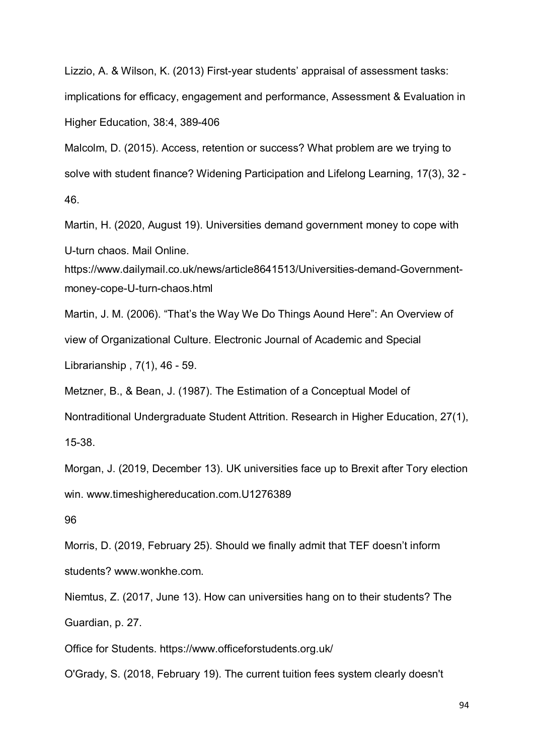Lizzio, A. & Wilson, K. (2013) First-year students' appraisal of assessment tasks: implications for efficacy, engagement and performance, Assessment & Evaluation in Higher Education, 38:4, 389-406

Malcolm, D. (2015). Access, retention or success? What problem are we trying to solve with student finance? Widening Participation and Lifelong Learning, 17(3), 32 - 46.

Martin, H. (2020, August 19). Universities demand government money to cope with U-turn chaos. Mail Online. https://www.dailymail.co.uk/news/article8641513/Universities-demand-Government-money-cope-U-turn-chaos.html

Martin, J. M. (2006). "That's the Way We Do Things Aound Here": An Overview of view of Organizational Culture. Electronic Journal of Academic and Special Librarianship , 7(1), 46 - 59.

Metzner, B., & Bean, J. (1987). The Estimation of a Conceptual Model of Nontraditional Undergraduate Student Attrition. Research in Higher Education, 27(1), 15-38.

Morgan, J. (2019, December 13). UK universities face up to Brexit after Tory election win. www.timeshighereducation.com.U1276389

96

Morris, D. (2019, February 25). Should we finally admit that TEF doesn't inform students? www.wonkhe.com.

Niemtus, Z. (2017, June 13). How can universities hang on to their students? The Guardian, p. 27.

Office for Students. https://www.officeforstudents.org.uk/

O'Grady, S. (2018, February 19). The current tuition fees system clearly doesn't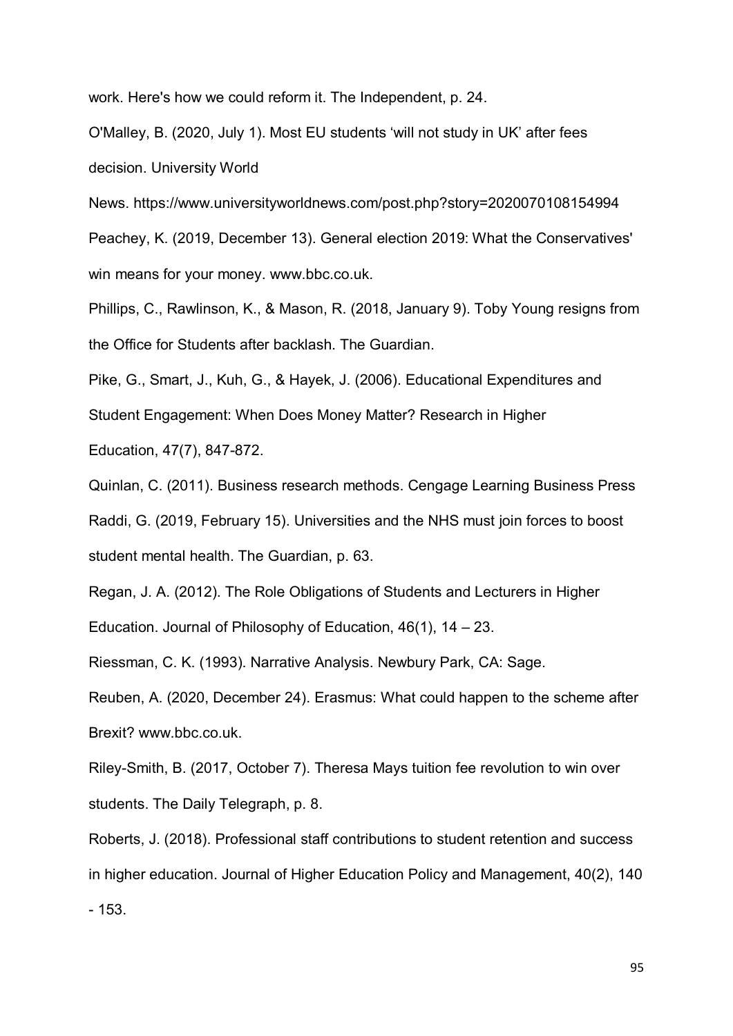work. Here's how we could reform it. The Independent, p. 24.

O'Malley, B. (2020, July 1). Most EU students 'will not study in UK' after fees decision. University World News. https://www.universityworldnews.com/post.php?story=20200701081549​94

Peachey, K. (2019, December 13). General election 2019: What the Conservatives' win means for your money. www.bbc.co.uk.

Phillips, C., Rawlinson, K., & Mason, R. (2018, January 9). Toby Young resigns from the Office for Students after backlash. The Guardian.

Pike, G., Smart, J., Kuh, G., & Hayek, J. (2006). Educational Expenditures and Student Engagement: When Does Money Matter? Research in Higher Education, 47(7), 847-872.

Quinlan, C. (2011). Business research methods. Cengage Learning Business Press

Raddi, G. (2019, February 15). Universities and the NHS must join forces to boost student mental health. The Guardian, p. 63.

Regan, J. A. (2012). The Role Obligations of Students and Lecturers in Higher Education. Journal of Philosophy of Education, 46(1), 14 – 23.

Riessman, C. K. (1993). Narrative Analysis. Newbury Park, CA: Sage.

Reuben, A. (2020, December 24). Erasmus: What could happen to the scheme after Brexit? www.bbc.co.uk.

Riley-Smith, B. (2017, October 7). Theresa Mays tuition fee revolution to win over students. The Daily Telegraph, p. 8.

Roberts, J. (2018). Professional staff contributions to student retention and success in higher education. Journal of Higher Education Policy and Management, 40(2), 140 - 153.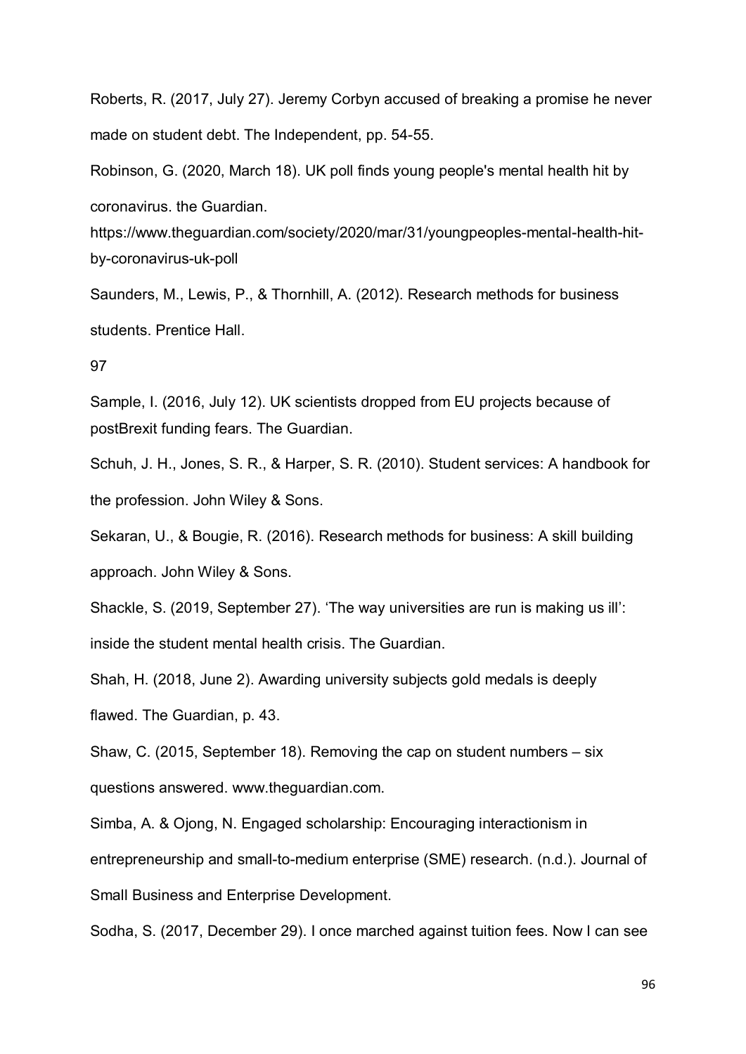Roberts, R. (2017, July 27). Jeremy Corbyn accused of breaking a promise he never made on student debt. The Independent, pp. 54-55.

Robinson, G. (2020, March 18). UK poll finds young people's mental health hit by coronavirus. the Guardian. https://www.theguardian.com/society/2020/mar/31/youngpeoples-mental-health-hit-by-coronavirus-uk-poll

Saunders, M., Lewis, P., & Thornhill, A. (2012). Research methods for business students. Prentice Hall.

97

Sample, I. (2016, July 12). UK scientists dropped from EU projects because of postBrexit funding fears. The Guardian.

Schuh, J. H., Jones, S. R., & Harper, S. R. (2010). Student services: A handbook for the profession. John Wiley & Sons.

Sekaran, U., & Bougie, R. (2016). Research methods for business: A skill building approach. John Wiley & Sons.

Shackle, S. (2019, September 27). 'The way universities are run is making us ill': inside the student mental health crisis. The Guardian.

Shah, H. (2018, June 2). Awarding university subjects gold medals is deeply flawed. The Guardian, p. 43.

Shaw, C. (2015, September 18). Removing the cap on student numbers – six questions answered. www.theguardian.com.

Simba, A. & Ojong, N. Engaged scholarship: Encouraging interactionism in entrepreneurship and small-to-medium enterprise (SME) research. (n.d.). Journal of Small Business and Enterprise Development.

Sodha, S. (2017, December 29). I once marched against tuition fees. Now I can see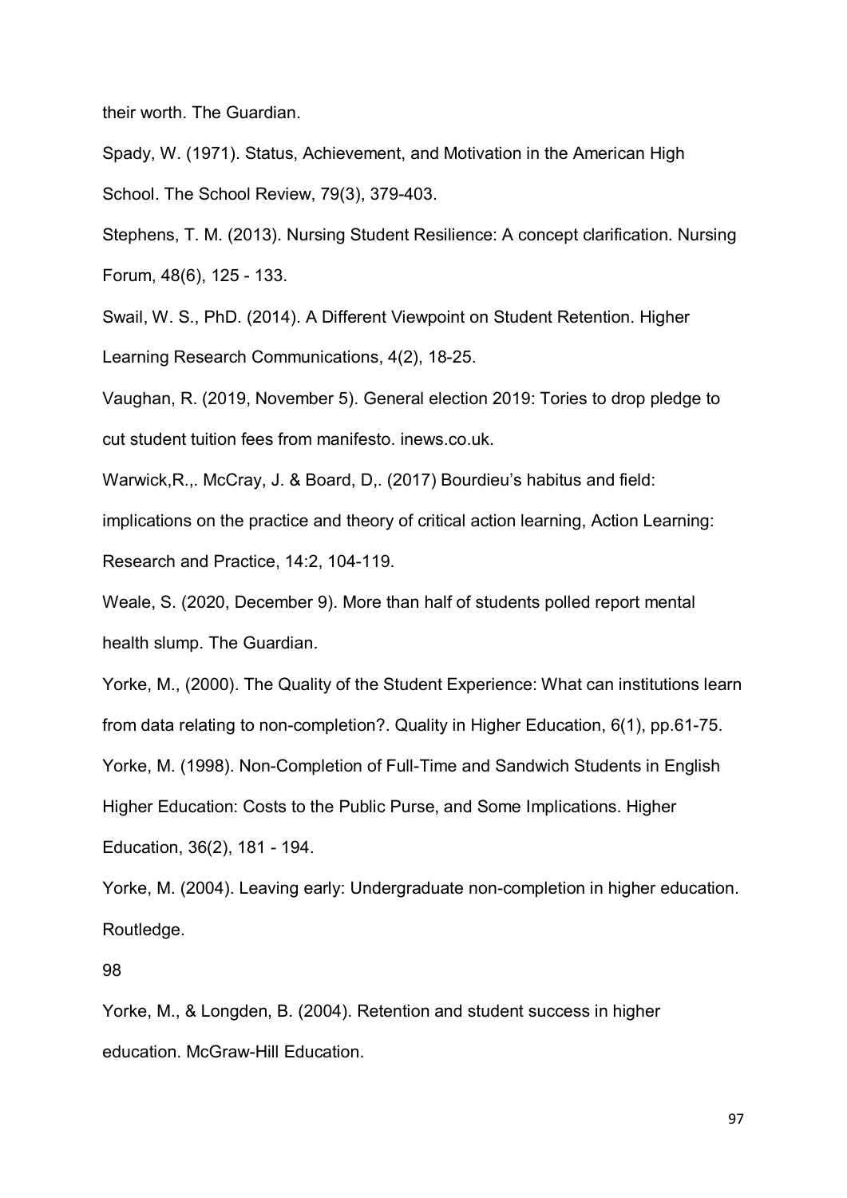their worth. The Guardian.

Spady, W. (1971). Status, Achievement, and Motivation in the American High School. The School Review, 79(3), 379-403.

Stephens, T. M. (2013). Nursing Student Resilience: A concept clarification. Nursing Forum, 48(6), 125 - 133.

Swail, W. S., PhD. (2014). A Different Viewpoint on Student Retention. Higher Learning Research Communications, 4(2), 18-25.

Vaughan, R. (2019, November 5). General election 2019: Tories to drop pledge to cut student tuition fees from manifesto. inews.co.uk.

Warwick,R.,. McCray, J. & Board, D,. (2017) Bourdieu's habitus and field: implications on the practice and theory of critical action learning, Action Learning: Research and Practice, 14:2, 104-119.

Weale, S. (2020, December 9). More than half of students polled report mental health slump. The Guardian.

Yorke, M., (2000). The Quality of the Student Experience: What can institutions learn from data relating to non-completion?. Quality in Higher Education, 6(1), pp.61-75.

Yorke, M. (1998). Non-Completion of Full-Time and Sandwich Students in English Higher Education: Costs to the Public Purse, and Some Implications. Higher Education, 36(2), 181 - 194.

Yorke, M. (2004). Leaving early: Undergraduate non-completion in higher education. Routledge.

Yorke, M., & Longden, B. (2004). Retention and student success in higher education. McGraw-Hill Education.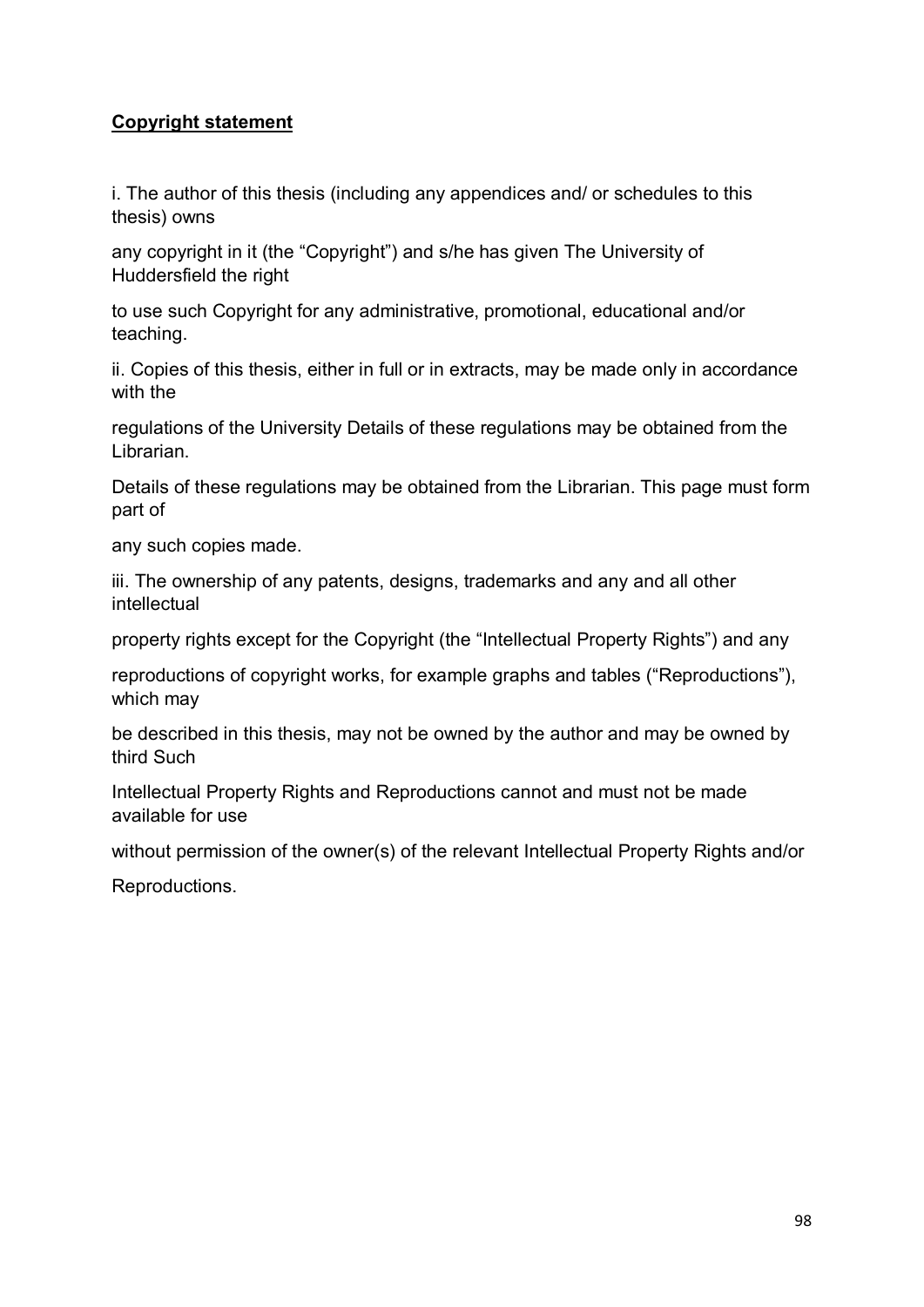**Copyright statement**

i. The author of this thesis (including any appendices and/ or schedules to this thesis) owns any copyright in it (the “Copyright”) and s/he has given The University of Huddersfield the right to use such Copyright for any administrative, promotional, educational and/or teaching.

ii. Copies of this thesis, either in full or in extracts, may be made only in accordance with the regulations of the University Details of these regulations may be obtained from the Librarian.

Details of these regulations may be obtained from the Librarian. This page must form part of any such copies made.

iii. The ownership of any patents, designs, trademarks and any and all other intellectual property rights except for the Copyright (the “Intellectual Property Rights”) and any reproductions of copyright works, for example graphs and tables (“Reproductions”), which may be described in this thesis, may not be owned by the author and may be owned by third Such Intellectual Property Rights and Reproductions cannot and must not be made available for use without permission of the owner(s) of the relevant Intellectual Property Rights and/or Reproductions.